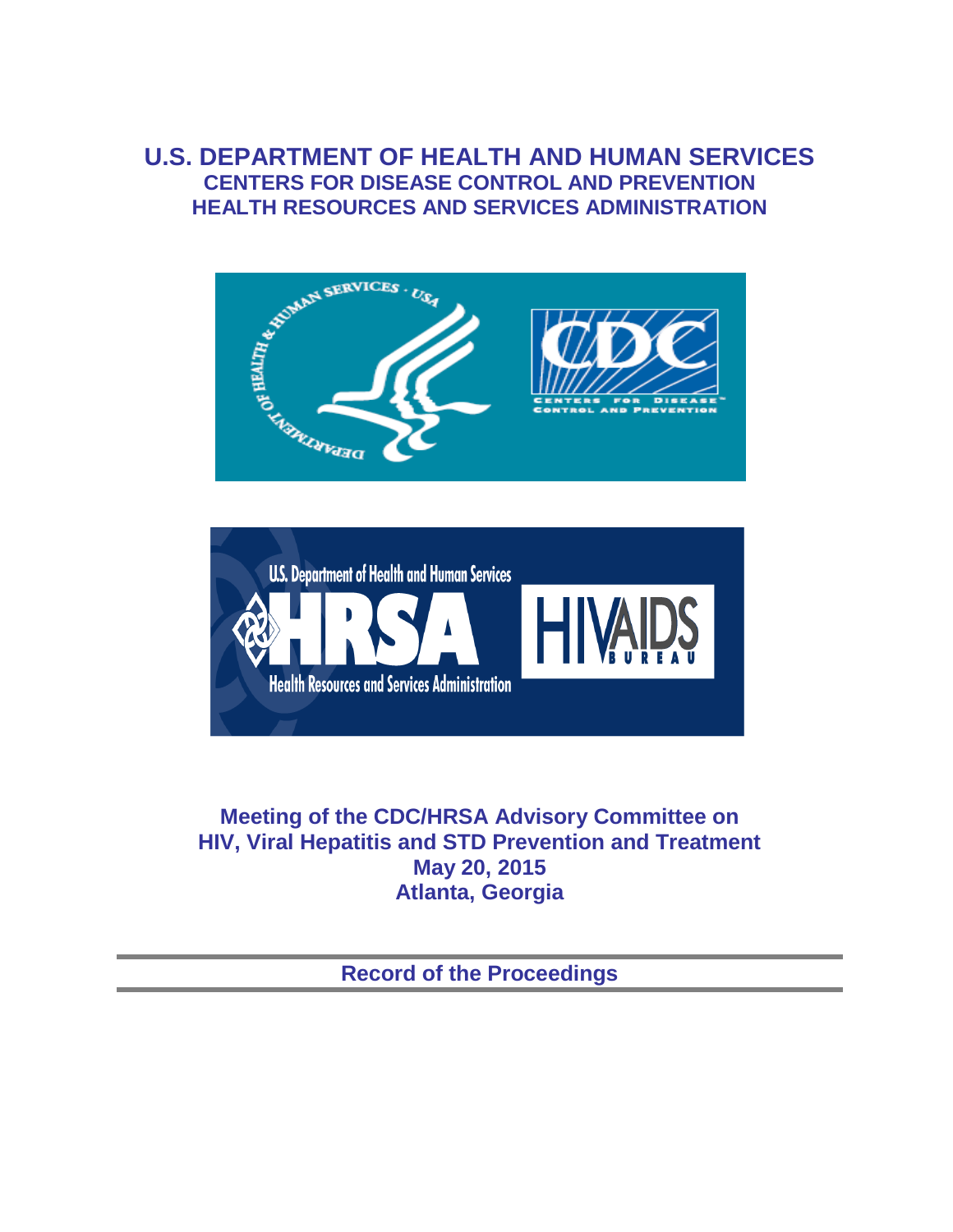# U.S. DEPARTMENT OF HEALTH AND HUMAN SERVICES
## CENTERS FOR DISEASE CONTROL AND PREVENTION
## HEALTH RESOURCES AND SERVICES ADMINISTRATION

**Meeting of the CDC/HRSA Advisory Committee on HIV, Viral Hepatitis and STD Prevention and Treatment**
**May 20, 2015**
**Atlanta, Georgia**

---

**Record of the Proceedings**

---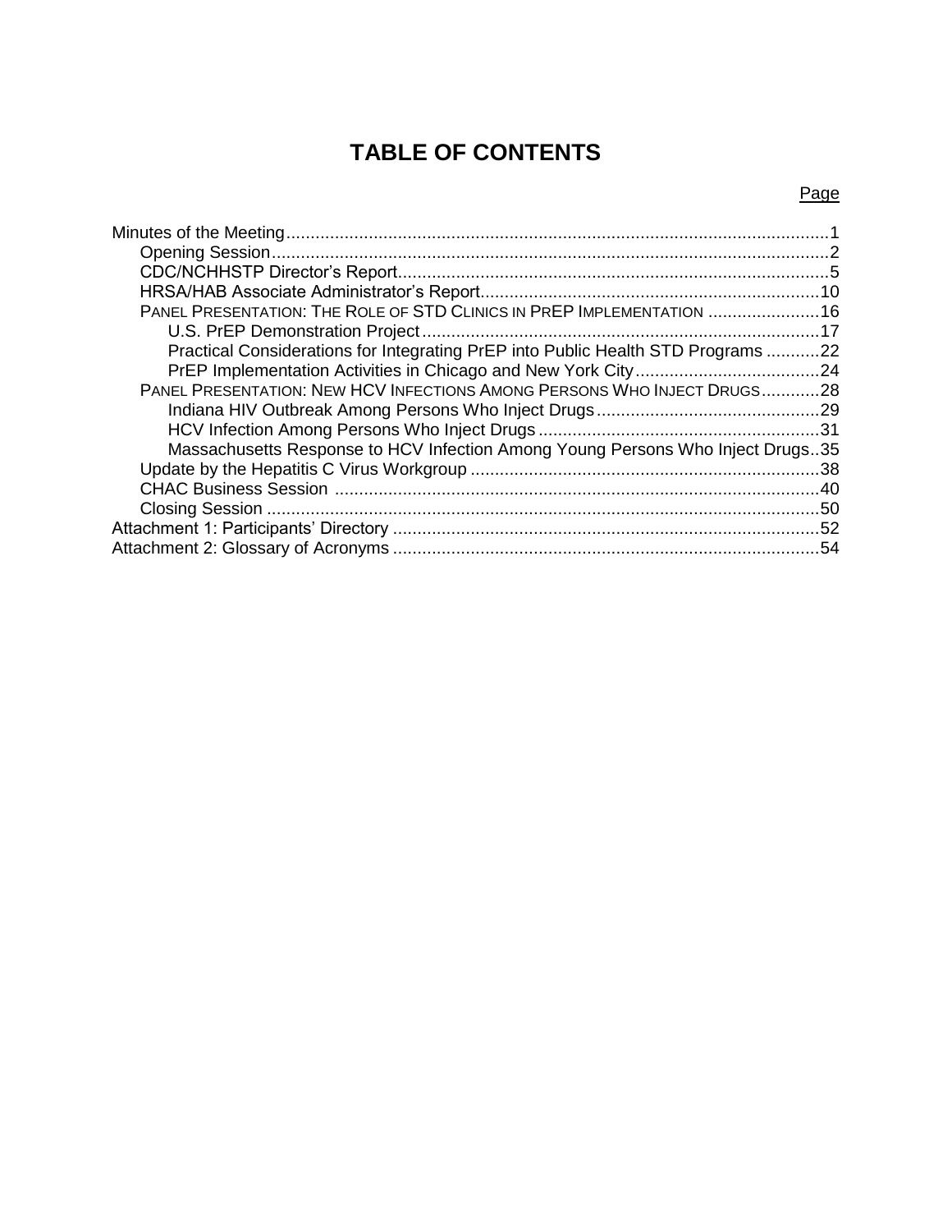# TABLE OF CONTENTS

| | Page |
|---|---|
| Minutes of the Meeting | 1 |
| Opening Session | 2 |
| CDC/NCHHSTP Director's Report | 5 |
| HRSA/HAB Associate Administrator's Report | 10 |
| PANEL PRESENTATION: THE ROLE OF STD CLINICS IN PREP IMPLEMENTATION | 16 |
| U.S. PrEP Demonstration Project | 17 |
| Practical Considerations for Integrating PrEP into Public Health STD Programs | 22 |
| PrEP Implementation Activities in Chicago and New York City | 24 |
| PANEL PRESENTATION: NEW HCV INFECTIONS AMONG PERSONS WHO INJECT DRUGS | 28 |
| Indiana HIV Outbreak Among Persons Who Inject Drugs | 29 |
| HCV Infection Among Persons Who Inject Drugs | 31 |
| Massachusetts Response to HCV Infection Among Young Persons Who Inject Drugs | 35 |
| Update by the Hepatitis C Virus Workgroup | 38 |
| CHAC Business Session | 40 |
| Closing Session | 50 |
| Attachment 1: Participants' Directory | 52 |
| Attachment 2: Glossary of Acronyms | 54 |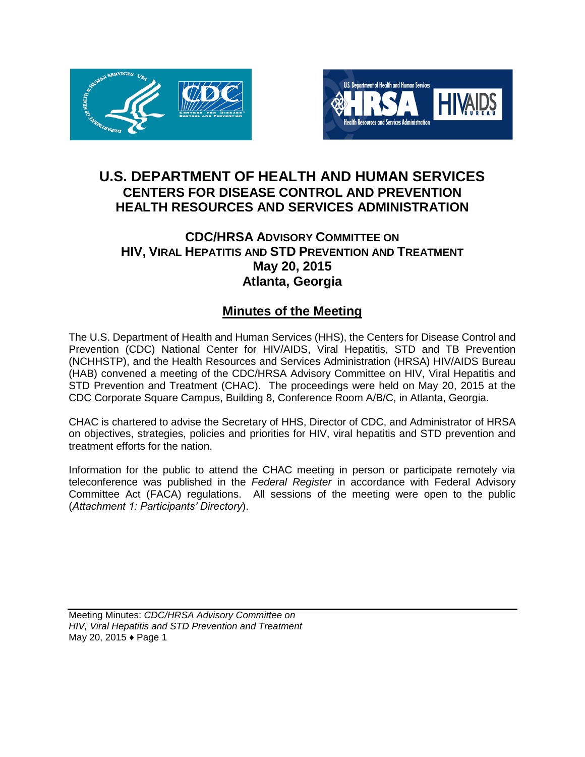# U.S. DEPARTMENT OF HEALTH AND HUMAN SERVICES
## CENTERS FOR DISEASE CONTROL AND PREVENTION
## HEALTH RESOURCES AND SERVICES ADMINISTRATION

### CDC/HRSA ADVISORY COMMITTEE ON HIV, VIRAL HEPATITIS AND STD PREVENTION AND TREATMENT
### May 20, 2015
### Atlanta, Georgia

## Minutes of the Meeting

The U.S. Department of Health and Human Services (HHS), the Centers for Disease Control and Prevention (CDC) National Center for HIV/AIDS, Viral Hepatitis, STD and TB Prevention (NCHHSTP), and the Health Resources and Services Administration (HRSA) HIV/AIDS Bureau (HAB) convened a meeting of the CDC/HRSA Advisory Committee on HIV, Viral Hepatitis and STD Prevention and Treatment (CHAC). The proceedings were held on May 20, 2015 at the CDC Corporate Square Campus, Building 8, Conference Room A/B/C, in Atlanta, Georgia.

CHAC is chartered to advise the Secretary of HHS, Director of CDC, and Administrator of HRSA on objectives, strategies, policies and priorities for HIV, viral hepatitis and STD prevention and treatment efforts for the nation.

Information for the public to attend the CHAC meeting in person or participate remotely via teleconference was published in the *Federal Register* in accordance with Federal Advisory Committee Act (FACA) regulations. All sessions of the meeting were open to the public (*Attachment 1: Participants' Directory*).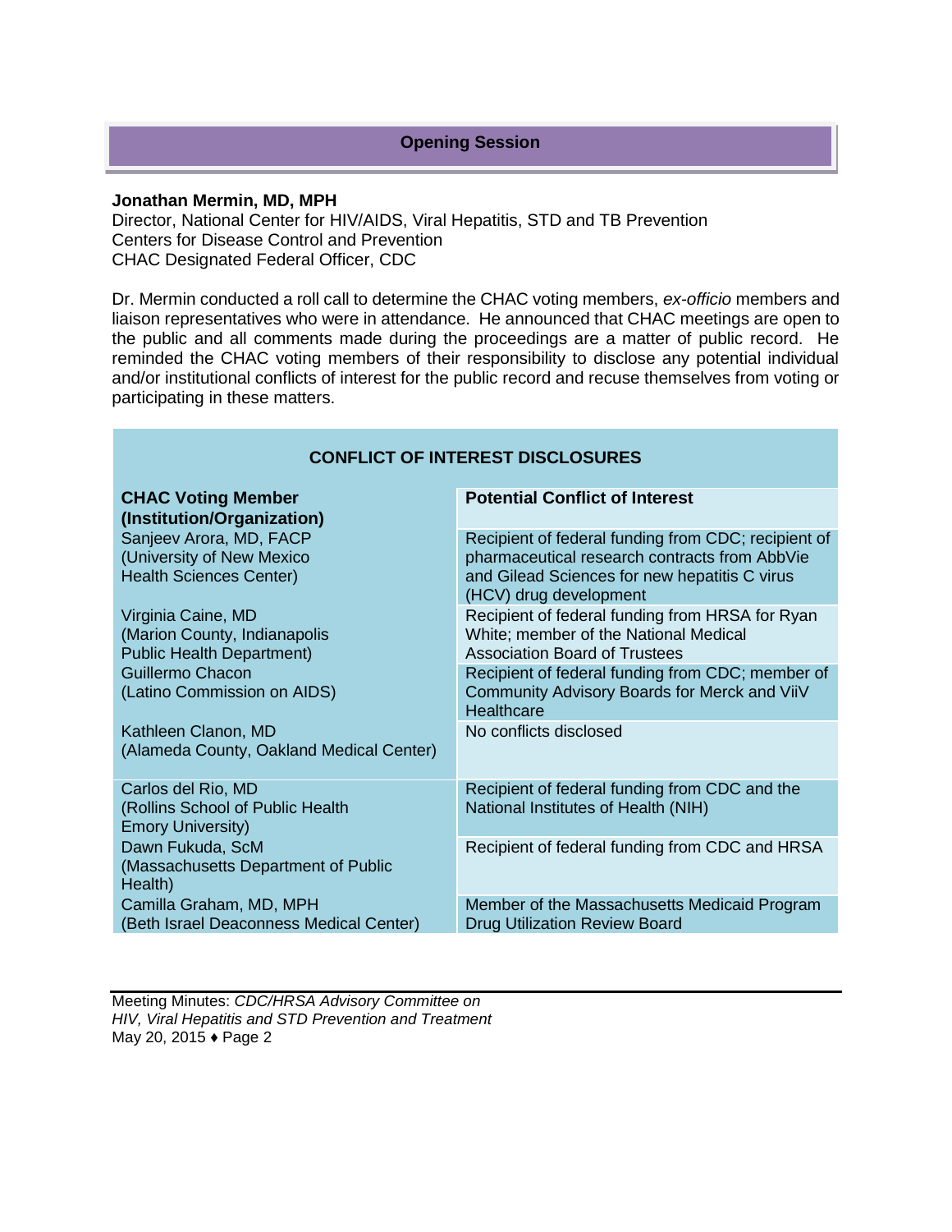## Opening Session

**Jonathan Mermin, MD, MPH**
Director, National Center for HIV/AIDS, Viral Hepatitis, STD and TB Prevention
Centers for Disease Control and Prevention
CHAC Designated Federal Officer, CDC

Dr. Mermin conducted a roll call to determine the CHAC voting members, *ex-officio* members and liaison representatives who were in attendance. He announced that CHAC meetings are open to the public and all comments made during the proceedings are a matter of public record. He reminded the CHAC voting members of their responsibility to disclose any potential individual and/or institutional conflicts of interest for the public record and recuse themselves from voting or participating in these matters.

**CONFLICT OF INTEREST DISCLOSURES**

| CHAC Voting Member (Institution/Organization) | Potential Conflict of Interest |
|---|---|
| Sanjeev Arora, MD, FACP (University of New Mexico Health Sciences Center) | Recipient of federal funding from CDC; recipient of pharmaceutical research contracts from AbbVie and Gilead Sciences for new hepatitis C virus (HCV) drug development |
| Virginia Caine, MD (Marion County, Indianapolis Public Health Department) | Recipient of federal funding from HRSA for Ryan White; member of the National Medical Association Board of Trustees |
| Guillermo Chacon (Latino Commission on AIDS) | Recipient of federal funding from CDC; member of Community Advisory Boards for Merck and ViiV Healthcare |
| Kathleen Clanon, MD (Alameda County, Oakland Medical Center) | No conflicts disclosed |
| Carlos del Rio, MD (Rollins School of Public Health Emory University) | Recipient of federal funding from CDC and the National Institutes of Health (NIH) |
| Dawn Fukuda, ScM (Massachusetts Department of Public Health) | Recipient of federal funding from CDC and HRSA |
| Camilla Graham, MD, MPH (Beth Israel Deaconness Medical Center) | Member of the Massachusetts Medicaid Program Drug Utilization Review Board |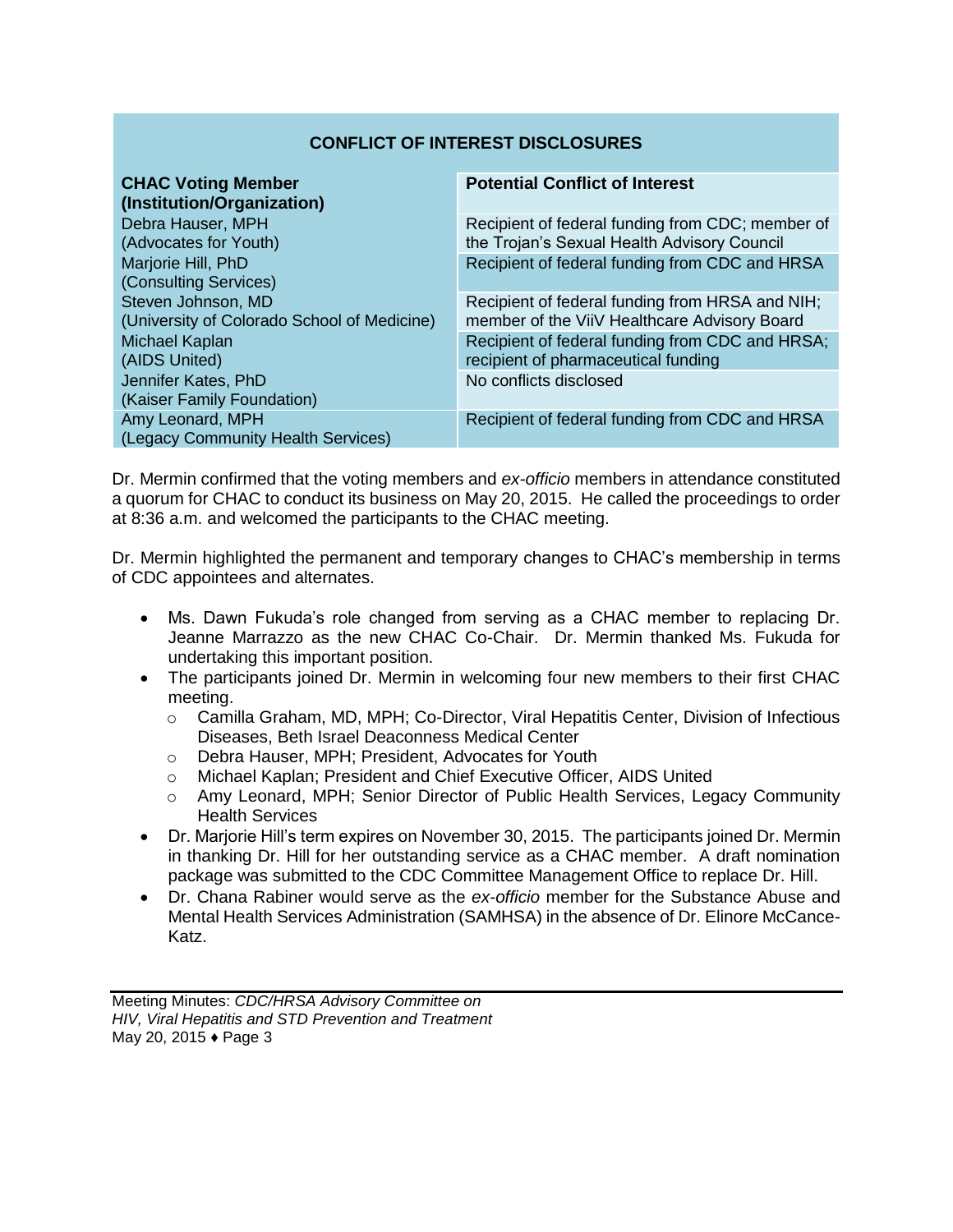| CONFLICT OF INTEREST DISCLOSURES | |
|---|---|
| **CHAC Voting Member (Institution/Organization)** | **Potential Conflict of Interest** |
| Debra Hauser, MPH (Advocates for Youth) | Recipient of federal funding from CDC; member of the Trojan's Sexual Health Advisory Council |
| Marjorie Hill, PhD (Consulting Services) | Recipient of federal funding from CDC and HRSA |
| Steven Johnson, MD (University of Colorado School of Medicine) | Recipient of federal funding from HRSA and NIH; member of the ViiV Healthcare Advisory Board |
| Michael Kaplan (AIDS United) | Recipient of federal funding from CDC and HRSA; recipient of pharmaceutical funding |
| Jennifer Kates, PhD (Kaiser Family Foundation) | No conflicts disclosed |
| Amy Leonard, MPH (Legacy Community Health Services) | Recipient of federal funding from CDC and HRSA |

Dr. Mermin confirmed that the voting members and *ex-officio* members in attendance constituted a quorum for CHAC to conduct its business on May 20, 2015. He called the proceedings to order at 8:36 a.m. and welcomed the participants to the CHAC meeting.

Dr. Mermin highlighted the permanent and temporary changes to CHAC's membership in terms of CDC appointees and alternates.

- Ms. Dawn Fukuda's role changed from serving as a CHAC member to replacing Dr. Jeanne Marrazzo as the new CHAC Co-Chair. Dr. Mermin thanked Ms. Fukuda for undertaking this important position.
- The participants joined Dr. Mermin in welcoming four new members to their first CHAC meeting.
  - Camilla Graham, MD, MPH; Co-Director, Viral Hepatitis Center, Division of Infectious Diseases, Beth Israel Deaconess Medical Center
  - Debra Hauser, MPH; President, Advocates for Youth
  - Michael Kaplan; President and Chief Executive Officer, AIDS United
  - Amy Leonard, MPH; Senior Director of Public Health Services, Legacy Community Health Services
- Dr. Marjorie Hill's term expires on November 30, 2015. The participants joined Dr. Mermin in thanking Dr. Hill for her outstanding service as a CHAC member. A draft nomination package was submitted to the CDC Committee Management Office to replace Dr. Hill.
- Dr. Chana Rabiner would serve as the *ex-officio* member for the Substance Abuse and Mental Health Services Administration (SAMHSA) in the absence of Dr. Elinore McCance-Katz.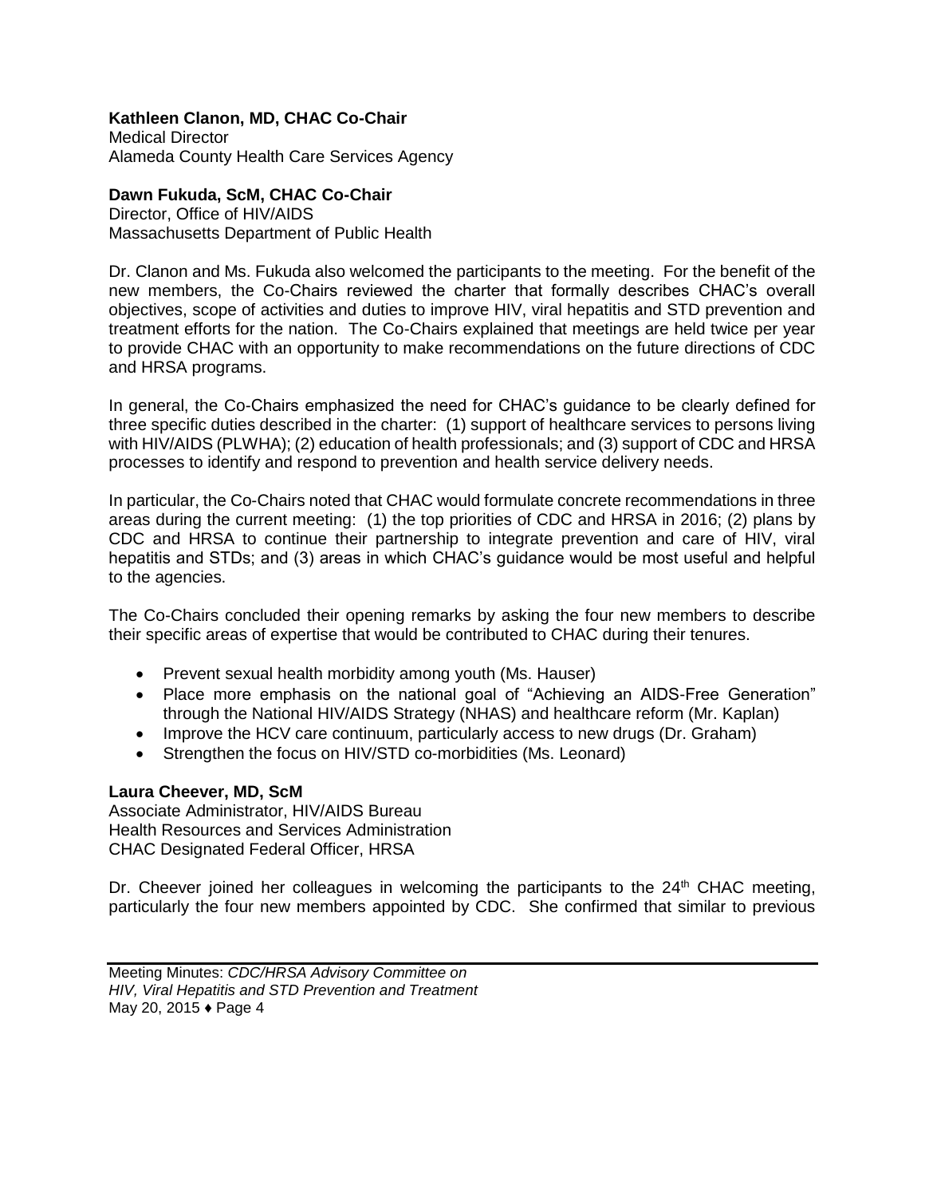**Kathleen Clanon, MD, CHAC Co-Chair**
Medical Director
Alameda County Health Care Services Agency

**Dawn Fukuda, ScM, CHAC Co-Chair**
Director, Office of HIV/AIDS
Massachusetts Department of Public Health

Dr. Clanon and Ms. Fukuda also welcomed the participants to the meeting. For the benefit of the new members, the Co-Chairs reviewed the charter that formally describes CHAC's overall objectives, scope of activities and duties to improve HIV, viral hepatitis and STD prevention and treatment efforts for the nation. The Co-Chairs explained that meetings are held twice per year to provide CHAC with an opportunity to make recommendations on the future directions of CDC and HRSA programs.

In general, the Co-Chairs emphasized the need for CHAC's guidance to be clearly defined for three specific duties described in the charter: (1) support of healthcare services to persons living with HIV/AIDS (PLWHA); (2) education of health professionals; and (3) support of CDC and HRSA processes to identify and respond to prevention and health service delivery needs.

In particular, the Co-Chairs noted that CHAC would formulate concrete recommendations in three areas during the current meeting: (1) the top priorities of CDC and HRSA in 2016; (2) plans by CDC and HRSA to continue their partnership to integrate prevention and care of HIV, viral hepatitis and STDs; and (3) areas in which CHAC's guidance would be most useful and helpful to the agencies.

The Co-Chairs concluded their opening remarks by asking the four new members to describe their specific areas of expertise that would be contributed to CHAC during their tenures.

- Prevent sexual health morbidity among youth (Ms. Hauser)
- Place more emphasis on the national goal of "Achieving an AIDS-Free Generation" through the National HIV/AIDS Strategy (NHAS) and healthcare reform (Mr. Kaplan)
- Improve the HCV care continuum, particularly access to new drugs (Dr. Graham)
- Strengthen the focus on HIV/STD co-morbidities (Ms. Leonard)

**Laura Cheever, MD, ScM**
Associate Administrator, HIV/AIDS Bureau
Health Resources and Services Administration
CHAC Designated Federal Officer, HRSA

Dr. Cheever joined her colleagues in welcoming the participants to the 24th CHAC meeting, particularly the four new members appointed by CDC. She confirmed that similar to previous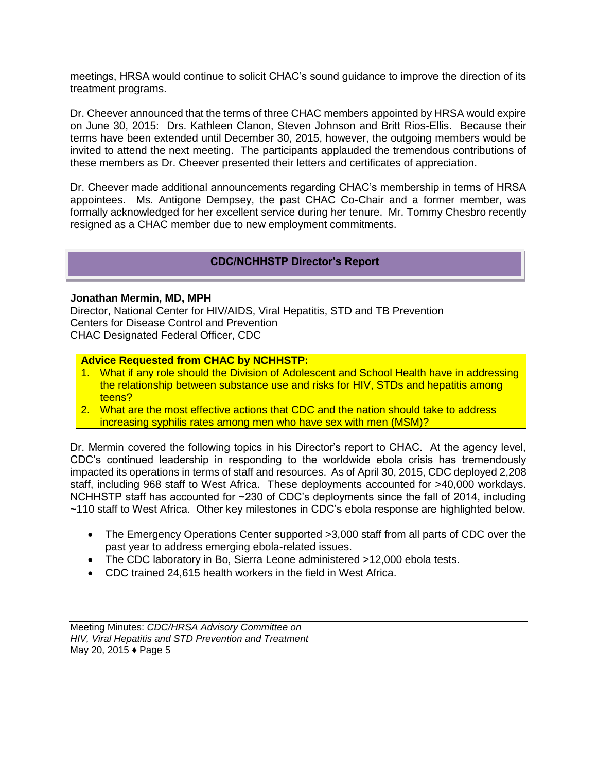meetings, HRSA would continue to solicit CHAC's sound guidance to improve the direction of its treatment programs.

Dr. Cheever announced that the terms of three CHAC members appointed by HRSA would expire on June 30, 2015: Drs. Kathleen Clanon, Steven Johnson and Britt Rios-Ellis. Because their terms have been extended until December 30, 2015, however, the outgoing members would be invited to attend the next meeting. The participants applauded the tremendous contributions of these members as Dr. Cheever presented their letters and certificates of appreciation.

Dr. Cheever made additional announcements regarding CHAC's membership in terms of HRSA appointees. Ms. Antigone Dempsey, the past CHAC Co-Chair and a former member, was formally acknowledged for her excellent service during her tenure. Mr. Tommy Chesbro recently resigned as a CHAC member due to new employment commitments.

## CDC/NCHHSTP Director's Report

**Jonathan Mermin, MD, MPH**
Director, National Center for HIV/AIDS, Viral Hepatitis, STD and TB Prevention
Centers for Disease Control and Prevention
CHAC Designated Federal Officer, CDC

**Advice Requested from CHAC by NCHHSTP:**

1. What if any role should the Division of Adolescent and School Health have in addressing the relationship between substance use and risks for HIV, STDs and hepatitis among teens?
2. What are the most effective actions that CDC and the nation should take to address increasing syphilis rates among men who have sex with men (MSM)?

Dr. Mermin covered the following topics in his Director's report to CHAC. At the agency level, CDC's continued leadership in responding to the worldwide ebola crisis has tremendously impacted its operations in terms of staff and resources. As of April 30, 2015, CDC deployed 2,208 staff, including 968 staff to West Africa. These deployments accounted for >40,000 workdays. NCHHSTP staff has accounted for ~230 of CDC's deployments since the fall of 2014, including ~110 staff to West Africa. Other key milestones in CDC's ebola response are highlighted below.

- The Emergency Operations Center supported >3,000 staff from all parts of CDC over the past year to address emerging ebola-related issues.
- The CDC laboratory in Bo, Sierra Leone administered >12,000 ebola tests.
- CDC trained 24,615 health workers in the field in West Africa.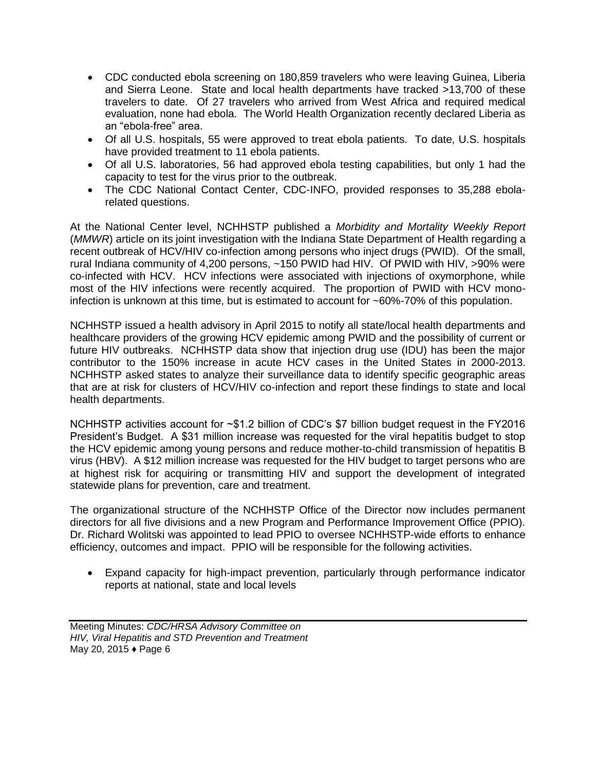- CDC conducted ebola screening on 180,859 travelers who were leaving Guinea, Liberia and Sierra Leone. State and local health departments have tracked >13,700 of these travelers to date. Of 27 travelers who arrived from West Africa and required medical evaluation, none had ebola. The World Health Organization recently declared Liberia as an "ebola-free" area.
- Of all U.S. hospitals, 55 were approved to treat ebola patients. To date, U.S. hospitals have provided treatment to 11 ebola patients.
- Of all U.S. laboratories, 56 had approved ebola testing capabilities, but only 1 had the capacity to test for the virus prior to the outbreak.
- The CDC National Contact Center, CDC-INFO, provided responses to 35,288 ebola-related questions.

At the National Center level, NCHHSTP published a *Morbidity and Mortality Weekly Report* (*MMWR*) article on its joint investigation with the Indiana State Department of Health regarding a recent outbreak of HCV/HIV co-infection among persons who inject drugs (PWID). Of the small, rural Indiana community of 4,200 persons, ~150 PWID had HIV. Of PWID with HIV, >90% were co-infected with HCV. HCV infections were associated with injections of oxymorphone, while most of the HIV infections were recently acquired. The proportion of PWID with HCV mono-infection is unknown at this time, but is estimated to account for ~60%-70% of this population.

NCHHSTP issued a health advisory in April 2015 to notify all state/local health departments and healthcare providers of the growing HCV epidemic among PWID and the possibility of current or future HIV outbreaks. NCHHSTP data show that injection drug use (IDU) has been the major contributor to the 150% increase in acute HCV cases in the United States in 2000-2013. NCHHSTP asked states to analyze their surveillance data to identify specific geographic areas that are at risk for clusters of HCV/HIV co-infection and report these findings to state and local health departments.

NCHHSTP activities account for ~$1.2 billion of CDC's $7 billion budget request in the FY2016 President's Budget. A $31 million increase was requested for the viral hepatitis budget to stop the HCV epidemic among young persons and reduce mother-to-child transmission of hepatitis B virus (HBV). A $12 million increase was requested for the HIV budget to target persons who are at highest risk for acquiring or transmitting HIV and support the development of integrated statewide plans for prevention, care and treatment.

The organizational structure of the NCHHSTP Office of the Director now includes permanent directors for all five divisions and a new Program and Performance Improvement Office (PPIO). Dr. Richard Wolitski was appointed to lead PPIO to oversee NCHHSTP-wide efforts to enhance efficiency, outcomes and impact. PPIO will be responsible for the following activities.

- Expand capacity for high-impact prevention, particularly through performance indicator reports at national, state and local levels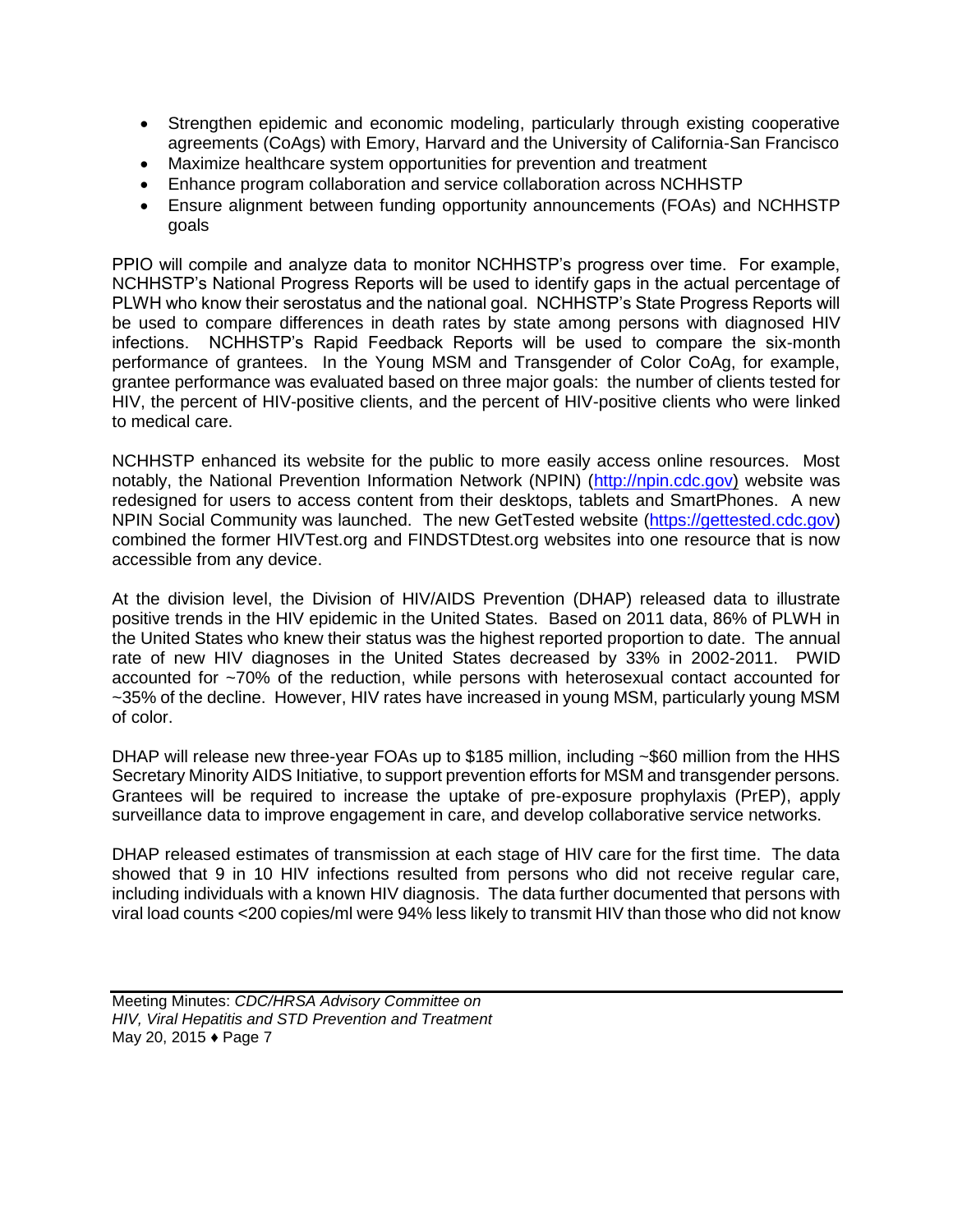- Strengthen epidemic and economic modeling, particularly through existing cooperative agreements (CoAgs) with Emory, Harvard and the University of California-San Francisco
- Maximize healthcare system opportunities for prevention and treatment
- Enhance program collaboration and service collaboration across NCHHSTP
- Ensure alignment between funding opportunity announcements (FOAs) and NCHHSTP goals

PPIO will compile and analyze data to monitor NCHHSTP's progress over time. For example, NCHHSTP's National Progress Reports will be used to identify gaps in the actual percentage of PLWH who know their serostatus and the national goal. NCHHSTP's State Progress Reports will be used to compare differences in death rates by state among persons with diagnosed HIV infections. NCHHSTP's Rapid Feedback Reports will be used to compare the six-month performance of grantees. In the Young MSM and Transgender of Color CoAg, for example, grantee performance was evaluated based on three major goals: the number of clients tested for HIV, the percent of HIV-positive clients, and the percent of HIV-positive clients who were linked to medical care.

NCHHSTP enhanced its website for the public to more easily access online resources. Most notably, the National Prevention Information Network (NPIN) (http://npin.cdc.gov) website was redesigned for users to access content from their desktops, tablets and SmartPhones. A new NPIN Social Community was launched. The new GetTested website (https://gettested.cdc.gov) combined the former HIVTest.org and FINDSTDtest.org websites into one resource that is now accessible from any device.

At the division level, the Division of HIV/AIDS Prevention (DHAP) released data to illustrate positive trends in the HIV epidemic in the United States. Based on 2011 data, 86% of PLWH in the United States who knew their status was the highest reported proportion to date. The annual rate of new HIV diagnoses in the United States decreased by 33% in 2002-2011. PWID accounted for ~70% of the reduction, while persons with heterosexual contact accounted for ~35% of the decline. However, HIV rates have increased in young MSM, particularly young MSM of color.

DHAP will release new three-year FOAs up to $185 million, including ~$60 million from the HHS Secretary Minority AIDS Initiative, to support prevention efforts for MSM and transgender persons. Grantees will be required to increase the uptake of pre-exposure prophylaxis (PrEP), apply surveillance data to improve engagement in care, and develop collaborative service networks.

DHAP released estimates of transmission at each stage of HIV care for the first time. The data showed that 9 in 10 HIV infections resulted from persons who did not receive regular care, including individuals with a known HIV diagnosis. The data further documented that persons with viral load counts <200 copies/ml were 94% less likely to transmit HIV than those who did not know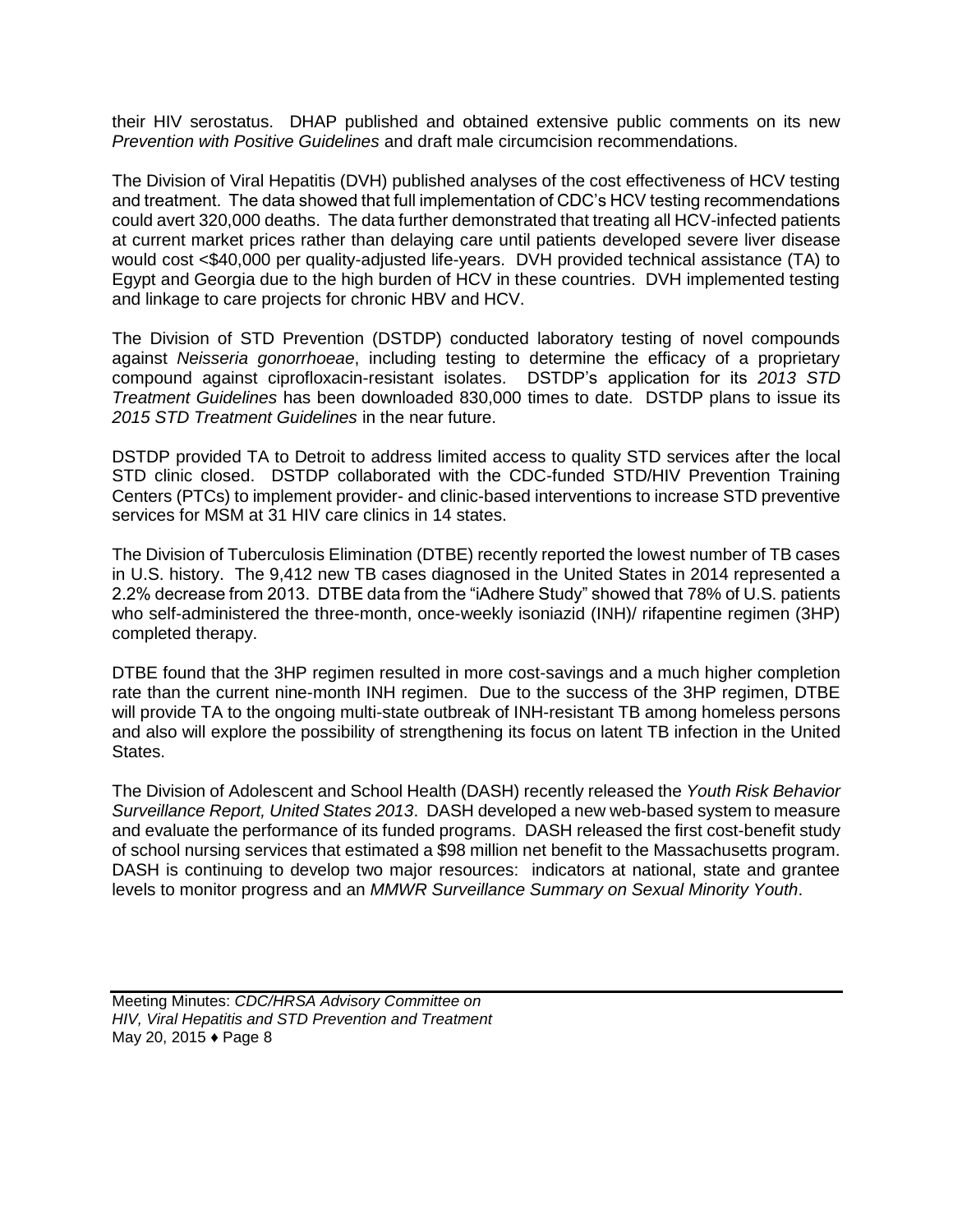their HIV serostatus. DHAP published and obtained extensive public comments on its new *Prevention with Positive Guidelines* and draft male circumcision recommendations.

The Division of Viral Hepatitis (DVH) published analyses of the cost effectiveness of HCV testing and treatment. The data showed that full implementation of CDC's HCV testing recommendations could avert 320,000 deaths. The data further demonstrated that treating all HCV-infected patients at current market prices rather than delaying care until patients developed severe liver disease would cost <$40,000 per quality-adjusted life-years. DVH provided technical assistance (TA) to Egypt and Georgia due to the high burden of HCV in these countries. DVH implemented testing and linkage to care projects for chronic HBV and HCV.

The Division of STD Prevention (DSTDP) conducted laboratory testing of novel compounds against *Neisseria gonorrhoeae*, including testing to determine the efficacy of a proprietary compound against ciprofloxacin-resistant isolates. DSTDP's application for its *2013 STD Treatment Guidelines* has been downloaded 830,000 times to date. DSTDP plans to issue its *2015 STD Treatment Guidelines* in the near future.

DSTDP provided TA to Detroit to address limited access to quality STD services after the local STD clinic closed. DSTDP collaborated with the CDC-funded STD/HIV Prevention Training Centers (PTCs) to implement provider- and clinic-based interventions to increase STD preventive services for MSM at 31 HIV care clinics in 14 states.

The Division of Tuberculosis Elimination (DTBE) recently reported the lowest number of TB cases in U.S. history. The 9,412 new TB cases diagnosed in the United States in 2014 represented a 2.2% decrease from 2013. DTBE data from the "iAdhere Study" showed that 78% of U.S. patients who self-administered the three-month, once-weekly isoniazid (INH)/ rifapentine regimen (3HP) completed therapy.

DTBE found that the 3HP regimen resulted in more cost-savings and a much higher completion rate than the current nine-month INH regimen. Due to the success of the 3HP regimen, DTBE will provide TA to the ongoing multi-state outbreak of INH-resistant TB among homeless persons and also will explore the possibility of strengthening its focus on latent TB infection in the United States.

The Division of Adolescent and School Health (DASH) recently released the *Youth Risk Behavior Surveillance Report, United States 2013*. DASH developed a new web-based system to measure and evaluate the performance of its funded programs. DASH released the first cost-benefit study of school nursing services that estimated a $98 million net benefit to the Massachusetts program. DASH is continuing to develop two major resources: indicators at national, state and grantee levels to monitor progress and an *MMWR Surveillance Summary on Sexual Minority Youth*.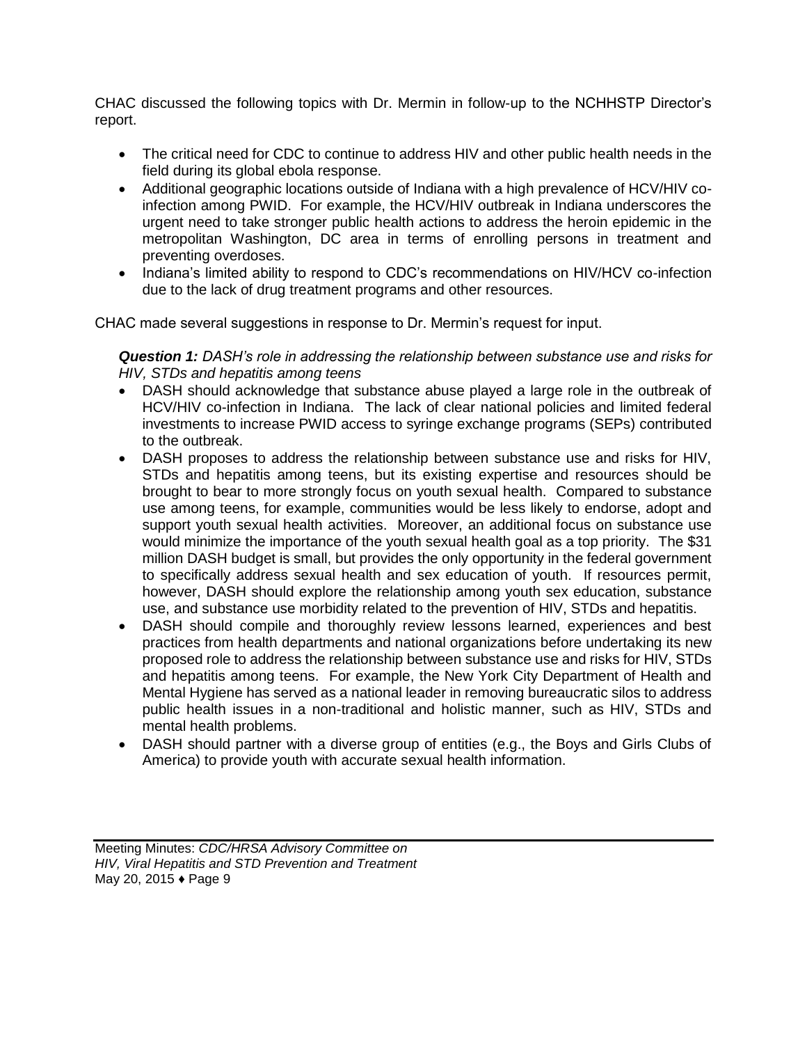CHAC discussed the following topics with Dr. Mermin in follow-up to the NCHHSTP Director's report.

- The critical need for CDC to continue to address HIV and other public health needs in the field during its global ebola response.
- Additional geographic locations outside of Indiana with a high prevalence of HCV/HIV co-infection among PWID. For example, the HCV/HIV outbreak in Indiana underscores the urgent need to take stronger public health actions to address the heroin epidemic in the metropolitan Washington, DC area in terms of enrolling persons in treatment and preventing overdoses.
- Indiana's limited ability to respond to CDC's recommendations on HIV/HCV co-infection due to the lack of drug treatment programs and other resources.

CHAC made several suggestions in response to Dr. Mermin's request for input.

***Question 1:*** *DASH's role in addressing the relationship between substance use and risks for HIV, STDs and hepatitis among teens*

- DASH should acknowledge that substance abuse played a large role in the outbreak of HCV/HIV co-infection in Indiana. The lack of clear national policies and limited federal investments to increase PWID access to syringe exchange programs (SEPs) contributed to the outbreak.
- DASH proposes to address the relationship between substance use and risks for HIV, STDs and hepatitis among teens, but its existing expertise and resources should be brought to bear to more strongly focus on youth sexual health. Compared to substance use among teens, for example, communities would be less likely to endorse, adopt and support youth sexual health activities. Moreover, an additional focus on substance use would minimize the importance of the youth sexual health goal as a top priority. The $31 million DASH budget is small, but provides the only opportunity in the federal government to specifically address sexual health and sex education of youth. If resources permit, however, DASH should explore the relationship among youth sex education, substance use, and substance use morbidity related to the prevention of HIV, STDs and hepatitis.
- DASH should compile and thoroughly review lessons learned, experiences and best practices from health departments and national organizations before undertaking its new proposed role to address the relationship between substance use and risks for HIV, STDs and hepatitis among teens. For example, the New York City Department of Health and Mental Hygiene has served as a national leader in removing bureaucratic silos to address public health issues in a non-traditional and holistic manner, such as HIV, STDs and mental health problems.
- DASH should partner with a diverse group of entities (e.g., the Boys and Girls Clubs of America) to provide youth with accurate sexual health information.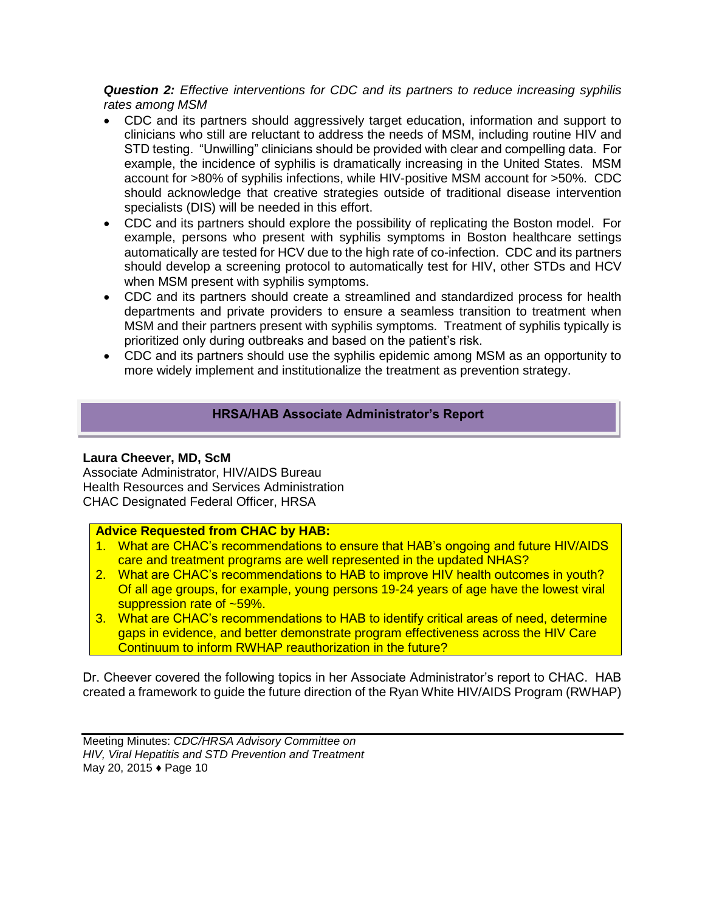***Question 2:*** *Effective interventions for CDC and its partners to reduce increasing syphilis rates among MSM*

- CDC and its partners should aggressively target education, information and support to clinicians who still are reluctant to address the needs of MSM, including routine HIV and STD testing. "Unwilling" clinicians should be provided with clear and compelling data. For example, the incidence of syphilis is dramatically increasing in the United States. MSM account for >80% of syphilis infections, while HIV-positive MSM account for >50%. CDC should acknowledge that creative strategies outside of traditional disease intervention specialists (DIS) will be needed in this effort.
- CDC and its partners should explore the possibility of replicating the Boston model. For example, persons who present with syphilis symptoms in Boston healthcare settings automatically are tested for HCV due to the high rate of co-infection. CDC and its partners should develop a screening protocol to automatically test for HIV, other STDs and HCV when MSM present with syphilis symptoms.
- CDC and its partners should create a streamlined and standardized process for health departments and private providers to ensure a seamless transition to treatment when MSM and their partners present with syphilis symptoms. Treatment of syphilis typically is prioritized only during outbreaks and based on the patient's risk.
- CDC and its partners should use the syphilis epidemic among MSM as an opportunity to more widely implement and institutionalize the treatment as prevention strategy.

## HRSA/HAB Associate Administrator's Report

**Laura Cheever, MD, ScM**
Associate Administrator, HIV/AIDS Bureau
Health Resources and Services Administration
CHAC Designated Federal Officer, HRSA

**Advice Requested from CHAC by HAB:**

1. What are CHAC's recommendations to ensure that HAB's ongoing and future HIV/AIDS care and treatment programs are well represented in the updated NHAS?
2. What are CHAC's recommendations to HAB to improve HIV health outcomes in youth? Of all age groups, for example, young persons 19-24 years of age have the lowest viral suppression rate of ~59%.
3. What are CHAC's recommendations to HAB to identify critical areas of need, determine gaps in evidence, and better demonstrate program effectiveness across the HIV Care Continuum to inform RWHAP reauthorization in the future?

Dr. Cheever covered the following topics in her Associate Administrator's report to CHAC. HAB created a framework to guide the future direction of the Ryan White HIV/AIDS Program (RWHAP)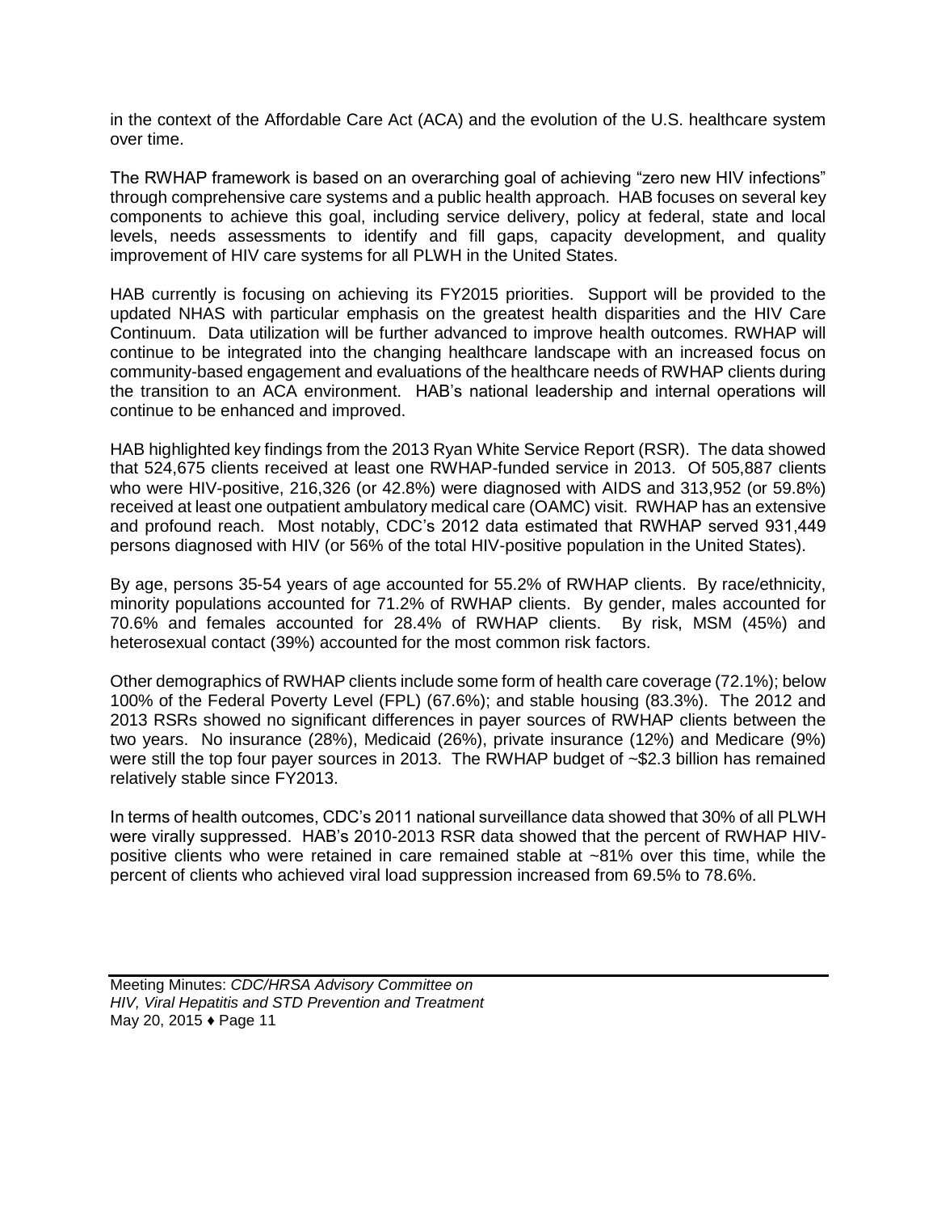in the context of the Affordable Care Act (ACA) and the evolution of the U.S. healthcare system over time.

The RWHAP framework is based on an overarching goal of achieving "zero new HIV infections" through comprehensive care systems and a public health approach. HAB focuses on several key components to achieve this goal, including service delivery, policy at federal, state and local levels, needs assessments to identify and fill gaps, capacity development, and quality improvement of HIV care systems for all PLWH in the United States.

HAB currently is focusing on achieving its FY2015 priorities. Support will be provided to the updated NHAS with particular emphasis on the greatest health disparities and the HIV Care Continuum. Data utilization will be further advanced to improve health outcomes. RWHAP will continue to be integrated into the changing healthcare landscape with an increased focus on community-based engagement and evaluations of the healthcare needs of RWHAP clients during the transition to an ACA environment. HAB's national leadership and internal operations will continue to be enhanced and improved.

HAB highlighted key findings from the 2013 Ryan White Service Report (RSR). The data showed that 524,675 clients received at least one RWHAP-funded service in 2013. Of 505,887 clients who were HIV-positive, 216,326 (or 42.8%) were diagnosed with AIDS and 313,952 (or 59.8%) received at least one outpatient ambulatory medical care (OAMC) visit. RWHAP has an extensive and profound reach. Most notably, CDC's 2012 data estimated that RWHAP served 931,449 persons diagnosed with HIV (or 56% of the total HIV-positive population in the United States).

By age, persons 35-54 years of age accounted for 55.2% of RWHAP clients. By race/ethnicity, minority populations accounted for 71.2% of RWHAP clients. By gender, males accounted for 70.6% and females accounted for 28.4% of RWHAP clients. By risk, MSM (45%) and heterosexual contact (39%) accounted for the most common risk factors.

Other demographics of RWHAP clients include some form of health care coverage (72.1%); below 100% of the Federal Poverty Level (FPL) (67.6%); and stable housing (83.3%). The 2012 and 2013 RSRs showed no significant differences in payer sources of RWHAP clients between the two years. No insurance (28%), Medicaid (26%), private insurance (12%) and Medicare (9%) were still the top four payer sources in 2013. The RWHAP budget of ~$2.3 billion has remained relatively stable since FY2013.

In terms of health outcomes, CDC's 2011 national surveillance data showed that 30% of all PLWH were virally suppressed. HAB's 2010-2013 RSR data showed that the percent of RWHAP HIV-positive clients who were retained in care remained stable at ~81% over this time, while the percent of clients who achieved viral load suppression increased from 69.5% to 78.6%.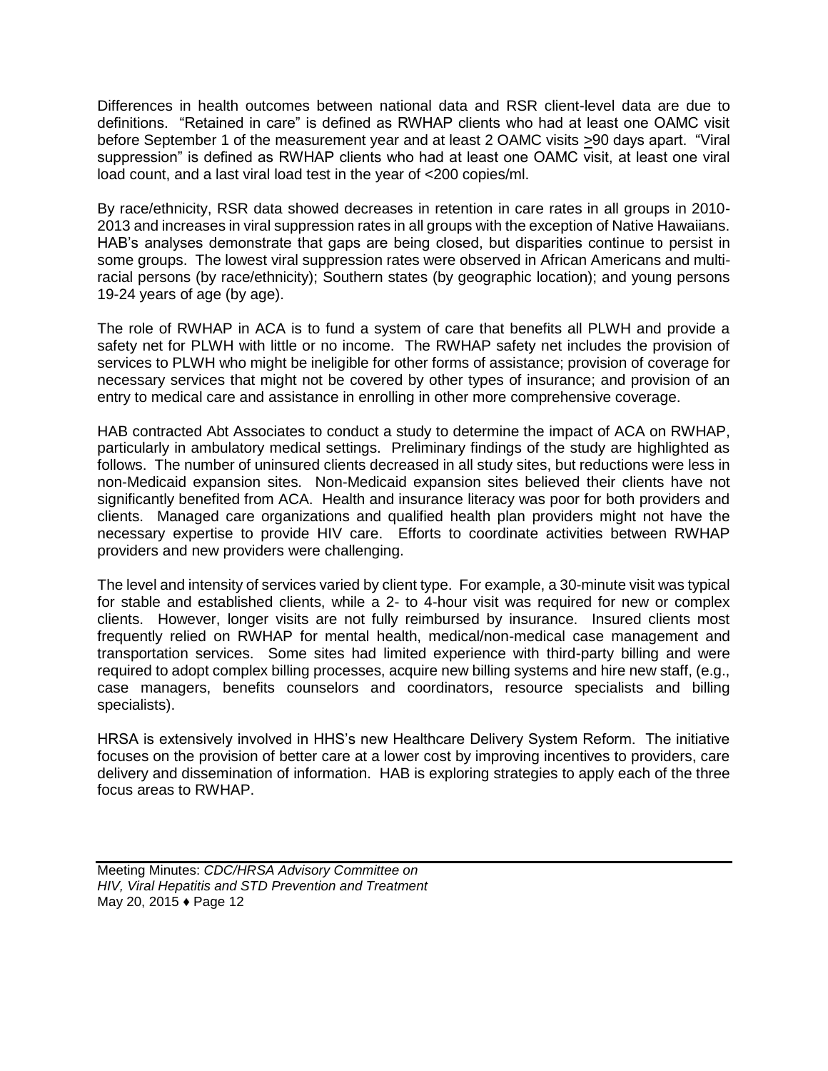Differences in health outcomes between national data and RSR client-level data are due to definitions. "Retained in care" is defined as RWHAP clients who had at least one OAMC visit before September 1 of the measurement year and at least 2 OAMC visits ≥90 days apart. "Viral suppression" is defined as RWHAP clients who had at least one OAMC visit, at least one viral load count, and a last viral load test in the year of <200 copies/ml.

By race/ethnicity, RSR data showed decreases in retention in care rates in all groups in 2010-2013 and increases in viral suppression rates in all groups with the exception of Native Hawaiians. HAB's analyses demonstrate that gaps are being closed, but disparities continue to persist in some groups. The lowest viral suppression rates were observed in African Americans and multi-racial persons (by race/ethnicity); Southern states (by geographic location); and young persons 19-24 years of age (by age).

The role of RWHAP in ACA is to fund a system of care that benefits all PLWH and provide a safety net for PLWH with little or no income. The RWHAP safety net includes the provision of services to PLWH who might be ineligible for other forms of assistance; provision of coverage for necessary services that might not be covered by other types of insurance; and provision of an entry to medical care and assistance in enrolling in other more comprehensive coverage.

HAB contracted Abt Associates to conduct a study to determine the impact of ACA on RWHAP, particularly in ambulatory medical settings. Preliminary findings of the study are highlighted as follows. The number of uninsured clients decreased in all study sites, but reductions were less in non-Medicaid expansion sites. Non-Medicaid expansion sites believed their clients have not significantly benefited from ACA. Health and insurance literacy was poor for both providers and clients. Managed care organizations and qualified health plan providers might not have the necessary expertise to provide HIV care. Efforts to coordinate activities between RWHAP providers and new providers were challenging.

The level and intensity of services varied by client type. For example, a 30-minute visit was typical for stable and established clients, while a 2- to 4-hour visit was required for new or complex clients. However, longer visits are not fully reimbursed by insurance. Insured clients most frequently relied on RWHAP for mental health, medical/non-medical case management and transportation services. Some sites had limited experience with third-party billing and were required to adopt complex billing processes, acquire new billing systems and hire new staff, (e.g., case managers, benefits counselors and coordinators, resource specialists and billing specialists).

HRSA is extensively involved in HHS's new Healthcare Delivery System Reform. The initiative focuses on the provision of better care at a lower cost by improving incentives to providers, care delivery and dissemination of information. HAB is exploring strategies to apply each of the three focus areas to RWHAP.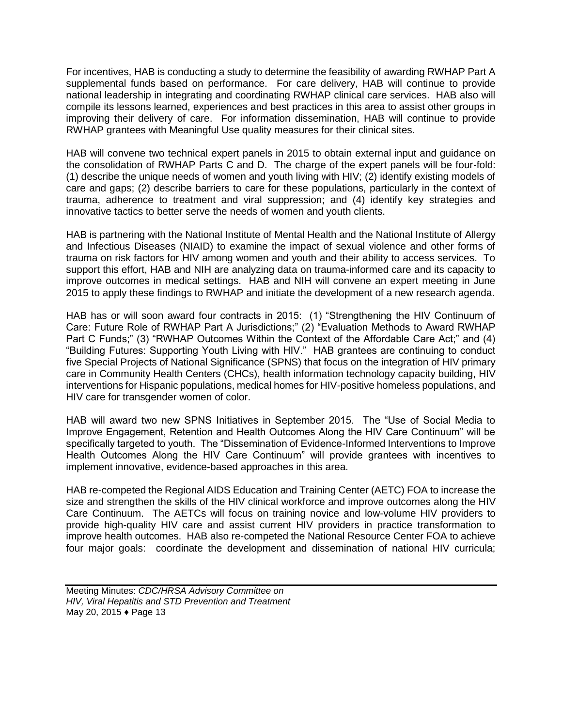For incentives, HAB is conducting a study to determine the feasibility of awarding RWHAP Part A supplemental funds based on performance. For care delivery, HAB will continue to provide national leadership in integrating and coordinating RWHAP clinical care services. HAB also will compile its lessons learned, experiences and best practices in this area to assist other groups in improving their delivery of care. For information dissemination, HAB will continue to provide RWHAP grantees with Meaningful Use quality measures for their clinical sites.

HAB will convene two technical expert panels in 2015 to obtain external input and guidance on the consolidation of RWHAP Parts C and D. The charge of the expert panels will be four-fold: (1) describe the unique needs of women and youth living with HIV; (2) identify existing models of care and gaps; (2) describe barriers to care for these populations, particularly in the context of trauma, adherence to treatment and viral suppression; and (4) identify key strategies and innovative tactics to better serve the needs of women and youth clients.

HAB is partnering with the National Institute of Mental Health and the National Institute of Allergy and Infectious Diseases (NIAID) to examine the impact of sexual violence and other forms of trauma on risk factors for HIV among women and youth and their ability to access services. To support this effort, HAB and NIH are analyzing data on trauma-informed care and its capacity to improve outcomes in medical settings. HAB and NIH will convene an expert meeting in June 2015 to apply these findings to RWHAP and initiate the development of a new research agenda.

HAB has or will soon award four contracts in 2015: (1) "Strengthening the HIV Continuum of Care: Future Role of RWHAP Part A Jurisdictions;" (2) "Evaluation Methods to Award RWHAP Part C Funds;" (3) "RWHAP Outcomes Within the Context of the Affordable Care Act;" and (4) "Building Futures: Supporting Youth Living with HIV." HAB grantees are continuing to conduct five Special Projects of National Significance (SPNS) that focus on the integration of HIV primary care in Community Health Centers (CHCs), health information technology capacity building, HIV interventions for Hispanic populations, medical homes for HIV-positive homeless populations, and HIV care for transgender women of color.

HAB will award two new SPNS Initiatives in September 2015. The "Use of Social Media to Improve Engagement, Retention and Health Outcomes Along the HIV Care Continuum" will be specifically targeted to youth. The "Dissemination of Evidence-Informed Interventions to Improve Health Outcomes Along the HIV Care Continuum" will provide grantees with incentives to implement innovative, evidence-based approaches in this area.

HAB re-competed the Regional AIDS Education and Training Center (AETC) FOA to increase the size and strengthen the skills of the HIV clinical workforce and improve outcomes along the HIV Care Continuum. The AETCs will focus on training novice and low-volume HIV providers to provide high-quality HIV care and assist current HIV providers in practice transformation to improve health outcomes. HAB also re-competed the National Resource Center FOA to achieve four major goals: coordinate the development and dissemination of national HIV curricula;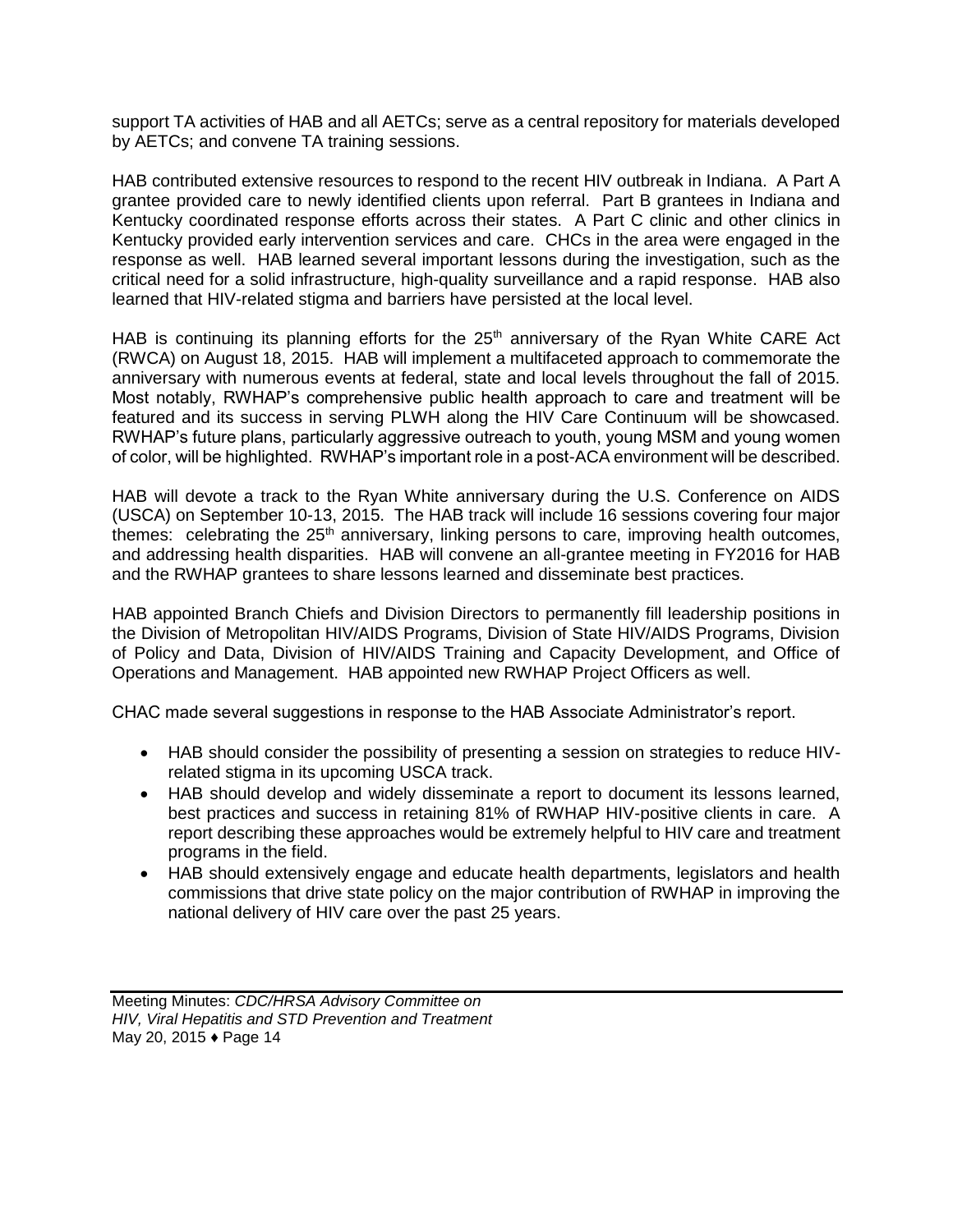support TA activities of HAB and all AETCs; serve as a central repository for materials developed by AETCs; and convene TA training sessions.

HAB contributed extensive resources to respond to the recent HIV outbreak in Indiana. A Part A grantee provided care to newly identified clients upon referral. Part B grantees in Indiana and Kentucky coordinated response efforts across their states. A Part C clinic and other clinics in Kentucky provided early intervention services and care. CHCs in the area were engaged in the response as well. HAB learned several important lessons during the investigation, such as the critical need for a solid infrastructure, high-quality surveillance and a rapid response. HAB also learned that HIV-related stigma and barriers have persisted at the local level.

HAB is continuing its planning efforts for the 25th anniversary of the Ryan White CARE Act (RWCA) on August 18, 2015. HAB will implement a multifaceted approach to commemorate the anniversary with numerous events at federal, state and local levels throughout the fall of 2015. Most notably, RWHAP's comprehensive public health approach to care and treatment will be featured and its success in serving PLWH along the HIV Care Continuum will be showcased. RWHAP's future plans, particularly aggressive outreach to youth, young MSM and young women of color, will be highlighted. RWHAP's important role in a post-ACA environment will be described.

HAB will devote a track to the Ryan White anniversary during the U.S. Conference on AIDS (USCA) on September 10-13, 2015. The HAB track will include 16 sessions covering four major themes: celebrating the 25th anniversary, linking persons to care, improving health outcomes, and addressing health disparities. HAB will convene an all-grantee meeting in FY2016 for HAB and the RWHAP grantees to share lessons learned and disseminate best practices.

HAB appointed Branch Chiefs and Division Directors to permanently fill leadership positions in the Division of Metropolitan HIV/AIDS Programs, Division of State HIV/AIDS Programs, Division of Policy and Data, Division of HIV/AIDS Training and Capacity Development, and Office of Operations and Management. HAB appointed new RWHAP Project Officers as well.

CHAC made several suggestions in response to the HAB Associate Administrator's report.

- HAB should consider the possibility of presenting a session on strategies to reduce HIV-related stigma in its upcoming USCA track.
- HAB should develop and widely disseminate a report to document its lessons learned, best practices and success in retaining 81% of RWHAP HIV-positive clients in care. A report describing these approaches would be extremely helpful to HIV care and treatment programs in the field.
- HAB should extensively engage and educate health departments, legislators and health commissions that drive state policy on the major contribution of RWHAP in improving the national delivery of HIV care over the past 25 years.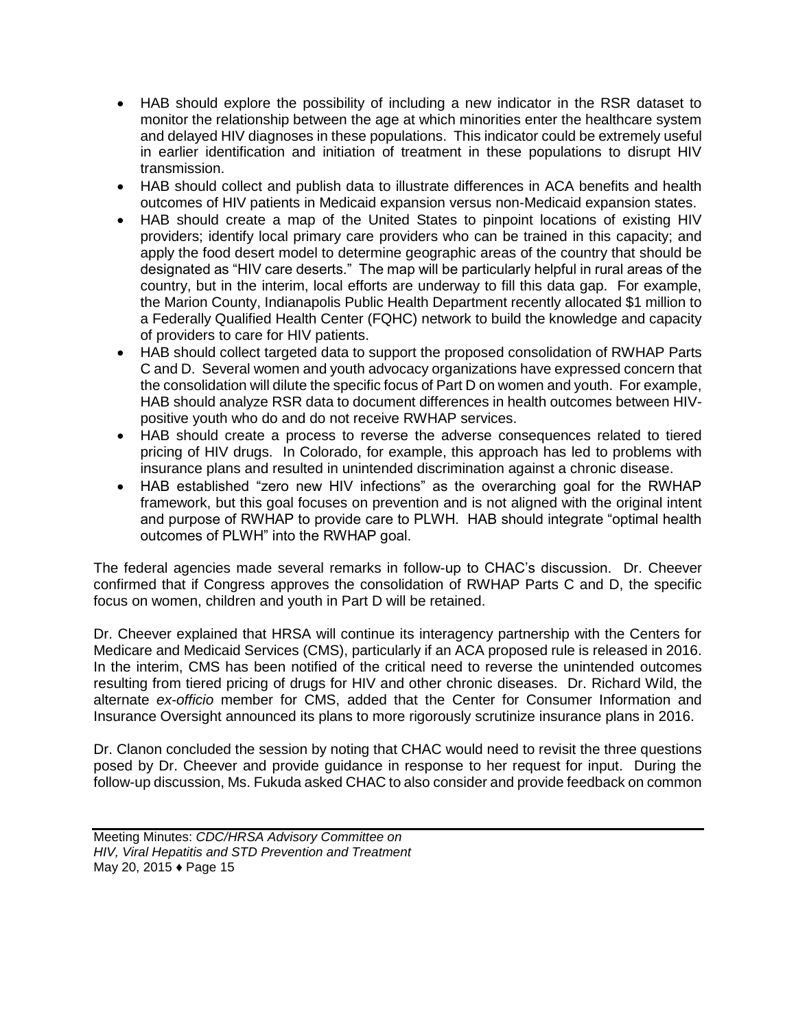- HAB should explore the possibility of including a new indicator in the RSR dataset to monitor the relationship between the age at which minorities enter the healthcare system and delayed HIV diagnoses in these populations. This indicator could be extremely useful in earlier identification and initiation of treatment in these populations to disrupt HIV transmission.
- HAB should collect and publish data to illustrate differences in ACA benefits and health outcomes of HIV patients in Medicaid expansion versus non-Medicaid expansion states.
- HAB should create a map of the United States to pinpoint locations of existing HIV providers; identify local primary care providers who can be trained in this capacity; and apply the food desert model to determine geographic areas of the country that should be designated as "HIV care deserts." The map will be particularly helpful in rural areas of the country, but in the interim, local efforts are underway to fill this data gap. For example, the Marion County, Indianapolis Public Health Department recently allocated $1 million to a Federally Qualified Health Center (FQHC) network to build the knowledge and capacity of providers to care for HIV patients.
- HAB should collect targeted data to support the proposed consolidation of RWHAP Parts C and D. Several women and youth advocacy organizations have expressed concern that the consolidation will dilute the specific focus of Part D on women and youth. For example, HAB should analyze RSR data to document differences in health outcomes between HIV-positive youth who do and do not receive RWHAP services.
- HAB should create a process to reverse the adverse consequences related to tiered pricing of HIV drugs. In Colorado, for example, this approach has led to problems with insurance plans and resulted in unintended discrimination against a chronic disease.
- HAB established "zero new HIV infections" as the overarching goal for the RWHAP framework, but this goal focuses on prevention and is not aligned with the original intent and purpose of RWHAP to provide care to PLWH. HAB should integrate "optimal health outcomes of PLWH" into the RWHAP goal.

The federal agencies made several remarks in follow-up to CHAC's discussion. Dr. Cheever confirmed that if Congress approves the consolidation of RWHAP Parts C and D, the specific focus on women, children and youth in Part D will be retained.

Dr. Cheever explained that HRSA will continue its interagency partnership with the Centers for Medicare and Medicaid Services (CMS), particularly if an ACA proposed rule is released in 2016. In the interim, CMS has been notified of the critical need to reverse the unintended outcomes resulting from tiered pricing of drugs for HIV and other chronic diseases. Dr. Richard Wild, the alternate *ex-officio* member for CMS, added that the Center for Consumer Information and Insurance Oversight announced its plans to more rigorously scrutinize insurance plans in 2016.

Dr. Clanon concluded the session by noting that CHAC would need to revisit the three questions posed by Dr. Cheever and provide guidance in response to her request for input. During the follow-up discussion, Ms. Fukuda asked CHAC to also consider and provide feedback on common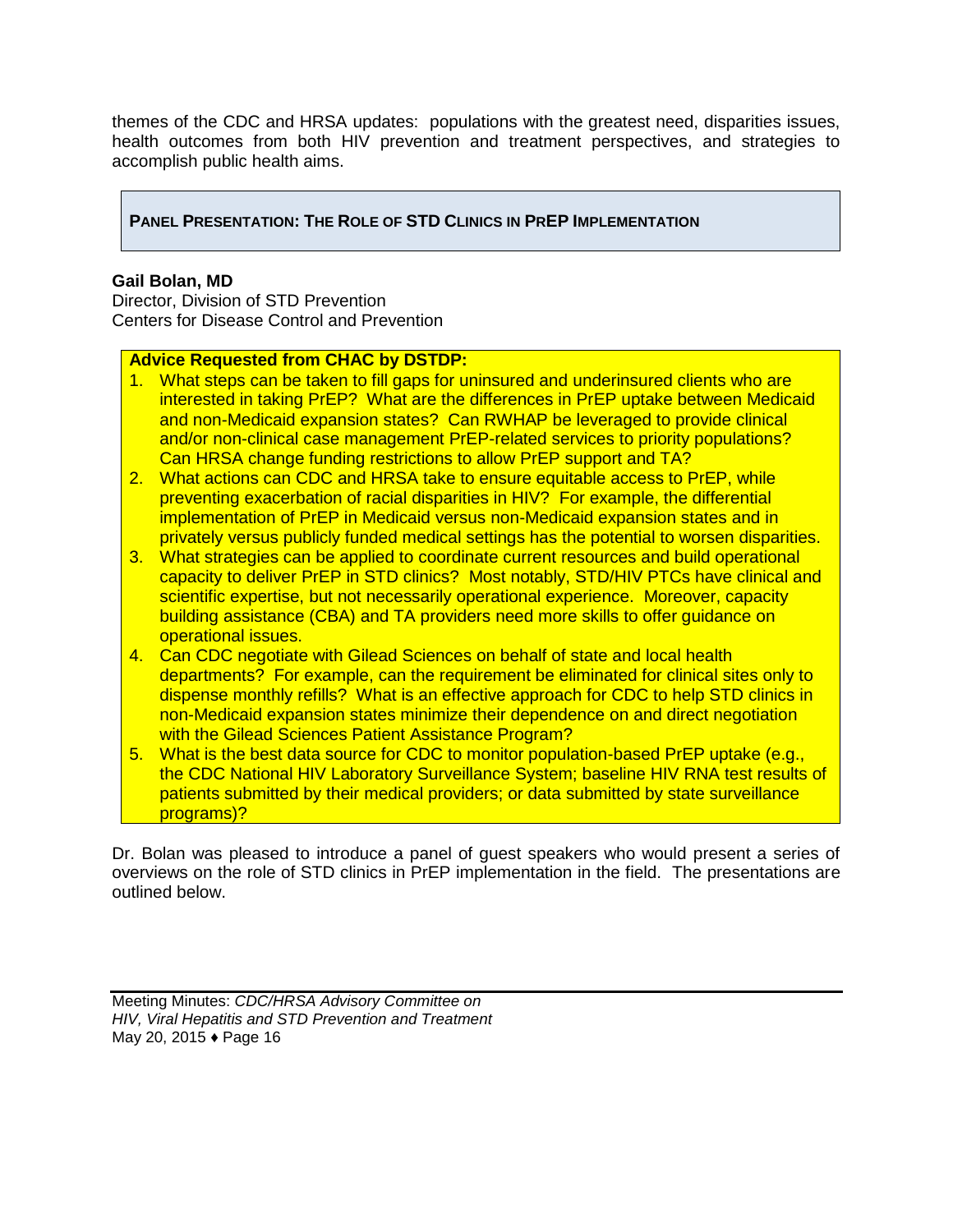themes of the CDC and HRSA updates: populations with the greatest need, disparities issues, health outcomes from both HIV prevention and treatment perspectives, and strategies to accomplish public health aims.

## PANEL PRESENTATION: THE ROLE OF STD CLINICS IN PREP IMPLEMENTATION

**Gail Bolan, MD**
Director, Division of STD Prevention
Centers for Disease Control and Prevention

**Advice Requested from CHAC by DSTDP:**

1. What steps can be taken to fill gaps for uninsured and underinsured clients who are interested in taking PrEP? What are the differences in PrEP uptake between Medicaid and non-Medicaid expansion states? Can RWHAP be leveraged to provide clinical and/or non-clinical case management PrEP-related services to priority populations? Can HRSA change funding restrictions to allow PrEP support and TA?
2. What actions can CDC and HRSA take to ensure equitable access to PrEP, while preventing exacerbation of racial disparities in HIV? For example, the differential implementation of PrEP in Medicaid versus non-Medicaid expansion states and in privately versus publicly funded medical settings has the potential to worsen disparities.
3. What strategies can be applied to coordinate current resources and build operational capacity to deliver PrEP in STD clinics? Most notably, STD/HIV PTCs have clinical and scientific expertise, but not necessarily operational experience. Moreover, capacity building assistance (CBA) and TA providers need more skills to offer guidance on operational issues.
4. Can CDC negotiate with Gilead Sciences on behalf of state and local health departments? For example, can the requirement be eliminated for clinical sites only to dispense monthly refills? What is an effective approach for CDC to help STD clinics in non-Medicaid expansion states minimize their dependence on and direct negotiation with the Gilead Sciences Patient Assistance Program?
5. What is the best data source for CDC to monitor population-based PrEP uptake (e.g., the CDC National HIV Laboratory Surveillance System; baseline HIV RNA test results of patients submitted by their medical providers; or data submitted by state surveillance programs)?

Dr. Bolan was pleased to introduce a panel of guest speakers who would present a series of overviews on the role of STD clinics in PrEP implementation in the field. The presentations are outlined below.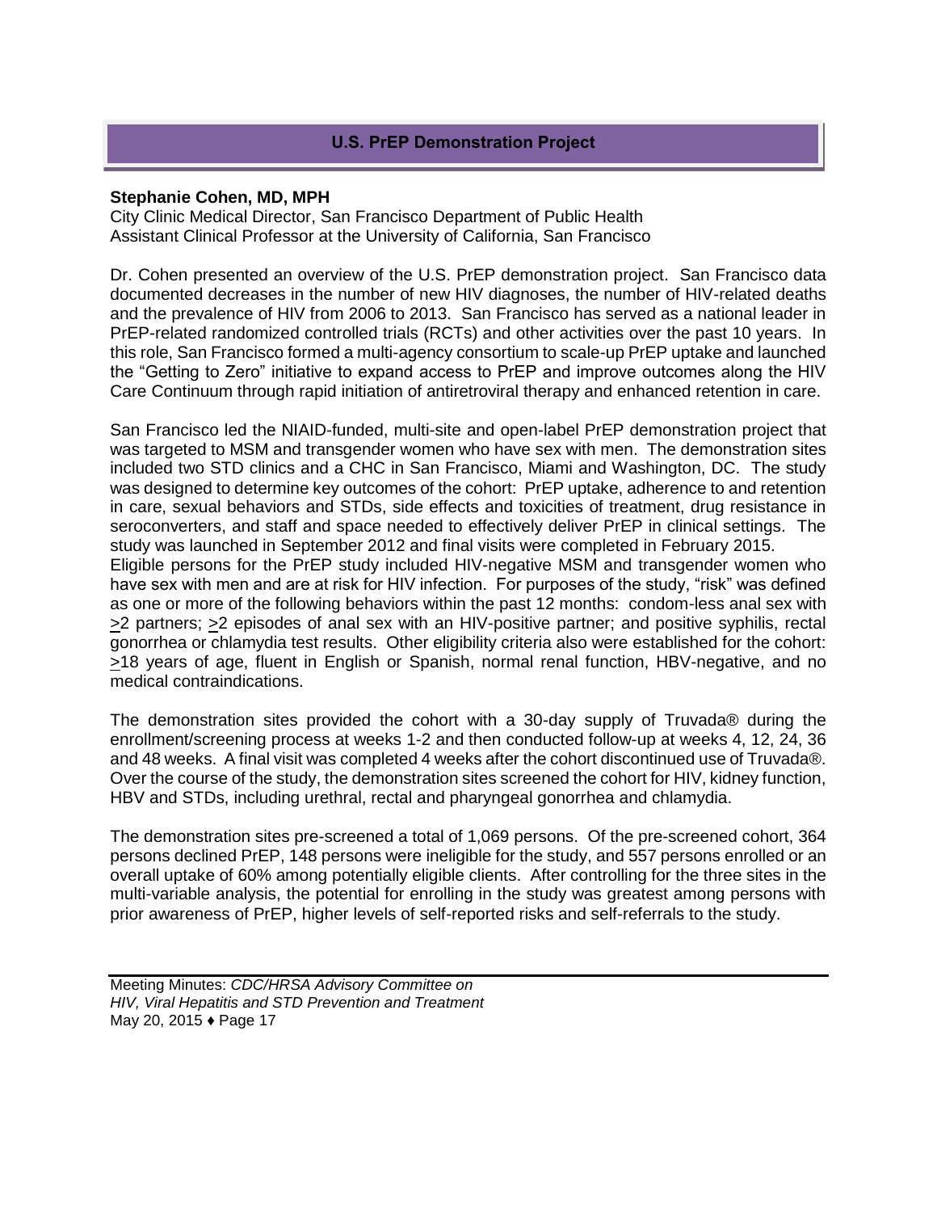## U.S. PrEP Demonstration Project

**Stephanie Cohen, MD, MPH**
City Clinic Medical Director, San Francisco Department of Public Health
Assistant Clinical Professor at the University of California, San Francisco

Dr. Cohen presented an overview of the U.S. PrEP demonstration project. San Francisco data documented decreases in the number of new HIV diagnoses, the number of HIV-related deaths and the prevalence of HIV from 2006 to 2013. San Francisco has served as a national leader in PrEP-related randomized controlled trials (RCTs) and other activities over the past 10 years. In this role, San Francisco formed a multi-agency consortium to scale-up PrEP uptake and launched the "Getting to Zero" initiative to expand access to PrEP and improve outcomes along the HIV Care Continuum through rapid initiation of antiretroviral therapy and enhanced retention in care.

San Francisco led the NIAID-funded, multi-site and open-label PrEP demonstration project that was targeted to MSM and transgender women who have sex with men. The demonstration sites included two STD clinics and a CHC in San Francisco, Miami and Washington, DC. The study was designed to determine key outcomes of the cohort: PrEP uptake, adherence to and retention in care, sexual behaviors and STDs, side effects and toxicities of treatment, drug resistance in seroconverters, and staff and space needed to effectively deliver PrEP in clinical settings. The study was launched in September 2012 and final visits were completed in February 2015.
Eligible persons for the PrEP study included HIV-negative MSM and transgender women who have sex with men and are at risk for HIV infection. For purposes of the study, "risk" was defined as one or more of the following behaviors within the past 12 months: condom-less anal sex with ≥2 partners; ≥2 episodes of anal sex with an HIV-positive partner; and positive syphilis, rectal gonorrhea or chlamydia test results. Other eligibility criteria also were established for the cohort: ≥18 years of age, fluent in English or Spanish, normal renal function, HBV-negative, and no medical contraindications.

The demonstration sites provided the cohort with a 30-day supply of Truvada® during the enrollment/screening process at weeks 1-2 and then conducted follow-up at weeks 4, 12, 24, 36 and 48 weeks. A final visit was completed 4 weeks after the cohort discontinued use of Truvada®. Over the course of the study, the demonstration sites screened the cohort for HIV, kidney function, HBV and STDs, including urethral, rectal and pharyngeal gonorrhea and chlamydia.

The demonstration sites pre-screened a total of 1,069 persons. Of the pre-screened cohort, 364 persons declined PrEP, 148 persons were ineligible for the study, and 557 persons enrolled or an overall uptake of 60% among potentially eligible clients. After controlling for the three sites in the multi-variable analysis, the potential for enrolling in the study was greatest among persons with prior awareness of PrEP, higher levels of self-reported risks and self-referrals to the study.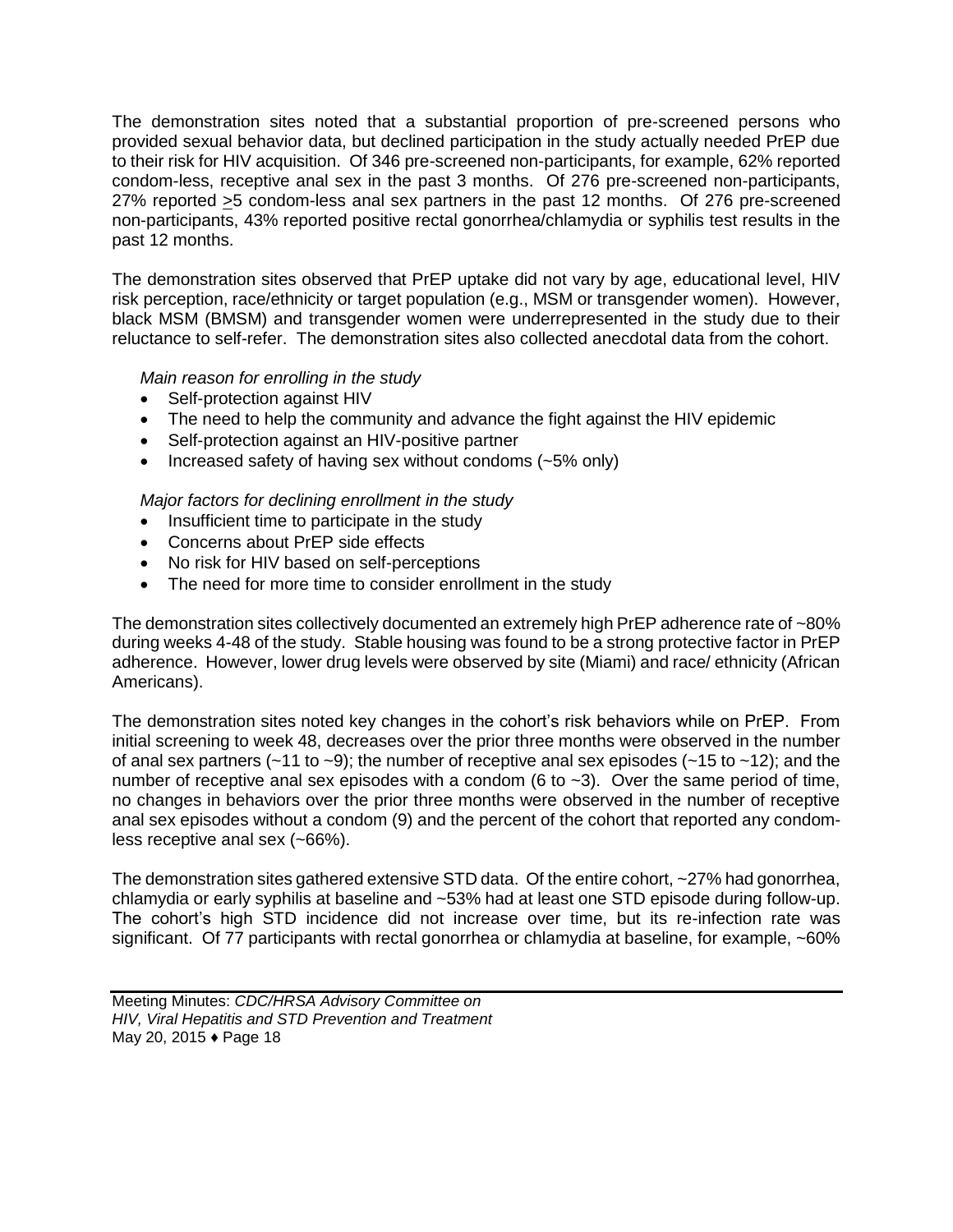The demonstration sites noted that a substantial proportion of pre-screened persons who provided sexual behavior data, but declined participation in the study actually needed PrEP due to their risk for HIV acquisition. Of 346 pre-screened non-participants, for example, 62% reported condom-less, receptive anal sex in the past 3 months. Of 276 pre-screened non-participants, 27% reported ≥5 condom-less anal sex partners in the past 12 months. Of 276 pre-screened non-participants, 43% reported positive rectal gonorrhea/chlamydia or syphilis test results in the past 12 months.

The demonstration sites observed that PrEP uptake did not vary by age, educational level, HIV risk perception, race/ethnicity or target population (e.g., MSM or transgender women). However, black MSM (BMSM) and transgender women were underrepresented in the study due to their reluctance to self-refer. The demonstration sites also collected anecdotal data from the cohort.

*Main reason for enrolling in the study*

- Self-protection against HIV
- The need to help the community and advance the fight against the HIV epidemic
- Self-protection against an HIV-positive partner
- Increased safety of having sex without condoms (~5% only)

*Major factors for declining enrollment in the study*

- Insufficient time to participate in the study
- Concerns about PrEP side effects
- No risk for HIV based on self-perceptions
- The need for more time to consider enrollment in the study

The demonstration sites collectively documented an extremely high PrEP adherence rate of ~80% during weeks 4-48 of the study. Stable housing was found to be a strong protective factor in PrEP adherence. However, lower drug levels were observed by site (Miami) and race/ ethnicity (African Americans).

The demonstration sites noted key changes in the cohort's risk behaviors while on PrEP. From initial screening to week 48, decreases over the prior three months were observed in the number of anal sex partners (~11 to ~9); the number of receptive anal sex episodes (~15 to ~12); and the number of receptive anal sex episodes with a condom (6 to ~3). Over the same period of time, no changes in behaviors over the prior three months were observed in the number of receptive anal sex episodes without a condom (9) and the percent of the cohort that reported any condom-less receptive anal sex (~66%).

The demonstration sites gathered extensive STD data. Of the entire cohort, ~27% had gonorrhea, chlamydia or early syphilis at baseline and ~53% had at least one STD episode during follow-up. The cohort's high STD incidence did not increase over time, but its re-infection rate was significant. Of 77 participants with rectal gonorrhea or chlamydia at baseline, for example, ~60%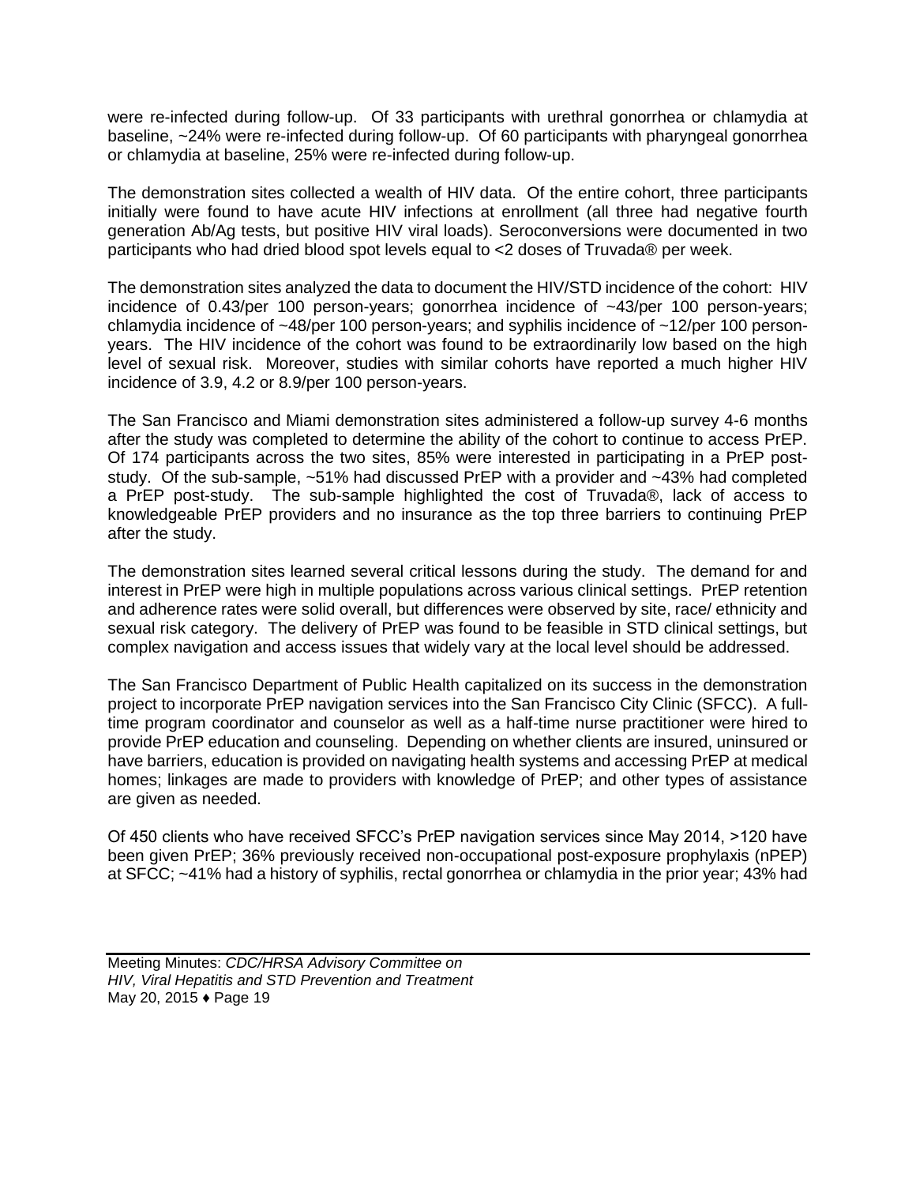were re-infected during follow-up. Of 33 participants with urethral gonorrhea or chlamydia at baseline, ~24% were re-infected during follow-up. Of 60 participants with pharyngeal gonorrhea or chlamydia at baseline, 25% were re-infected during follow-up.

The demonstration sites collected a wealth of HIV data. Of the entire cohort, three participants initially were found to have acute HIV infections at enrollment (all three had negative fourth generation Ab/Ag tests, but positive HIV viral loads). Seroconversions were documented in two participants who had dried blood spot levels equal to <2 doses of Truvada® per week.

The demonstration sites analyzed the data to document the HIV/STD incidence of the cohort: HIV incidence of 0.43/per 100 person-years; gonorrhea incidence of ~43/per 100 person-years; chlamydia incidence of ~48/per 100 person-years; and syphilis incidence of ~12/per 100 person-years. The HIV incidence of the cohort was found to be extraordinarily low based on the high level of sexual risk. Moreover, studies with similar cohorts have reported a much higher HIV incidence of 3.9, 4.2 or 8.9/per 100 person-years.

The San Francisco and Miami demonstration sites administered a follow-up survey 4-6 months after the study was completed to determine the ability of the cohort to continue to access PrEP. Of 174 participants across the two sites, 85% were interested in participating in a PrEP post-study. Of the sub-sample, ~51% had discussed PrEP with a provider and ~43% had completed a PrEP post-study. The sub-sample highlighted the cost of Truvada®, lack of access to knowledgeable PrEP providers and no insurance as the top three barriers to continuing PrEP after the study.

The demonstration sites learned several critical lessons during the study. The demand for and interest in PrEP were high in multiple populations across various clinical settings. PrEP retention and adherence rates were solid overall, but differences were observed by site, race/ ethnicity and sexual risk category. The delivery of PrEP was found to be feasible in STD clinical settings, but complex navigation and access issues that widely vary at the local level should be addressed.

The San Francisco Department of Public Health capitalized on its success in the demonstration project to incorporate PrEP navigation services into the San Francisco City Clinic (SFCC). A full-time program coordinator and counselor as well as a half-time nurse practitioner were hired to provide PrEP education and counseling. Depending on whether clients are insured, uninsured or have barriers, education is provided on navigating health systems and accessing PrEP at medical homes; linkages are made to providers with knowledge of PrEP; and other types of assistance are given as needed.

Of 450 clients who have received SFCC's PrEP navigation services since May 2014, >120 have been given PrEP; 36% previously received non-occupational post-exposure prophylaxis (nPEP) at SFCC; ~41% had a history of syphilis, rectal gonorrhea or chlamydia in the prior year; 43% had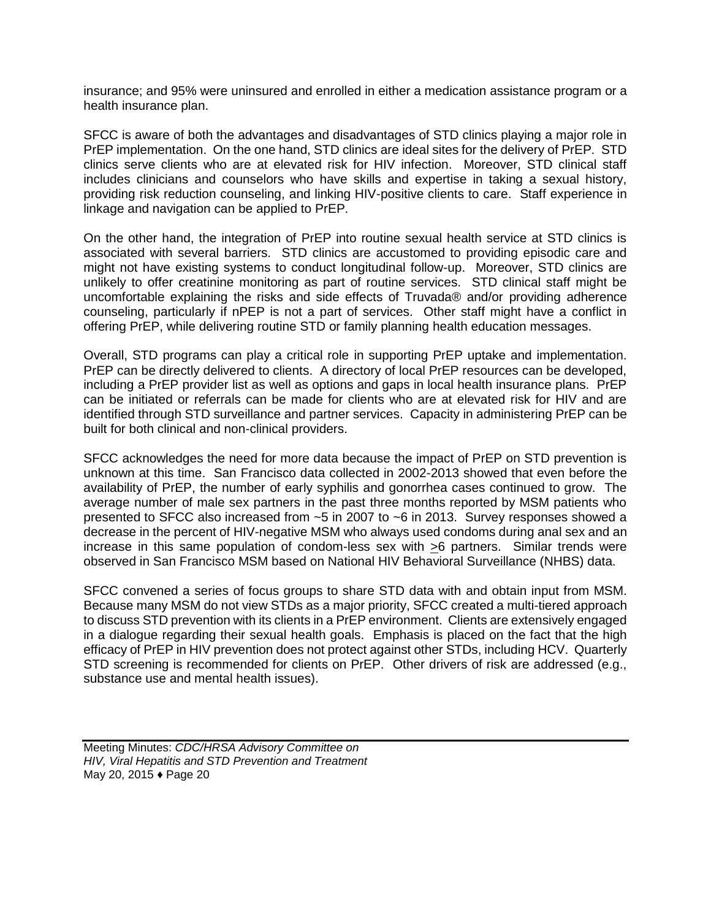insurance; and 95% were uninsured and enrolled in either a medication assistance program or a health insurance plan.

SFCC is aware of both the advantages and disadvantages of STD clinics playing a major role in PrEP implementation. On the one hand, STD clinics are ideal sites for the delivery of PrEP. STD clinics serve clients who are at elevated risk for HIV infection. Moreover, STD clinical staff includes clinicians and counselors who have skills and expertise in taking a sexual history, providing risk reduction counseling, and linking HIV-positive clients to care. Staff experience in linkage and navigation can be applied to PrEP.

On the other hand, the integration of PrEP into routine sexual health service at STD clinics is associated with several barriers. STD clinics are accustomed to providing episodic care and might not have existing systems to conduct longitudinal follow-up. Moreover, STD clinics are unlikely to offer creatinine monitoring as part of routine services. STD clinical staff might be uncomfortable explaining the risks and side effects of Truvada® and/or providing adherence counseling, particularly if nPEP is not a part of services. Other staff might have a conflict in offering PrEP, while delivering routine STD or family planning health education messages.

Overall, STD programs can play a critical role in supporting PrEP uptake and implementation. PrEP can be directly delivered to clients. A directory of local PrEP resources can be developed, including a PrEP provider list as well as options and gaps in local health insurance plans. PrEP can be initiated or referrals can be made for clients who are at elevated risk for HIV and are identified through STD surveillance and partner services. Capacity in administering PrEP can be built for both clinical and non-clinical providers.

SFCC acknowledges the need for more data because the impact of PrEP on STD prevention is unknown at this time. San Francisco data collected in 2002-2013 showed that even before the availability of PrEP, the number of early syphilis and gonorrhea cases continued to grow. The average number of male sex partners in the past three months reported by MSM patients who presented to SFCC also increased from ~5 in 2007 to ~6 in 2013. Survey responses showed a decrease in the percent of HIV-negative MSM who always used condoms during anal sex and an increase in this same population of condom-less sex with ≥6 partners. Similar trends were observed in San Francisco MSM based on National HIV Behavioral Surveillance (NHBS) data.

SFCC convened a series of focus groups to share STD data with and obtain input from MSM. Because many MSM do not view STDs as a major priority, SFCC created a multi-tiered approach to discuss STD prevention with its clients in a PrEP environment. Clients are extensively engaged in a dialogue regarding their sexual health goals. Emphasis is placed on the fact that the high efficacy of PrEP in HIV prevention does not protect against other STDs, including HCV. Quarterly STD screening is recommended for clients on PrEP. Other drivers of risk are addressed (e.g., substance use and mental health issues).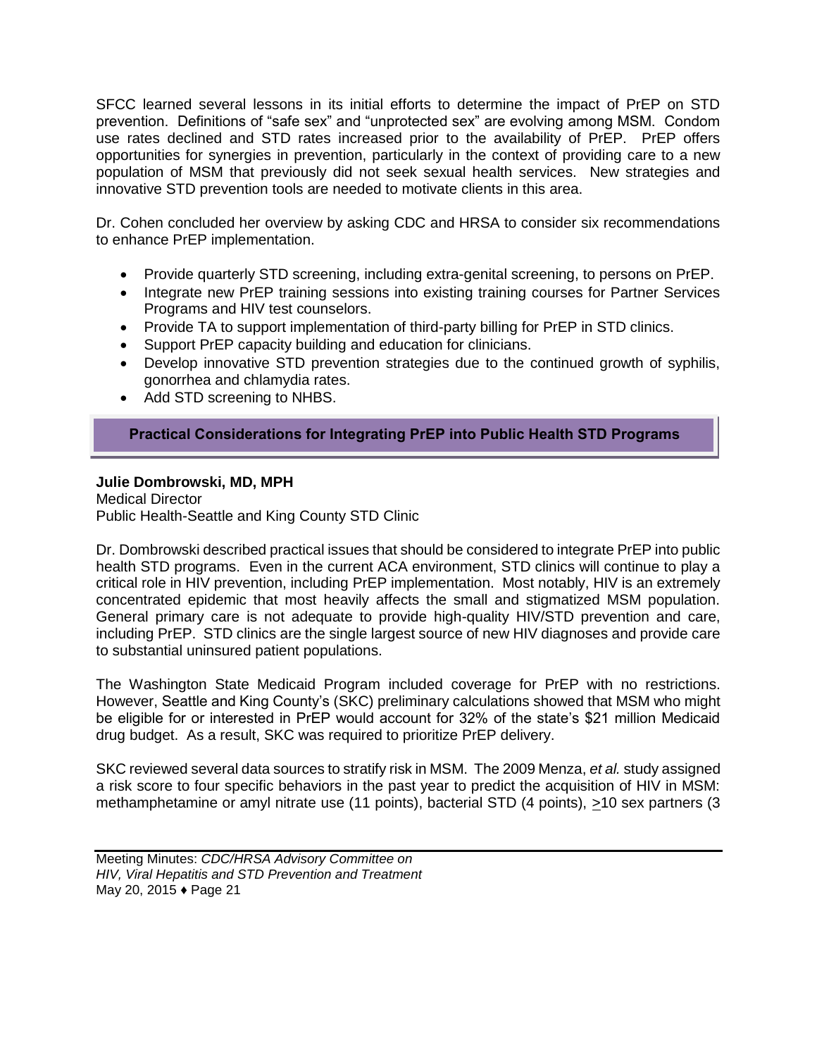SFCC learned several lessons in its initial efforts to determine the impact of PrEP on STD prevention. Definitions of "safe sex" and "unprotected sex" are evolving among MSM. Condom use rates declined and STD rates increased prior to the availability of PrEP. PrEP offers opportunities for synergies in prevention, particularly in the context of providing care to a new population of MSM that previously did not seek sexual health services. New strategies and innovative STD prevention tools are needed to motivate clients in this area.

Dr. Cohen concluded her overview by asking CDC and HRSA to consider six recommendations to enhance PrEP implementation.

- Provide quarterly STD screening, including extra-genital screening, to persons on PrEP.
- Integrate new PrEP training sessions into existing training courses for Partner Services Programs and HIV test counselors.
- Provide TA to support implementation of third-party billing for PrEP in STD clinics.
- Support PrEP capacity building and education for clinicians.
- Develop innovative STD prevention strategies due to the continued growth of syphilis, gonorrhea and chlamydia rates.
- Add STD screening to NHBS.

## Practical Considerations for Integrating PrEP into Public Health STD Programs

**Julie Dombrowski, MD, MPH**
Medical Director
Public Health-Seattle and King County STD Clinic

Dr. Dombrowski described practical issues that should be considered to integrate PrEP into public health STD programs. Even in the current ACA environment, STD clinics will continue to play a critical role in HIV prevention, including PrEP implementation. Most notably, HIV is an extremely concentrated epidemic that most heavily affects the small and stigmatized MSM population. General primary care is not adequate to provide high-quality HIV/STD prevention and care, including PrEP. STD clinics are the single largest source of new HIV diagnoses and provide care to substantial uninsured patient populations.

The Washington State Medicaid Program included coverage for PrEP with no restrictions. However, Seattle and King County's (SKC) preliminary calculations showed that MSM who might be eligible for or interested in PrEP would account for 32% of the state's $21 million Medicaid drug budget. As a result, SKC was required to prioritize PrEP delivery.

SKC reviewed several data sources to stratify risk in MSM. The 2009 Menza, *et al.* study assigned a risk score to four specific behaviors in the past year to predict the acquisition of HIV in MSM: methamphetamine or amyl nitrate use (11 points), bacterial STD (4 points), ≥10 sex partners (3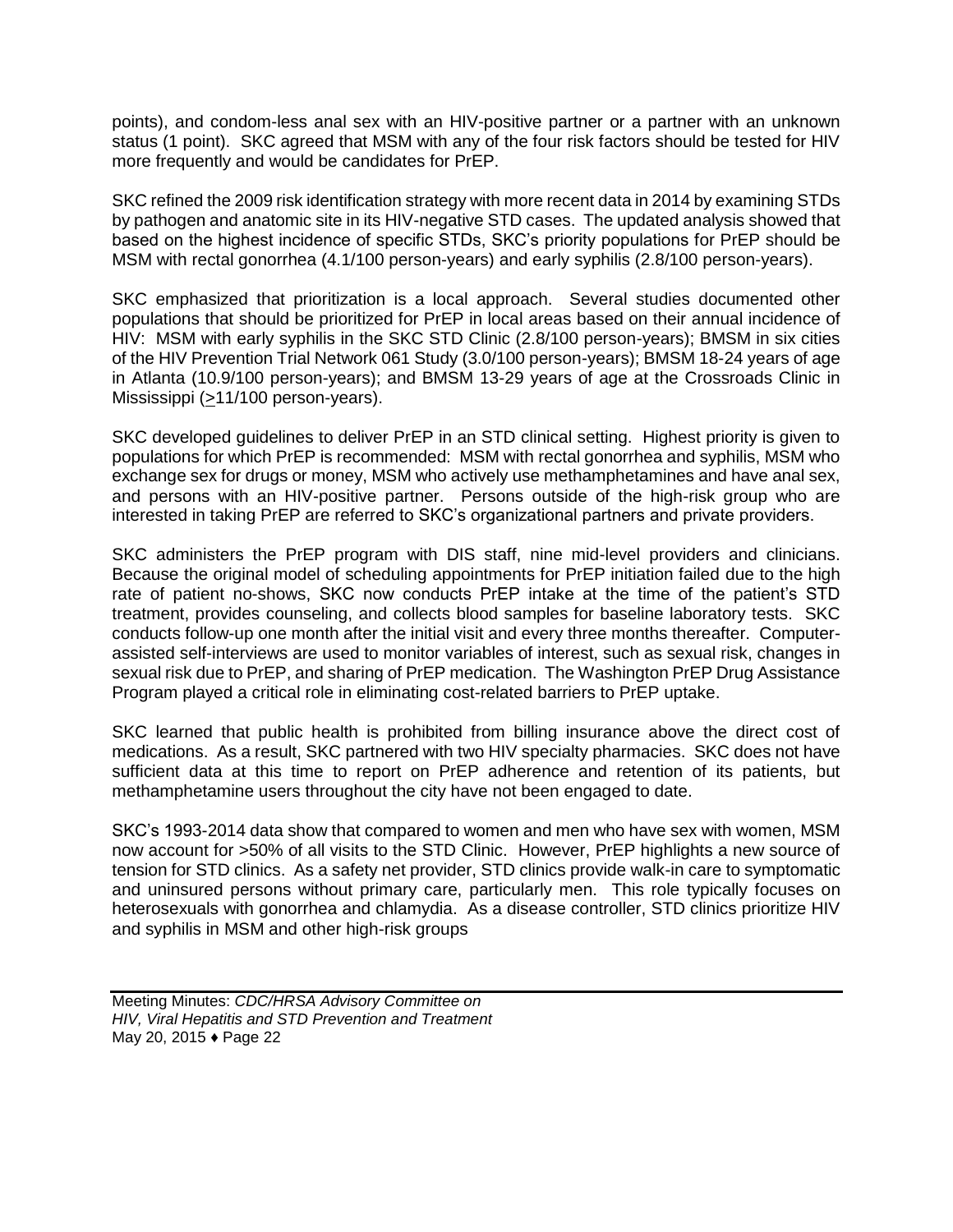points), and condom-less anal sex with an HIV-positive partner or a partner with an unknown status (1 point). SKC agreed that MSM with any of the four risk factors should be tested for HIV more frequently and would be candidates for PrEP.

SKC refined the 2009 risk identification strategy with more recent data in 2014 by examining STDs by pathogen and anatomic site in its HIV-negative STD cases. The updated analysis showed that based on the highest incidence of specific STDs, SKC's priority populations for PrEP should be MSM with rectal gonorrhea (4.1/100 person-years) and early syphilis (2.8/100 person-years).

SKC emphasized that prioritization is a local approach. Several studies documented other populations that should be prioritized for PrEP in local areas based on their annual incidence of HIV: MSM with early syphilis in the SKC STD Clinic (2.8/100 person-years); BMSM in six cities of the HIV Prevention Trial Network 061 Study (3.0/100 person-years); BMSM 18-24 years of age in Atlanta (10.9/100 person-years); and BMSM 13-29 years of age at the Crossroads Clinic in Mississippi (≥11/100 person-years).

SKC developed guidelines to deliver PrEP in an STD clinical setting. Highest priority is given to populations for which PrEP is recommended: MSM with rectal gonorrhea and syphilis, MSM who exchange sex for drugs or money, MSM who actively use methamphetamines and have anal sex, and persons with an HIV-positive partner. Persons outside of the high-risk group who are interested in taking PrEP are referred to SKC's organizational partners and private providers.

SKC administers the PrEP program with DIS staff, nine mid-level providers and clinicians. Because the original model of scheduling appointments for PrEP initiation failed due to the high rate of patient no-shows, SKC now conducts PrEP intake at the time of the patient's STD treatment, provides counseling, and collects blood samples for baseline laboratory tests. SKC conducts follow-up one month after the initial visit and every three months thereafter. Computer-assisted self-interviews are used to monitor variables of interest, such as sexual risk, changes in sexual risk due to PrEP, and sharing of PrEP medication. The Washington PrEP Drug Assistance Program played a critical role in eliminating cost-related barriers to PrEP uptake.

SKC learned that public health is prohibited from billing insurance above the direct cost of medications. As a result, SKC partnered with two HIV specialty pharmacies. SKC does not have sufficient data at this time to report on PrEP adherence and retention of its patients, but methamphetamine users throughout the city have not been engaged to date.

SKC's 1993-2014 data show that compared to women and men who have sex with women, MSM now account for >50% of all visits to the STD Clinic. However, PrEP highlights a new source of tension for STD clinics. As a safety net provider, STD clinics provide walk-in care to symptomatic and uninsured persons without primary care, particularly men. This role typically focuses on heterosexuals with gonorrhea and chlamydia. As a disease controller, STD clinics prioritize HIV and syphilis in MSM and other high-risk groups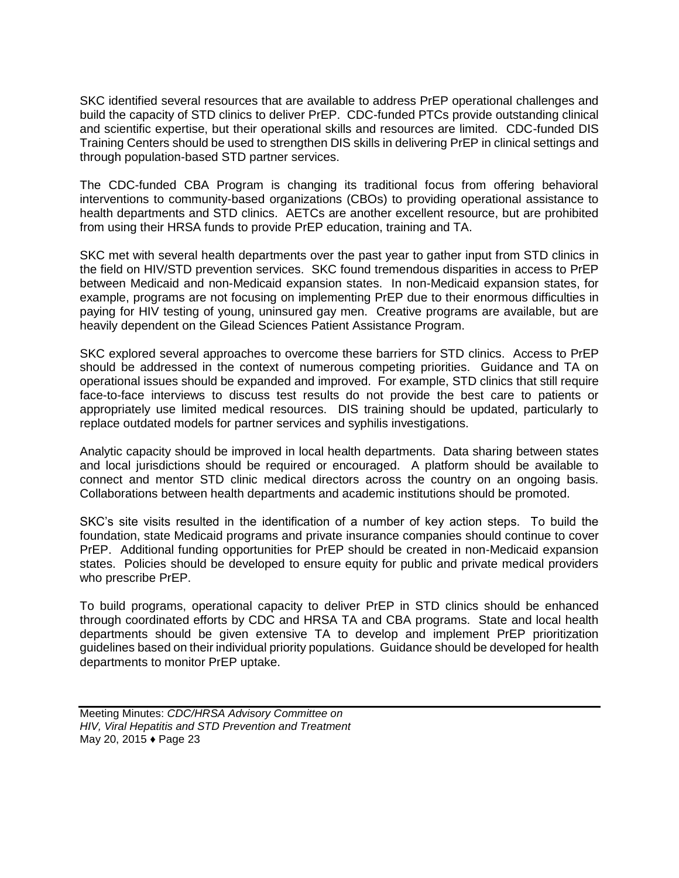SKC identified several resources that are available to address PrEP operational challenges and build the capacity of STD clinics to deliver PrEP. CDC-funded PTCs provide outstanding clinical and scientific expertise, but their operational skills and resources are limited. CDC-funded DIS Training Centers should be used to strengthen DIS skills in delivering PrEP in clinical settings and through population-based STD partner services.

The CDC-funded CBA Program is changing its traditional focus from offering behavioral interventions to community-based organizations (CBOs) to providing operational assistance to health departments and STD clinics. AETCs are another excellent resource, but are prohibited from using their HRSA funds to provide PrEP education, training and TA.

SKC met with several health departments over the past year to gather input from STD clinics in the field on HIV/STD prevention services. SKC found tremendous disparities in access to PrEP between Medicaid and non-Medicaid expansion states. In non-Medicaid expansion states, for example, programs are not focusing on implementing PrEP due to their enormous difficulties in paying for HIV testing of young, uninsured gay men. Creative programs are available, but are heavily dependent on the Gilead Sciences Patient Assistance Program.

SKC explored several approaches to overcome these barriers for STD clinics. Access to PrEP should be addressed in the context of numerous competing priorities. Guidance and TA on operational issues should be expanded and improved. For example, STD clinics that still require face-to-face interviews to discuss test results do not provide the best care to patients or appropriately use limited medical resources. DIS training should be updated, particularly to replace outdated models for partner services and syphilis investigations.

Analytic capacity should be improved in local health departments. Data sharing between states and local jurisdictions should be required or encouraged. A platform should be available to connect and mentor STD clinic medical directors across the country on an ongoing basis. Collaborations between health departments and academic institutions should be promoted.

SKC's site visits resulted in the identification of a number of key action steps. To build the foundation, state Medicaid programs and private insurance companies should continue to cover PrEP. Additional funding opportunities for PrEP should be created in non-Medicaid expansion states. Policies should be developed to ensure equity for public and private medical providers who prescribe PrEP.

To build programs, operational capacity to deliver PrEP in STD clinics should be enhanced through coordinated efforts by CDC and HRSA TA and CBA programs. State and local health departments should be given extensive TA to develop and implement PrEP prioritization guidelines based on their individual priority populations. Guidance should be developed for health departments to monitor PrEP uptake.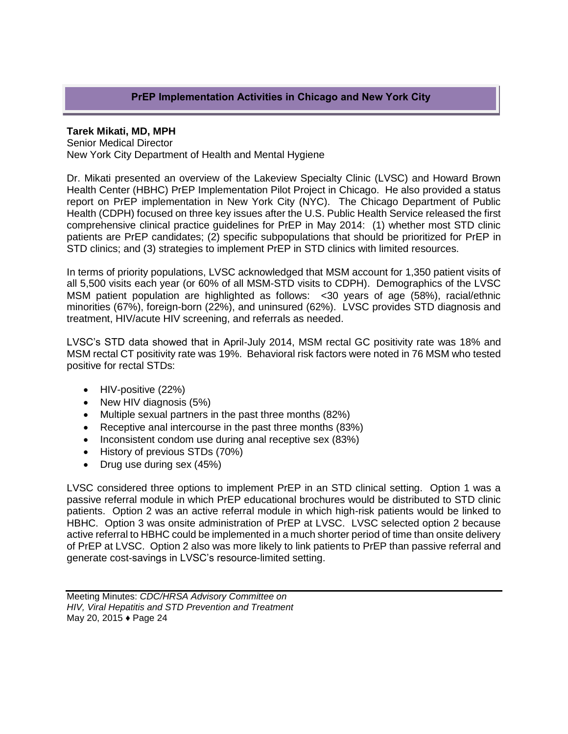## PrEP Implementation Activities in Chicago and New York City

**Tarek Mikati, MD, MPH**
Senior Medical Director
New York City Department of Health and Mental Hygiene

Dr. Mikati presented an overview of the Lakeview Specialty Clinic (LVSC) and Howard Brown Health Center (HBHC) PrEP Implementation Pilot Project in Chicago. He also provided a status report on PrEP implementation in New York City (NYC). The Chicago Department of Public Health (CDPH) focused on three key issues after the U.S. Public Health Service released the first comprehensive clinical practice guidelines for PrEP in May 2014: (1) whether most STD clinic patients are PrEP candidates; (2) specific subpopulations that should be prioritized for PrEP in STD clinics; and (3) strategies to implement PrEP in STD clinics with limited resources.

In terms of priority populations, LVSC acknowledged that MSM account for 1,350 patient visits of all 5,500 visits each year (or 60% of all MSM-STD visits to CDPH). Demographics of the LVSC MSM patient population are highlighted as follows: <30 years of age (58%), racial/ethnic minorities (67%), foreign-born (22%), and uninsured (62%). LVSC provides STD diagnosis and treatment, HIV/acute HIV screening, and referrals as needed.

LVSC's STD data showed that in April-July 2014, MSM rectal GC positivity rate was 18% and MSM rectal CT positivity rate was 19%. Behavioral risk factors were noted in 76 MSM who tested positive for rectal STDs:

- HIV-positive (22%)
- New HIV diagnosis (5%)
- Multiple sexual partners in the past three months (82%)
- Receptive anal intercourse in the past three months (83%)
- Inconsistent condom use during anal receptive sex (83%)
- History of previous STDs (70%)
- Drug use during sex (45%)

LVSC considered three options to implement PrEP in an STD clinical setting. Option 1 was a passive referral module in which PrEP educational brochures would be distributed to STD clinic patients. Option 2 was an active referral module in which high-risk patients would be linked to HBHC. Option 3 was onsite administration of PrEP at LVSC. LVSC selected option 2 because active referral to HBHC could be implemented in a much shorter period of time than onsite delivery of PrEP at LVSC. Option 2 also was more likely to link patients to PrEP than passive referral and generate cost-savings in LVSC's resource-limited setting.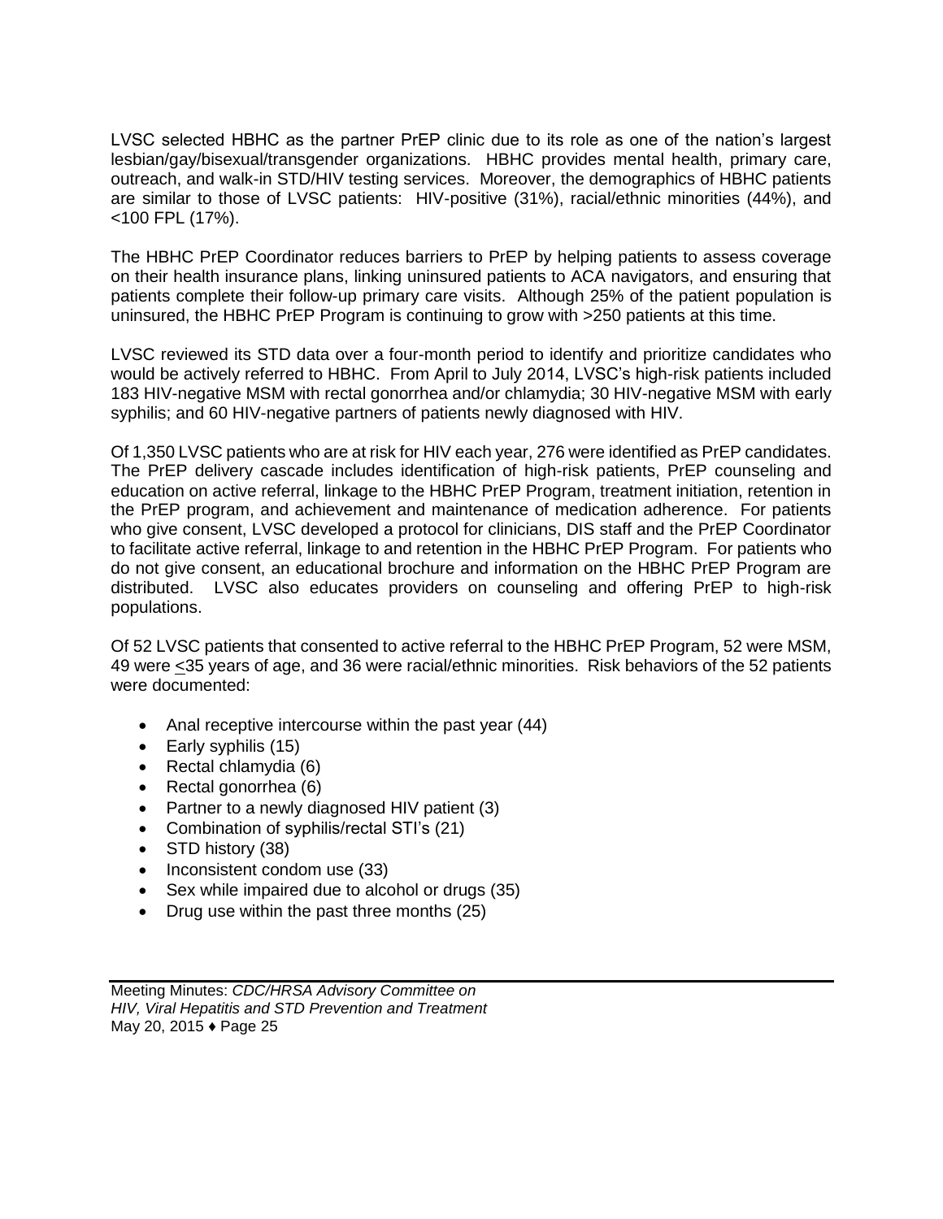LVSC selected HBHC as the partner PrEP clinic due to its role as one of the nation's largest lesbian/gay/bisexual/transgender organizations. HBHC provides mental health, primary care, outreach, and walk-in STD/HIV testing services. Moreover, the demographics of HBHC patients are similar to those of LVSC patients: HIV-positive (31%), racial/ethnic minorities (44%), and <100 FPL (17%).

The HBHC PrEP Coordinator reduces barriers to PrEP by helping patients to assess coverage on their health insurance plans, linking uninsured patients to ACA navigators, and ensuring that patients complete their follow-up primary care visits. Although 25% of the patient population is uninsured, the HBHC PrEP Program is continuing to grow with >250 patients at this time.

LVSC reviewed its STD data over a four-month period to identify and prioritize candidates who would be actively referred to HBHC. From April to July 2014, LVSC's high-risk patients included 183 HIV-negative MSM with rectal gonorrhea and/or chlamydia; 30 HIV-negative MSM with early syphilis; and 60 HIV-negative partners of patients newly diagnosed with HIV.

Of 1,350 LVSC patients who are at risk for HIV each year, 276 were identified as PrEP candidates. The PrEP delivery cascade includes identification of high-risk patients, PrEP counseling and education on active referral, linkage to the HBHC PrEP Program, treatment initiation, retention in the PrEP program, and achievement and maintenance of medication adherence. For patients who give consent, LVSC developed a protocol for clinicians, DIS staff and the PrEP Coordinator to facilitate active referral, linkage to and retention in the HBHC PrEP Program. For patients who do not give consent, an educational brochure and information on the HBHC PrEP Program are distributed. LVSC also educates providers on counseling and offering PrEP to high-risk populations.

Of 52 LVSC patients that consented to active referral to the HBHC PrEP Program, 52 were MSM, 49 were ≤35 years of age, and 36 were racial/ethnic minorities. Risk behaviors of the 52 patients were documented:

- Anal receptive intercourse within the past year (44)
- Early syphilis (15)
- Rectal chlamydia (6)
- Rectal gonorrhea (6)
- Partner to a newly diagnosed HIV patient (3)
- Combination of syphilis/rectal STI's (21)
- STD history (38)
- Inconsistent condom use (33)
- Sex while impaired due to alcohol or drugs (35)
- Drug use within the past three months (25)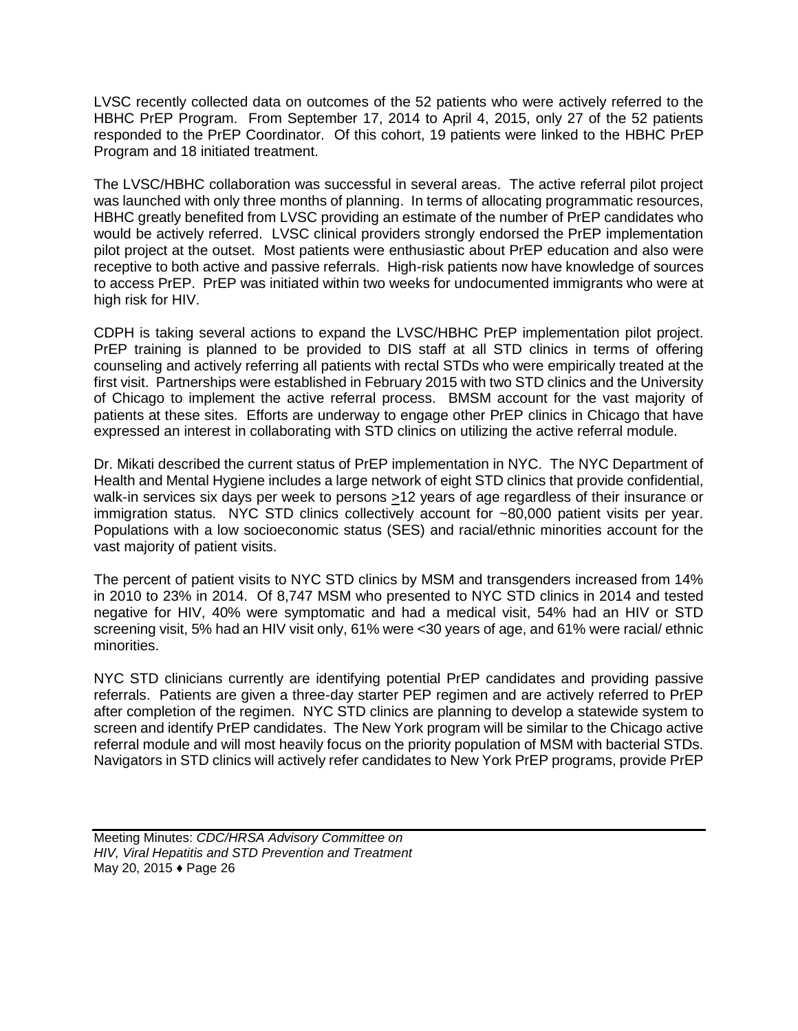LVSC recently collected data on outcomes of the 52 patients who were actively referred to the HBHC PrEP Program. From September 17, 2014 to April 4, 2015, only 27 of the 52 patients responded to the PrEP Coordinator. Of this cohort, 19 patients were linked to the HBHC PrEP Program and 18 initiated treatment.

The LVSC/HBHC collaboration was successful in several areas. The active referral pilot project was launched with only three months of planning. In terms of allocating programmatic resources, HBHC greatly benefited from LVSC providing an estimate of the number of PrEP candidates who would be actively referred. LVSC clinical providers strongly endorsed the PrEP implementation pilot project at the outset. Most patients were enthusiastic about PrEP education and also were receptive to both active and passive referrals. High-risk patients now have knowledge of sources to access PrEP. PrEP was initiated within two weeks for undocumented immigrants who were at high risk for HIV.

CDPH is taking several actions to expand the LVSC/HBHC PrEP implementation pilot project. PrEP training is planned to be provided to DIS staff at all STD clinics in terms of offering counseling and actively referring all patients with rectal STDs who were empirically treated at the first visit. Partnerships were established in February 2015 with two STD clinics and the University of Chicago to implement the active referral process. BMSM account for the vast majority of patients at these sites. Efforts are underway to engage other PrEP clinics in Chicago that have expressed an interest in collaborating with STD clinics on utilizing the active referral module.

Dr. Mikati described the current status of PrEP implementation in NYC. The NYC Department of Health and Mental Hygiene includes a large network of eight STD clinics that provide confidential, walk-in services six days per week to persons ≥12 years of age regardless of their insurance or immigration status. NYC STD clinics collectively account for ~80,000 patient visits per year. Populations with a low socioeconomic status (SES) and racial/ethnic minorities account for the vast majority of patient visits.

The percent of patient visits to NYC STD clinics by MSM and transgenders increased from 14% in 2010 to 23% in 2014. Of 8,747 MSM who presented to NYC STD clinics in 2014 and tested negative for HIV, 40% were symptomatic and had a medical visit, 54% had an HIV or STD screening visit, 5% had an HIV visit only, 61% were <30 years of age, and 61% were racial/ ethnic minorities.

NYC STD clinicians currently are identifying potential PrEP candidates and providing passive referrals. Patients are given a three-day starter PEP regimen and are actively referred to PrEP after completion of the regimen. NYC STD clinics are planning to develop a statewide system to screen and identify PrEP candidates. The New York program will be similar to the Chicago active referral module and will most heavily focus on the priority population of MSM with bacterial STDs. Navigators in STD clinics will actively refer candidates to New York PrEP programs, provide PrEP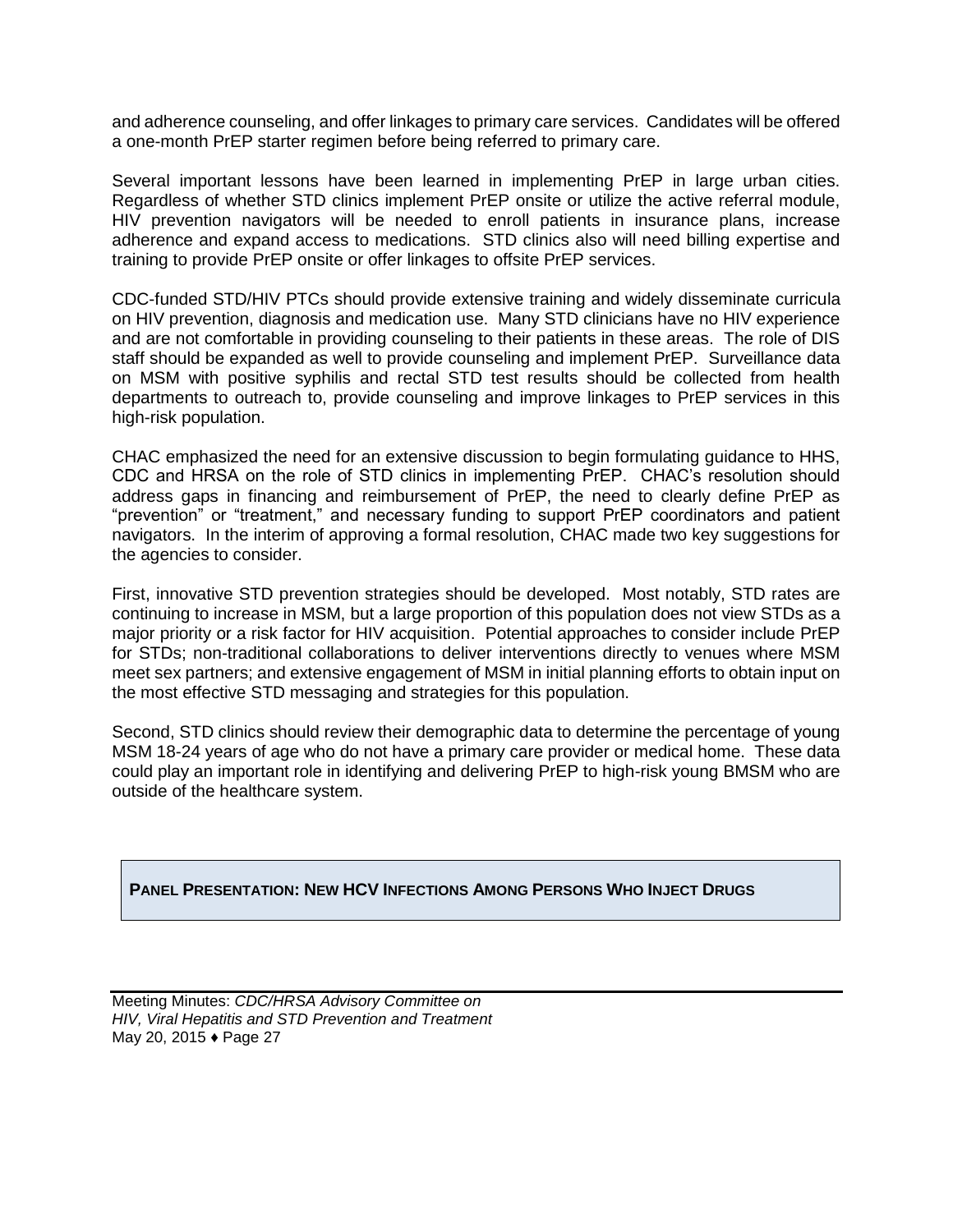and adherence counseling, and offer linkages to primary care services. Candidates will be offered a one-month PrEP starter regimen before being referred to primary care.

Several important lessons have been learned in implementing PrEP in large urban cities. Regardless of whether STD clinics implement PrEP onsite or utilize the active referral module, HIV prevention navigators will be needed to enroll patients in insurance plans, increase adherence and expand access to medications. STD clinics also will need billing expertise and training to provide PrEP onsite or offer linkages to offsite PrEP services.

CDC-funded STD/HIV PTCs should provide extensive training and widely disseminate curricula on HIV prevention, diagnosis and medication use. Many STD clinicians have no HIV experience and are not comfortable in providing counseling to their patients in these areas. The role of DIS staff should be expanded as well to provide counseling and implement PrEP. Surveillance data on MSM with positive syphilis and rectal STD test results should be collected from health departments to outreach to, provide counseling and improve linkages to PrEP services in this high-risk population.

CHAC emphasized the need for an extensive discussion to begin formulating guidance to HHS, CDC and HRSA on the role of STD clinics in implementing PrEP. CHAC's resolution should address gaps in financing and reimbursement of PrEP, the need to clearly define PrEP as "prevention" or "treatment," and necessary funding to support PrEP coordinators and patient navigators. In the interim of approving a formal resolution, CHAC made two key suggestions for the agencies to consider.

First, innovative STD prevention strategies should be developed. Most notably, STD rates are continuing to increase in MSM, but a large proportion of this population does not view STDs as a major priority or a risk factor for HIV acquisition. Potential approaches to consider include PrEP for STDs; non-traditional collaborations to deliver interventions directly to venues where MSM meet sex partners; and extensive engagement of MSM in initial planning efforts to obtain input on the most effective STD messaging and strategies for this population.

Second, STD clinics should review their demographic data to determine the percentage of young MSM 18-24 years of age who do not have a primary care provider or medical home. These data could play an important role in identifying and delivering PrEP to high-risk young BMSM who are outside of the healthcare system.

## PANEL PRESENTATION: NEW HCV INFECTIONS AMONG PERSONS WHO INJECT DRUGS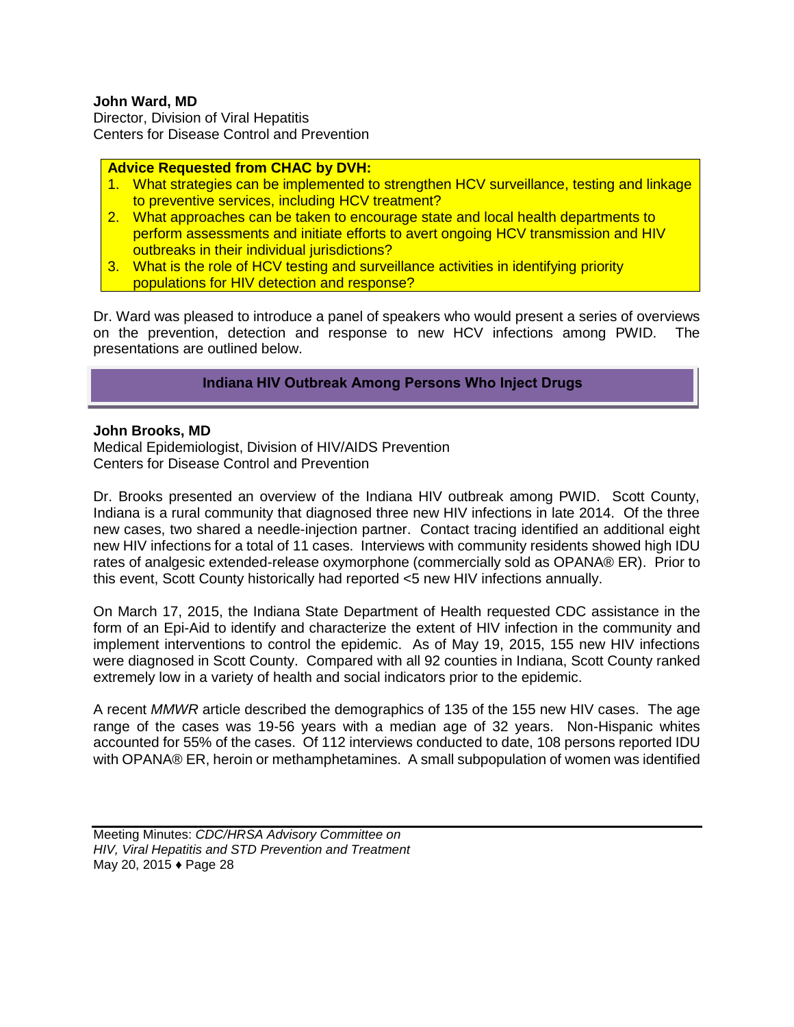**John Ward, MD**
Director, Division of Viral Hepatitis
Centers for Disease Control and Prevention

**Advice Requested from CHAC by DVH:**

1. What strategies can be implemented to strengthen HCV surveillance, testing and linkage to preventive services, including HCV treatment?
2. What approaches can be taken to encourage state and local health departments to perform assessments and initiate efforts to avert ongoing HCV transmission and HIV outbreaks in their individual jurisdictions?
3. What is the role of HCV testing and surveillance activities in identifying priority populations for HIV detection and response?

Dr. Ward was pleased to introduce a panel of speakers who would present a series of overviews on the prevention, detection and response to new HCV infections among PWID. The presentations are outlined below.

## Indiana HIV Outbreak Among Persons Who Inject Drugs

**John Brooks, MD**
Medical Epidemiologist, Division of HIV/AIDS Prevention
Centers for Disease Control and Prevention

Dr. Brooks presented an overview of the Indiana HIV outbreak among PWID. Scott County, Indiana is a rural community that diagnosed three new HIV infections in late 2014. Of the three new cases, two shared a needle-injection partner. Contact tracing identified an additional eight new HIV infections for a total of 11 cases. Interviews with community residents showed high IDU rates of analgesic extended-release oxymorphone (commercially sold as OPANA® ER). Prior to this event, Scott County historically had reported <5 new HIV infections annually.

On March 17, 2015, the Indiana State Department of Health requested CDC assistance in the form of an Epi-Aid to identify and characterize the extent of HIV infection in the community and implement interventions to control the epidemic. As of May 19, 2015, 155 new HIV infections were diagnosed in Scott County. Compared with all 92 counties in Indiana, Scott County ranked extremely low in a variety of health and social indicators prior to the epidemic.

A recent *MMWR* article described the demographics of 135 of the 155 new HIV cases. The age range of the cases was 19-56 years with a median age of 32 years. Non-Hispanic whites accounted for 55% of the cases. Of 112 interviews conducted to date, 108 persons reported IDU with OPANA® ER, heroin or methamphetamines. A small subpopulation of women was identified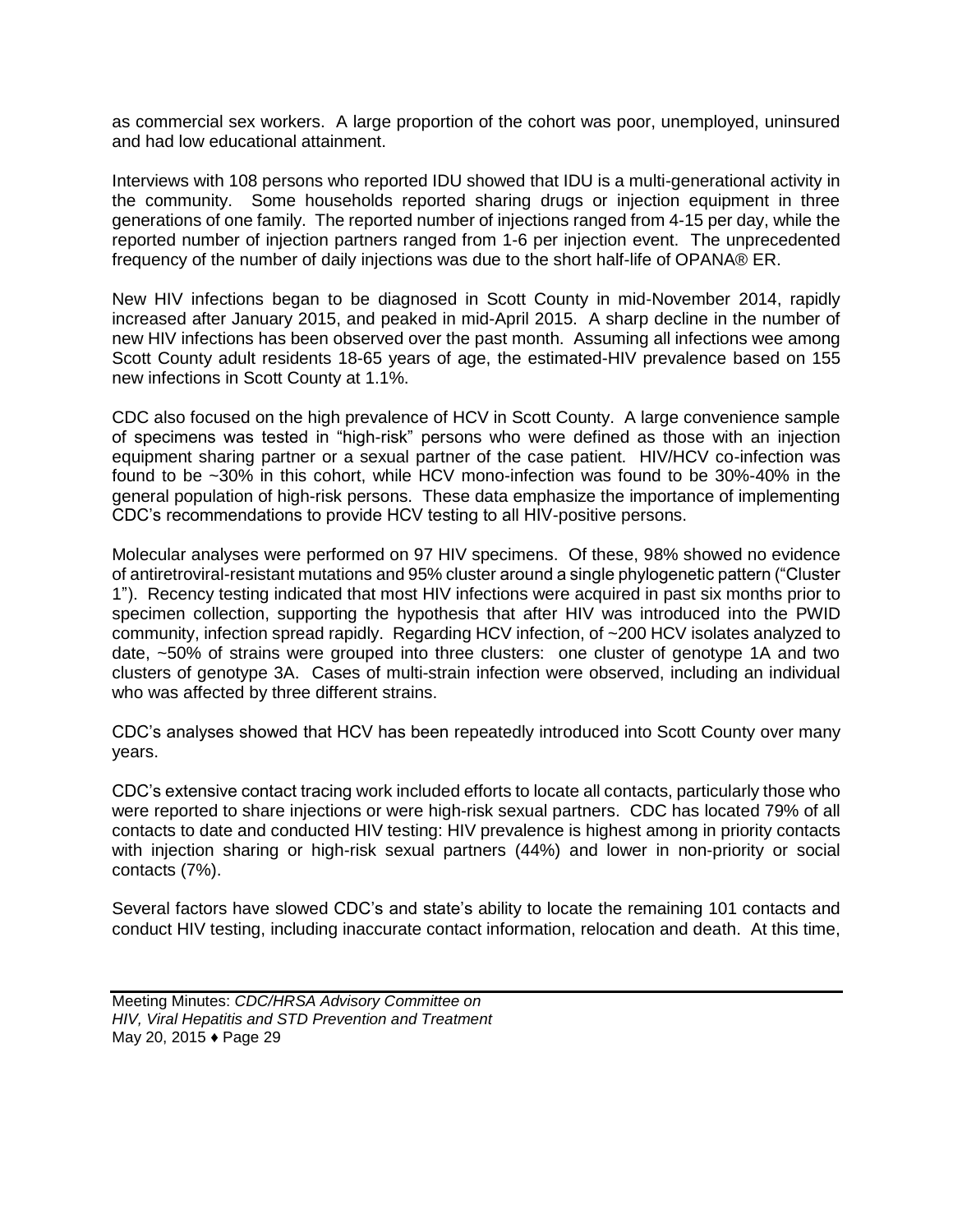as commercial sex workers. A large proportion of the cohort was poor, unemployed, uninsured and had low educational attainment.

Interviews with 108 persons who reported IDU showed that IDU is a multi-generational activity in the community. Some households reported sharing drugs or injection equipment in three generations of one family. The reported number of injections ranged from 4-15 per day, while the reported number of injection partners ranged from 1-6 per injection event. The unprecedented frequency of the number of daily injections was due to the short half-life of OPANA® ER.

New HIV infections began to be diagnosed in Scott County in mid-November 2014, rapidly increased after January 2015, and peaked in mid-April 2015. A sharp decline in the number of new HIV infections has been observed over the past month. Assuming all infections wee among Scott County adult residents 18-65 years of age, the estimated-HIV prevalence based on 155 new infections in Scott County at 1.1%.

CDC also focused on the high prevalence of HCV in Scott County. A large convenience sample of specimens was tested in "high-risk" persons who were defined as those with an injection equipment sharing partner or a sexual partner of the case patient. HIV/HCV co-infection was found to be ~30% in this cohort, while HCV mono-infection was found to be 30%-40% in the general population of high-risk persons. These data emphasize the importance of implementing CDC's recommendations to provide HCV testing to all HIV-positive persons.

Molecular analyses were performed on 97 HIV specimens. Of these, 98% showed no evidence of antiretroviral-resistant mutations and 95% cluster around a single phylogenetic pattern ("Cluster 1"). Recency testing indicated that most HIV infections were acquired in past six months prior to specimen collection, supporting the hypothesis that after HIV was introduced into the PWID community, infection spread rapidly. Regarding HCV infection, of ~200 HCV isolates analyzed to date, ~50% of strains were grouped into three clusters: one cluster of genotype 1A and two clusters of genotype 3A. Cases of multi-strain infection were observed, including an individual who was affected by three different strains.

CDC's analyses showed that HCV has been repeatedly introduced into Scott County over many years.

CDC's extensive contact tracing work included efforts to locate all contacts, particularly those who were reported to share injections or were high-risk sexual partners. CDC has located 79% of all contacts to date and conducted HIV testing: HIV prevalence is highest among in priority contacts with injection sharing or high-risk sexual partners (44%) and lower in non-priority or social contacts (7%).

Several factors have slowed CDC's and state's ability to locate the remaining 101 contacts and conduct HIV testing, including inaccurate contact information, relocation and death. At this time,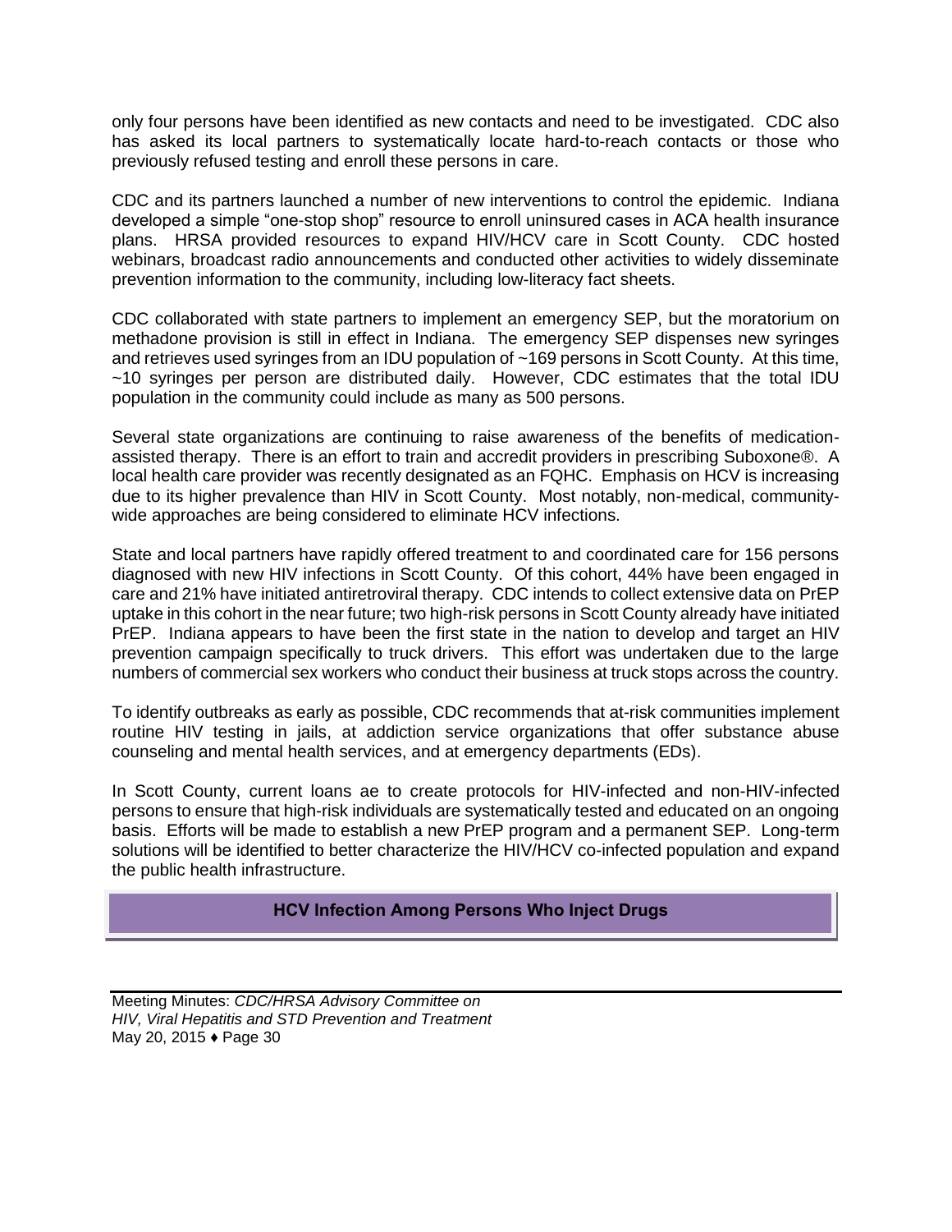only four persons have been identified as new contacts and need to be investigated. CDC also has asked its local partners to systematically locate hard-to-reach contacts or those who previously refused testing and enroll these persons in care.

CDC and its partners launched a number of new interventions to control the epidemic. Indiana developed a simple "one-stop shop" resource to enroll uninsured cases in ACA health insurance plans. HRSA provided resources to expand HIV/HCV care in Scott County. CDC hosted webinars, broadcast radio announcements and conducted other activities to widely disseminate prevention information to the community, including low-literacy fact sheets.

CDC collaborated with state partners to implement an emergency SEP, but the moratorium on methadone provision is still in effect in Indiana. The emergency SEP dispenses new syringes and retrieves used syringes from an IDU population of ~169 persons in Scott County. At this time, ~10 syringes per person are distributed daily. However, CDC estimates that the total IDU population in the community could include as many as 500 persons.

Several state organizations are continuing to raise awareness of the benefits of medication-assisted therapy. There is an effort to train and accredit providers in prescribing Suboxone®. A local health care provider was recently designated as an FQHC. Emphasis on HCV is increasing due to its higher prevalence than HIV in Scott County. Most notably, non-medical, community-wide approaches are being considered to eliminate HCV infections.

State and local partners have rapidly offered treatment to and coordinated care for 156 persons diagnosed with new HIV infections in Scott County. Of this cohort, 44% have been engaged in care and 21% have initiated antiretroviral therapy. CDC intends to collect extensive data on PrEP uptake in this cohort in the near future; two high-risk persons in Scott County already have initiated PrEP. Indiana appears to have been the first state in the nation to develop and target an HIV prevention campaign specifically to truck drivers. This effort was undertaken due to the large numbers of commercial sex workers who conduct their business at truck stops across the country.

To identify outbreaks as early as possible, CDC recommends that at-risk communities implement routine HIV testing in jails, at addiction service organizations that offer substance abuse counseling and mental health services, and at emergency departments (EDs).

In Scott County, current loans ae to create protocols for HIV-infected and non-HIV-infected persons to ensure that high-risk individuals are systematically tested and educated on an ongoing basis. Efforts will be made to establish a new PrEP program and a permanent SEP. Long-term solutions will be identified to better characterize the HIV/HCV co-infected population and expand the public health infrastructure.

## HCV Infection Among Persons Who Inject Drugs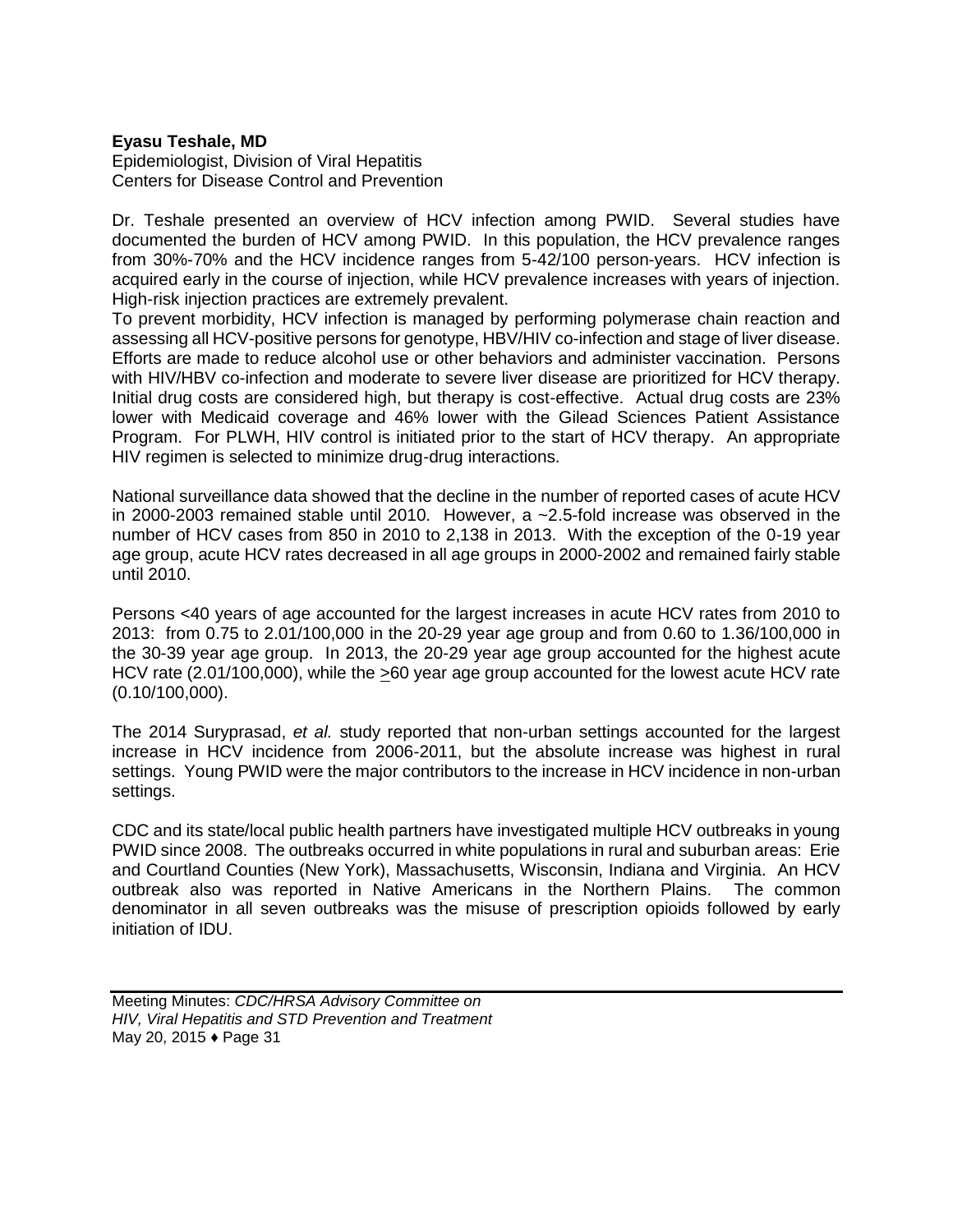**Eyasu Teshale, MD**
Epidemiologist, Division of Viral Hepatitis
Centers for Disease Control and Prevention

Dr. Teshale presented an overview of HCV infection among PWID. Several studies have documented the burden of HCV among PWID. In this population, the HCV prevalence ranges from 30%-70% and the HCV incidence ranges from 5-42/100 person-years. HCV infection is acquired early in the course of injection, while HCV prevalence increases with years of injection. High-risk injection practices are extremely prevalent.

To prevent morbidity, HCV infection is managed by performing polymerase chain reaction and assessing all HCV-positive persons for genotype, HBV/HIV co-infection and stage of liver disease. Efforts are made to reduce alcohol use or other behaviors and administer vaccination. Persons with HIV/HBV co-infection and moderate to severe liver disease are prioritized for HCV therapy. Initial drug costs are considered high, but therapy is cost-effective. Actual drug costs are 23% lower with Medicaid coverage and 46% lower with the Gilead Sciences Patient Assistance Program. For PLWH, HIV control is initiated prior to the start of HCV therapy. An appropriate HIV regimen is selected to minimize drug-drug interactions.

National surveillance data showed that the decline in the number of reported cases of acute HCV in 2000-2003 remained stable until 2010. However, a ~2.5-fold increase was observed in the number of HCV cases from 850 in 2010 to 2,138 in 2013. With the exception of the 0-19 year age group, acute HCV rates decreased in all age groups in 2000-2002 and remained fairly stable until 2010.

Persons <40 years of age accounted for the largest increases in acute HCV rates from 2010 to 2013: from 0.75 to 2.01/100,000 in the 20-29 year age group and from 0.60 to 1.36/100,000 in the 30-39 year age group. In 2013, the 20-29 year age group accounted for the highest acute HCV rate (2.01/100,000), while the ≥60 year age group accounted for the lowest acute HCV rate (0.10/100,000).

The 2014 Suryprasad, *et al.* study reported that non-urban settings accounted for the largest increase in HCV incidence from 2006-2011, but the absolute increase was highest in rural settings. Young PWID were the major contributors to the increase in HCV incidence in non-urban settings.

CDC and its state/local public health partners have investigated multiple HCV outbreaks in young PWID since 2008. The outbreaks occurred in white populations in rural and suburban areas: Erie and Courtland Counties (New York), Massachusetts, Wisconsin, Indiana and Virginia. An HCV outbreak also was reported in Native Americans in the Northern Plains. The common denominator in all seven outbreaks was the misuse of prescription opioids followed by early initiation of IDU.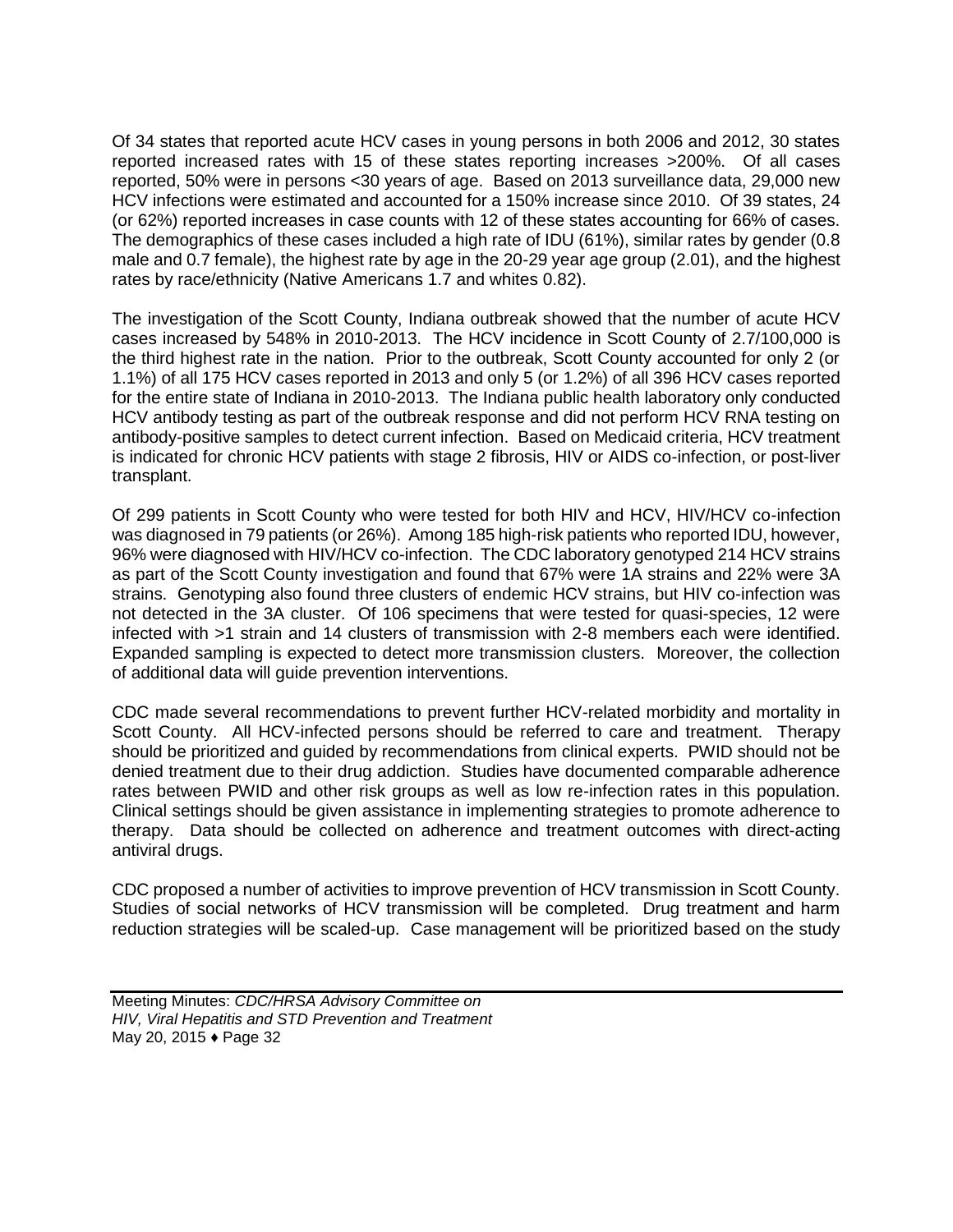Of 34 states that reported acute HCV cases in young persons in both 2006 and 2012, 30 states reported increased rates with 15 of these states reporting increases >200%. Of all cases reported, 50% were in persons <30 years of age. Based on 2013 surveillance data, 29,000 new HCV infections were estimated and accounted for a 150% increase since 2010. Of 39 states, 24 (or 62%) reported increases in case counts with 12 of these states accounting for 66% of cases. The demographics of these cases included a high rate of IDU (61%), similar rates by gender (0.8 male and 0.7 female), the highest rate by age in the 20-29 year age group (2.01), and the highest rates by race/ethnicity (Native Americans 1.7 and whites 0.82).

The investigation of the Scott County, Indiana outbreak showed that the number of acute HCV cases increased by 548% in 2010-2013. The HCV incidence in Scott County of 2.7/100,000 is the third highest rate in the nation. Prior to the outbreak, Scott County accounted for only 2 (or 1.1%) of all 175 HCV cases reported in 2013 and only 5 (or 1.2%) of all 396 HCV cases reported for the entire state of Indiana in 2010-2013. The Indiana public health laboratory only conducted HCV antibody testing as part of the outbreak response and did not perform HCV RNA testing on antibody-positive samples to detect current infection. Based on Medicaid criteria, HCV treatment is indicated for chronic HCV patients with stage 2 fibrosis, HIV or AIDS co-infection, or post-liver transplant.

Of 299 patients in Scott County who were tested for both HIV and HCV, HIV/HCV co-infection was diagnosed in 79 patients (or 26%). Among 185 high-risk patients who reported IDU, however, 96% were diagnosed with HIV/HCV co-infection. The CDC laboratory genotyped 214 HCV strains as part of the Scott County investigation and found that 67% were 1A strains and 22% were 3A strains. Genotyping also found three clusters of endemic HCV strains, but HIV co-infection was not detected in the 3A cluster. Of 106 specimens that were tested for quasi-species, 12 were infected with >1 strain and 14 clusters of transmission with 2-8 members each were identified. Expanded sampling is expected to detect more transmission clusters. Moreover, the collection of additional data will guide prevention interventions.

CDC made several recommendations to prevent further HCV-related morbidity and mortality in Scott County. All HCV-infected persons should be referred to care and treatment. Therapy should be prioritized and guided by recommendations from clinical experts. PWID should not be denied treatment due to their drug addiction. Studies have documented comparable adherence rates between PWID and other risk groups as well as low re-infection rates in this population. Clinical settings should be given assistance in implementing strategies to promote adherence to therapy. Data should be collected on adherence and treatment outcomes with direct-acting antiviral drugs.

CDC proposed a number of activities to improve prevention of HCV transmission in Scott County. Studies of social networks of HCV transmission will be completed. Drug treatment and harm reduction strategies will be scaled-up. Case management will be prioritized based on the study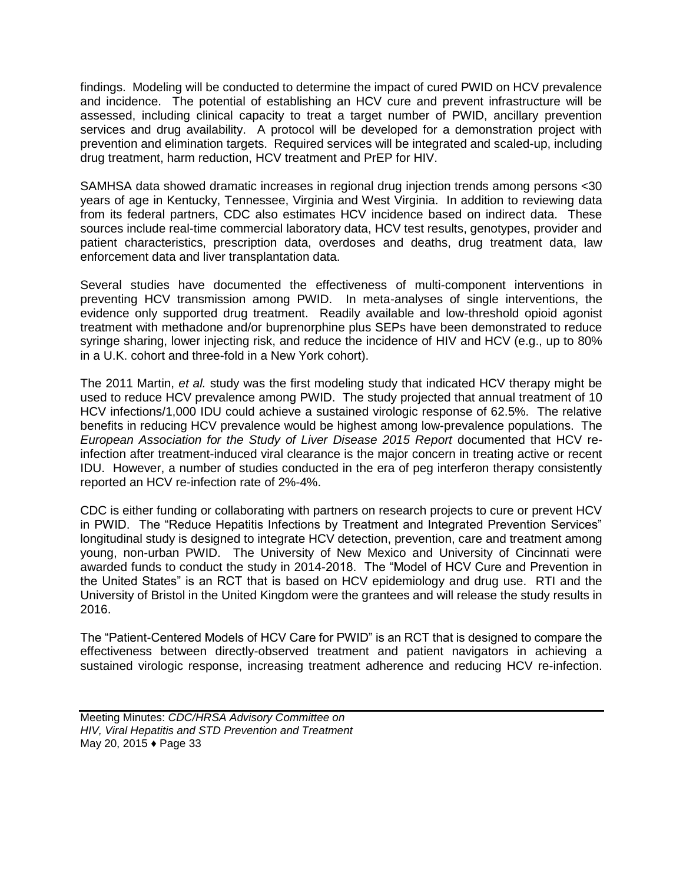findings. Modeling will be conducted to determine the impact of cured PWID on HCV prevalence and incidence. The potential of establishing an HCV cure and prevent infrastructure will be assessed, including clinical capacity to treat a target number of PWID, ancillary prevention services and drug availability. A protocol will be developed for a demonstration project with prevention and elimination targets. Required services will be integrated and scaled-up, including drug treatment, harm reduction, HCV treatment and PrEP for HIV.

SAMHSA data showed dramatic increases in regional drug injection trends among persons <30 years of age in Kentucky, Tennessee, Virginia and West Virginia. In addition to reviewing data from its federal partners, CDC also estimates HCV incidence based on indirect data. These sources include real-time commercial laboratory data, HCV test results, genotypes, provider and patient characteristics, prescription data, overdoses and deaths, drug treatment data, law enforcement data and liver transplantation data.

Several studies have documented the effectiveness of multi-component interventions in preventing HCV transmission among PWID. In meta-analyses of single interventions, the evidence only supported drug treatment. Readily available and low-threshold opioid agonist treatment with methadone and/or buprenorphine plus SEPs have been demonstrated to reduce syringe sharing, lower injecting risk, and reduce the incidence of HIV and HCV (e.g., up to 80% in a U.K. cohort and three-fold in a New York cohort).

The 2011 Martin, *et al.* study was the first modeling study that indicated HCV therapy might be used to reduce HCV prevalence among PWID. The study projected that annual treatment of 10 HCV infections/1,000 IDU could achieve a sustained virologic response of 62.5%. The relative benefits in reducing HCV prevalence would be highest among low-prevalence populations. The *European Association for the Study of Liver Disease 2015 Report* documented that HCV re-infection after treatment-induced viral clearance is the major concern in treating active or recent IDU. However, a number of studies conducted in the era of peg interferon therapy consistently reported an HCV re-infection rate of 2%-4%.

CDC is either funding or collaborating with partners on research projects to cure or prevent HCV in PWID. The "Reduce Hepatitis Infections by Treatment and Integrated Prevention Services" longitudinal study is designed to integrate HCV detection, prevention, care and treatment among young, non-urban PWID. The University of New Mexico and University of Cincinnati were awarded funds to conduct the study in 2014-2018. The "Model of HCV Cure and Prevention in the United States" is an RCT that is based on HCV epidemiology and drug use. RTI and the University of Bristol in the United Kingdom were the grantees and will release the study results in 2016.

The "Patient-Centered Models of HCV Care for PWID" is an RCT that is designed to compare the effectiveness between directly-observed treatment and patient navigators in achieving a sustained virologic response, increasing treatment adherence and reducing HCV re-infection.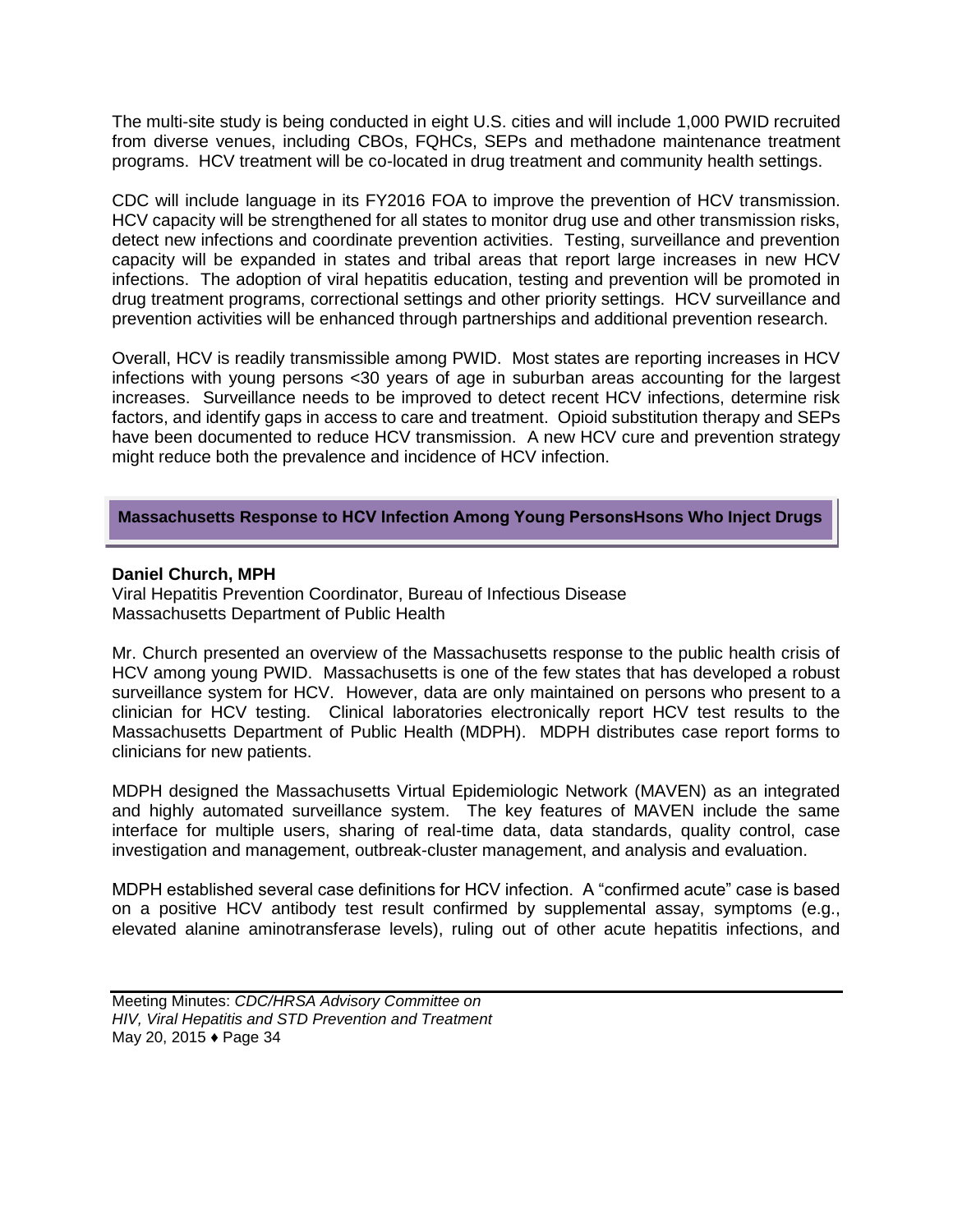The multi-site study is being conducted in eight U.S. cities and will include 1,000 PWID recruited from diverse venues, including CBOs, FQHCs, SEPs and methadone maintenance treatment programs. HCV treatment will be co-located in drug treatment and community health settings.

CDC will include language in its FY2016 FOA to improve the prevention of HCV transmission. HCV capacity will be strengthened for all states to monitor drug use and other transmission risks, detect new infections and coordinate prevention activities. Testing, surveillance and prevention capacity will be expanded in states and tribal areas that report large increases in new HCV infections. The adoption of viral hepatitis education, testing and prevention will be promoted in drug treatment programs, correctional settings and other priority settings. HCV surveillance and prevention activities will be enhanced through partnerships and additional prevention research.

Overall, HCV is readily transmissible among PWID. Most states are reporting increases in HCV infections with young persons <30 years of age in suburban areas accounting for the largest increases. Surveillance needs to be improved to detect recent HCV infections, determine risk factors, and identify gaps in access to care and treatment. Opioid substitution therapy and SEPs have been documented to reduce HCV transmission. A new HCV cure and prevention strategy might reduce both the prevalence and incidence of HCV infection.

## Massachusetts Response to HCV Infection Among Young PersonsHsons Who Inject Drugs

**Daniel Church, MPH**
Viral Hepatitis Prevention Coordinator, Bureau of Infectious Disease
Massachusetts Department of Public Health

Mr. Church presented an overview of the Massachusetts response to the public health crisis of HCV among young PWID. Massachusetts is one of the few states that has developed a robust surveillance system for HCV. However, data are only maintained on persons who present to a clinician for HCV testing. Clinical laboratories electronically report HCV test results to the Massachusetts Department of Public Health (MDPH). MDPH distributes case report forms to clinicians for new patients.

MDPH designed the Massachusetts Virtual Epidemiologic Network (MAVEN) as an integrated and highly automated surveillance system. The key features of MAVEN include the same interface for multiple users, sharing of real-time data, data standards, quality control, case investigation and management, outbreak-cluster management, and analysis and evaluation.

MDPH established several case definitions for HCV infection. A "confirmed acute" case is based on a positive HCV antibody test result confirmed by supplemental assay, symptoms (e.g., elevated alanine aminotransferase levels), ruling out of other acute hepatitis infections, and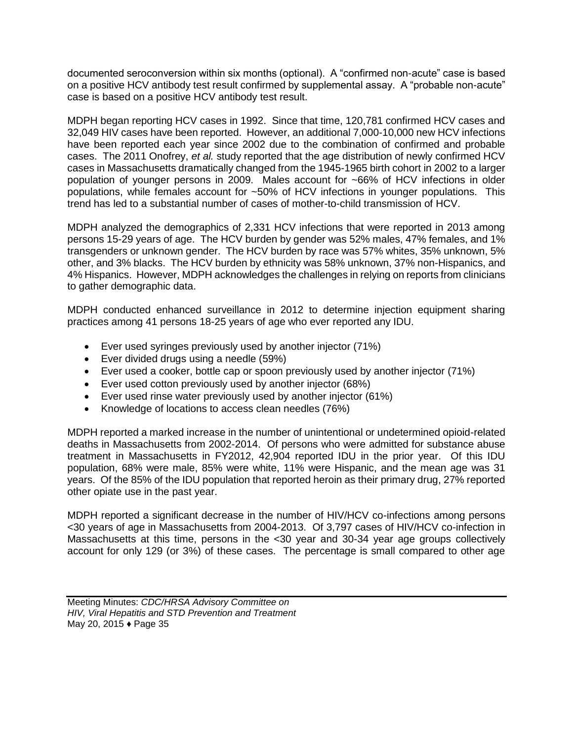documented seroconversion within six months (optional). A "confirmed non-acute" case is based on a positive HCV antibody test result confirmed by supplemental assay. A "probable non-acute" case is based on a positive HCV antibody test result.

MDPH began reporting HCV cases in 1992. Since that time, 120,781 confirmed HCV cases and 32,049 HIV cases have been reported. However, an additional 7,000-10,000 new HCV infections have been reported each year since 2002 due to the combination of confirmed and probable cases. The 2011 Onofrey, *et al.* study reported that the age distribution of newly confirmed HCV cases in Massachusetts dramatically changed from the 1945-1965 birth cohort in 2002 to a larger population of younger persons in 2009. Males account for ~66% of HCV infections in older populations, while females account for ~50% of HCV infections in younger populations. This trend has led to a substantial number of cases of mother-to-child transmission of HCV.

MDPH analyzed the demographics of 2,331 HCV infections that were reported in 2013 among persons 15-29 years of age. The HCV burden by gender was 52% males, 47% females, and 1% transgenders or unknown gender. The HCV burden by race was 57% whites, 35% unknown, 5% other, and 3% blacks. The HCV burden by ethnicity was 58% unknown, 37% non-Hispanics, and 4% Hispanics. However, MDPH acknowledges the challenges in relying on reports from clinicians to gather demographic data.

MDPH conducted enhanced surveillance in 2012 to determine injection equipment sharing practices among 41 persons 18-25 years of age who ever reported any IDU.

- Ever used syringes previously used by another injector (71%)
- Ever divided drugs using a needle (59%)
- Ever used a cooker, bottle cap or spoon previously used by another injector (71%)
- Ever used cotton previously used by another injector (68%)
- Ever used rinse water previously used by another injector (61%)
- Knowledge of locations to access clean needles (76%)

MDPH reported a marked increase in the number of unintentional or undetermined opioid-related deaths in Massachusetts from 2002-2014. Of persons who were admitted for substance abuse treatment in Massachusetts in FY2012, 42,904 reported IDU in the prior year. Of this IDU population, 68% were male, 85% were white, 11% were Hispanic, and the mean age was 31 years. Of the 85% of the IDU population that reported heroin as their primary drug, 27% reported other opiate use in the past year.

MDPH reported a significant decrease in the number of HIV/HCV co-infections among persons <30 years of age in Massachusetts from 2004-2013. Of 3,797 cases of HIV/HCV co-infection in Massachusetts at this time, persons in the <30 year and 30-34 year age groups collectively account for only 129 (or 3%) of these cases. The percentage is small compared to other age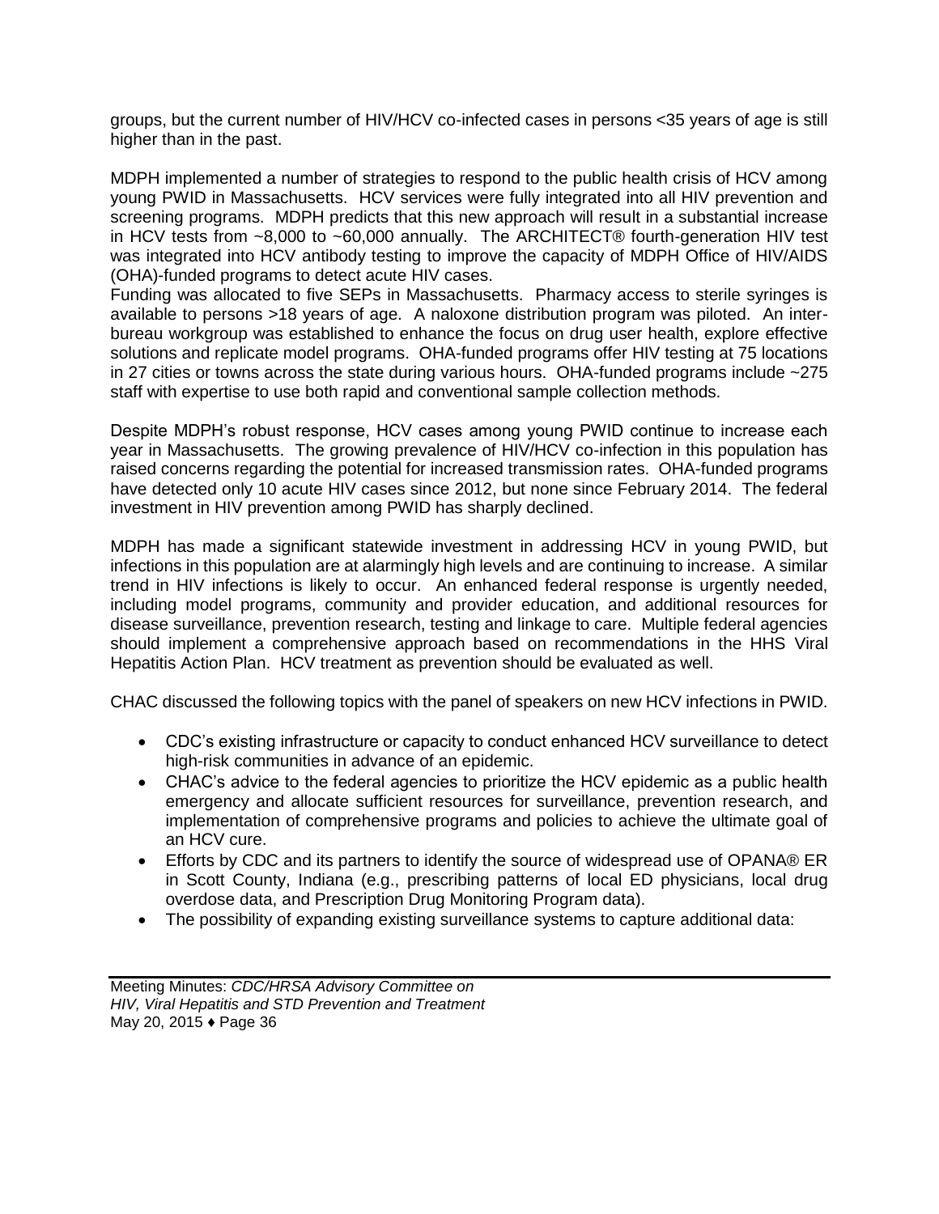groups, but the current number of HIV/HCV co-infected cases in persons <35 years of age is still higher than in the past.

MDPH implemented a number of strategies to respond to the public health crisis of HCV among young PWID in Massachusetts. HCV services were fully integrated into all HIV prevention and screening programs. MDPH predicts that this new approach will result in a substantial increase in HCV tests from ~8,000 to ~60,000 annually. The ARCHITECT® fourth-generation HIV test was integrated into HCV antibody testing to improve the capacity of MDPH Office of HIV/AIDS (OHA)-funded programs to detect acute HIV cases.
Funding was allocated to five SEPs in Massachusetts. Pharmacy access to sterile syringes is available to persons >18 years of age. A naloxone distribution program was piloted. An inter-bureau workgroup was established to enhance the focus on drug user health, explore effective solutions and replicate model programs. OHA-funded programs offer HIV testing at 75 locations in 27 cities or towns across the state during various hours. OHA-funded programs include ~275 staff with expertise to use both rapid and conventional sample collection methods.

Despite MDPH's robust response, HCV cases among young PWID continue to increase each year in Massachusetts. The growing prevalence of HIV/HCV co-infection in this population has raised concerns regarding the potential for increased transmission rates. OHA-funded programs have detected only 10 acute HIV cases since 2012, but none since February 2014. The federal investment in HIV prevention among PWID has sharply declined.

MDPH has made a significant statewide investment in addressing HCV in young PWID, but infections in this population are at alarmingly high levels and are continuing to increase. A similar trend in HIV infections is likely to occur. An enhanced federal response is urgently needed, including model programs, community and provider education, and additional resources for disease surveillance, prevention research, testing and linkage to care. Multiple federal agencies should implement a comprehensive approach based on recommendations in the HHS Viral Hepatitis Action Plan. HCV treatment as prevention should be evaluated as well.

CHAC discussed the following topics with the panel of speakers on new HCV infections in PWID.

- CDC's existing infrastructure or capacity to conduct enhanced HCV surveillance to detect high-risk communities in advance of an epidemic.
- CHAC's advice to the federal agencies to prioritize the HCV epidemic as a public health emergency and allocate sufficient resources for surveillance, prevention research, and implementation of comprehensive programs and policies to achieve the ultimate goal of an HCV cure.
- Efforts by CDC and its partners to identify the source of widespread use of OPANA® ER in Scott County, Indiana (e.g., prescribing patterns of local ED physicians, local drug overdose data, and Prescription Drug Monitoring Program data).
- The possibility of expanding existing surveillance systems to capture additional data: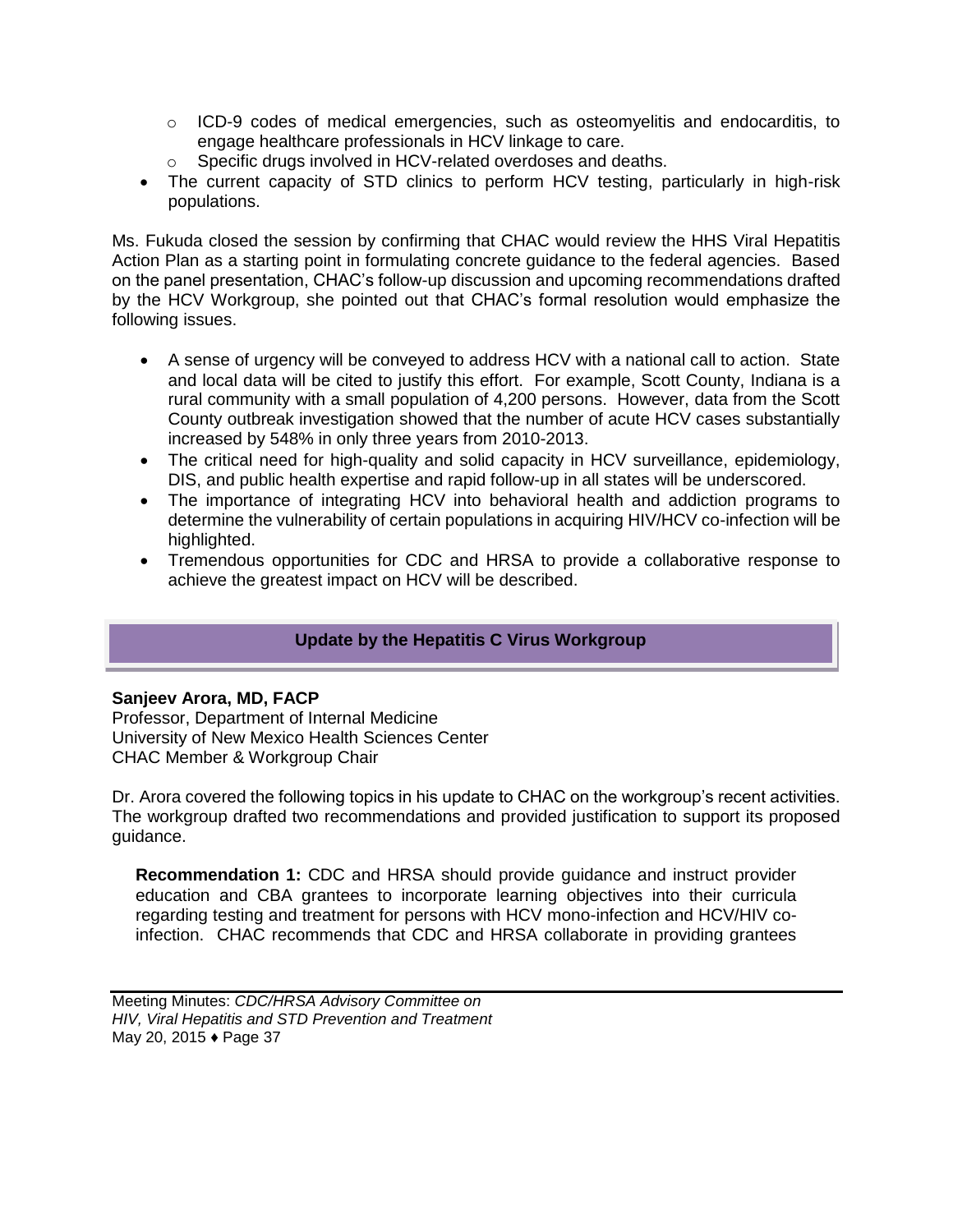- ICD-9 codes of medical emergencies, such as osteomyelitis and endocarditis, to engage healthcare professionals in HCV linkage to care.
    - Specific drugs involved in HCV-related overdoses and deaths.
- The current capacity of STD clinics to perform HCV testing, particularly in high-risk populations.

Ms. Fukuda closed the session by confirming that CHAC would review the HHS Viral Hepatitis Action Plan as a starting point in formulating concrete guidance to the federal agencies. Based on the panel presentation, CHAC's follow-up discussion and upcoming recommendations drafted by the HCV Workgroup, she pointed out that CHAC's formal resolution would emphasize the following issues.

- A sense of urgency will be conveyed to address HCV with a national call to action. State and local data will be cited to justify this effort. For example, Scott County, Indiana is a rural community with a small population of 4,200 persons. However, data from the Scott County outbreak investigation showed that the number of acute HCV cases substantially increased by 548% in only three years from 2010-2013.
- The critical need for high-quality and solid capacity in HCV surveillance, epidemiology, DIS, and public health expertise and rapid follow-up in all states will be underscored.
- The importance of integrating HCV into behavioral health and addiction programs to determine the vulnerability of certain populations in acquiring HIV/HCV co-infection will be highlighted.
- Tremendous opportunities for CDC and HRSA to provide a collaborative response to achieve the greatest impact on HCV will be described.

## Update by the Hepatitis C Virus Workgroup

**Sanjeev Arora, MD, FACP**
Professor, Department of Internal Medicine
University of New Mexico Health Sciences Center
CHAC Member & Workgroup Chair

Dr. Arora covered the following topics in his update to CHAC on the workgroup's recent activities. The workgroup drafted two recommendations and provided justification to support its proposed guidance.

> **Recommendation 1:** CDC and HRSA should provide guidance and instruct provider education and CBA grantees to incorporate learning objectives into their curricula regarding testing and treatment for persons with HCV mono-infection and HCV/HIV co-infection. CHAC recommends that CDC and HRSA collaborate in providing grantees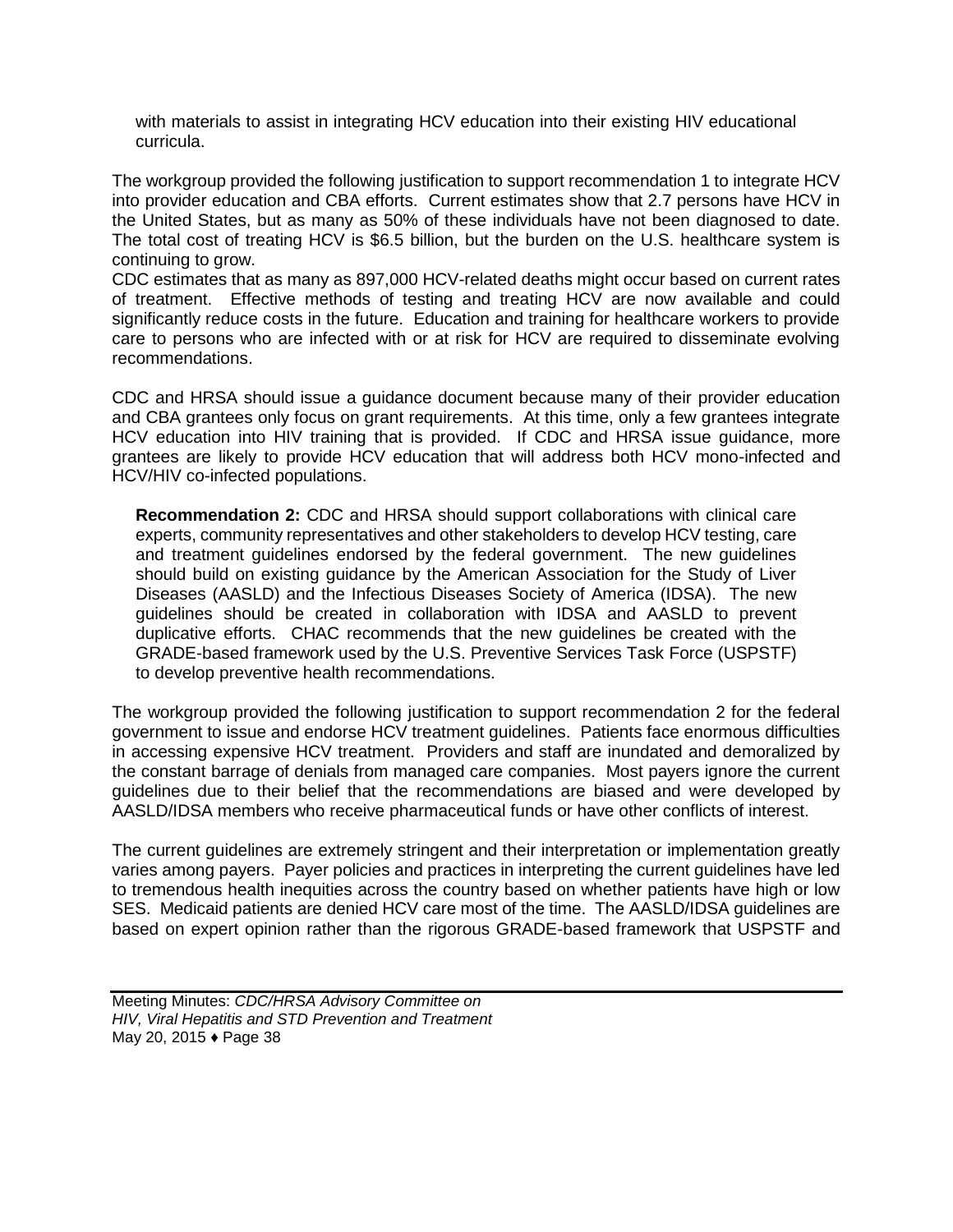with materials to assist in integrating HCV education into their existing HIV educational curricula.

The workgroup provided the following justification to support recommendation 1 to integrate HCV into provider education and CBA efforts. Current estimates show that 2.7 persons have HCV in the United States, but as many as 50% of these individuals have not been diagnosed to date. The total cost of treating HCV is $6.5 billion, but the burden on the U.S. healthcare system is continuing to grow.

CDC estimates that as many as 897,000 HCV-related deaths might occur based on current rates of treatment. Effective methods of testing and treating HCV are now available and could significantly reduce costs in the future. Education and training for healthcare workers to provide care to persons who are infected with or at risk for HCV are required to disseminate evolving recommendations.

CDC and HRSA should issue a guidance document because many of their provider education and CBA grantees only focus on grant requirements. At this time, only a few grantees integrate HCV education into HIV training that is provided. If CDC and HRSA issue guidance, more grantees are likely to provide HCV education that will address both HCV mono-infected and HCV/HIV co-infected populations.

**Recommendation 2:** CDC and HRSA should support collaborations with clinical care experts, community representatives and other stakeholders to develop HCV testing, care and treatment guidelines endorsed by the federal government. The new guidelines should build on existing guidance by the American Association for the Study of Liver Diseases (AASLD) and the Infectious Diseases Society of America (IDSA). The new guidelines should be created in collaboration with IDSA and AASLD to prevent duplicative efforts. CHAC recommends that the new guidelines be created with the GRADE-based framework used by the U.S. Preventive Services Task Force (USPSTF) to develop preventive health recommendations.

The workgroup provided the following justification to support recommendation 2 for the federal government to issue and endorse HCV treatment guidelines. Patients face enormous difficulties in accessing expensive HCV treatment. Providers and staff are inundated and demoralized by the constant barrage of denials from managed care companies. Most payers ignore the current guidelines due to their belief that the recommendations are biased and were developed by AASLD/IDSA members who receive pharmaceutical funds or have other conflicts of interest.

The current guidelines are extremely stringent and their interpretation or implementation greatly varies among payers. Payer policies and practices in interpreting the current guidelines have led to tremendous health inequities across the country based on whether patients have high or low SES. Medicaid patients are denied HCV care most of the time. The AASLD/IDSA guidelines are based on expert opinion rather than the rigorous GRADE-based framework that USPSTF and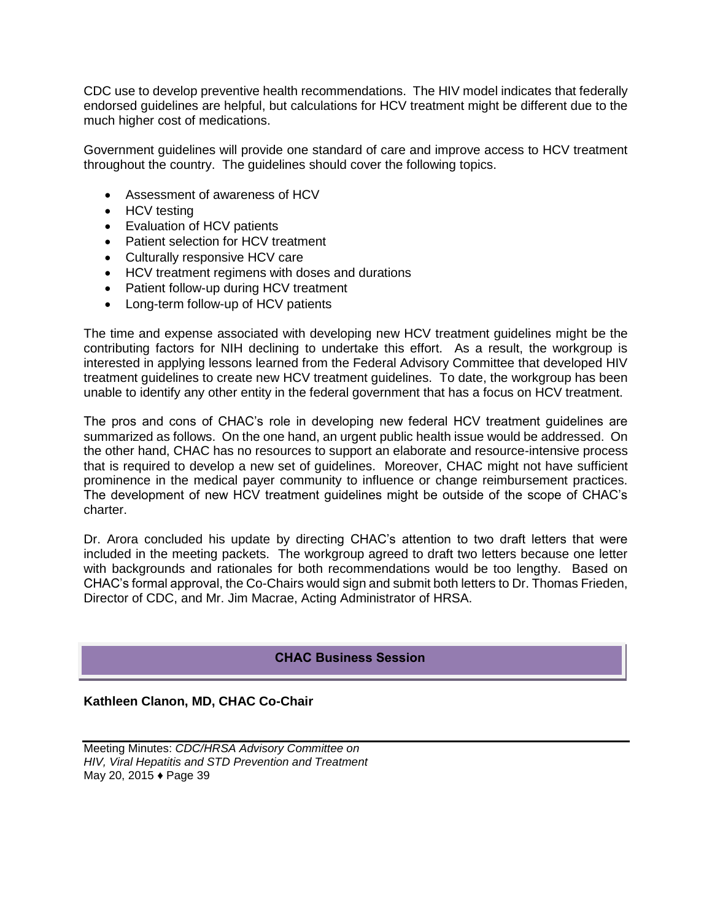CDC use to develop preventive health recommendations. The HIV model indicates that federally endorsed guidelines are helpful, but calculations for HCV treatment might be different due to the much higher cost of medications.

Government guidelines will provide one standard of care and improve access to HCV treatment throughout the country. The guidelines should cover the following topics.

- Assessment of awareness of HCV
- HCV testing
- Evaluation of HCV patients
- Patient selection for HCV treatment
- Culturally responsive HCV care
- HCV treatment regimens with doses and durations
- Patient follow-up during HCV treatment
- Long-term follow-up of HCV patients

The time and expense associated with developing new HCV treatment guidelines might be the contributing factors for NIH declining to undertake this effort. As a result, the workgroup is interested in applying lessons learned from the Federal Advisory Committee that developed HIV treatment guidelines to create new HCV treatment guidelines. To date, the workgroup has been unable to identify any other entity in the federal government that has a focus on HCV treatment.

The pros and cons of CHAC's role in developing new federal HCV treatment guidelines are summarized as follows. On the one hand, an urgent public health issue would be addressed. On the other hand, CHAC has no resources to support an elaborate and resource-intensive process that is required to develop a new set of guidelines. Moreover, CHAC might not have sufficient prominence in the medical payer community to influence or change reimbursement practices. The development of new HCV treatment guidelines might be outside of the scope of CHAC's charter.

Dr. Arora concluded his update by directing CHAC's attention to two draft letters that were included in the meeting packets. The workgroup agreed to draft two letters because one letter with backgrounds and rationales for both recommendations would be too lengthy. Based on CHAC's formal approval, the Co-Chairs would sign and submit both letters to Dr. Thomas Frieden, Director of CDC, and Mr. Jim Macrae, Acting Administrator of HRSA.

## CHAC Business Session

**Kathleen Clanon, MD, CHAC Co-Chair**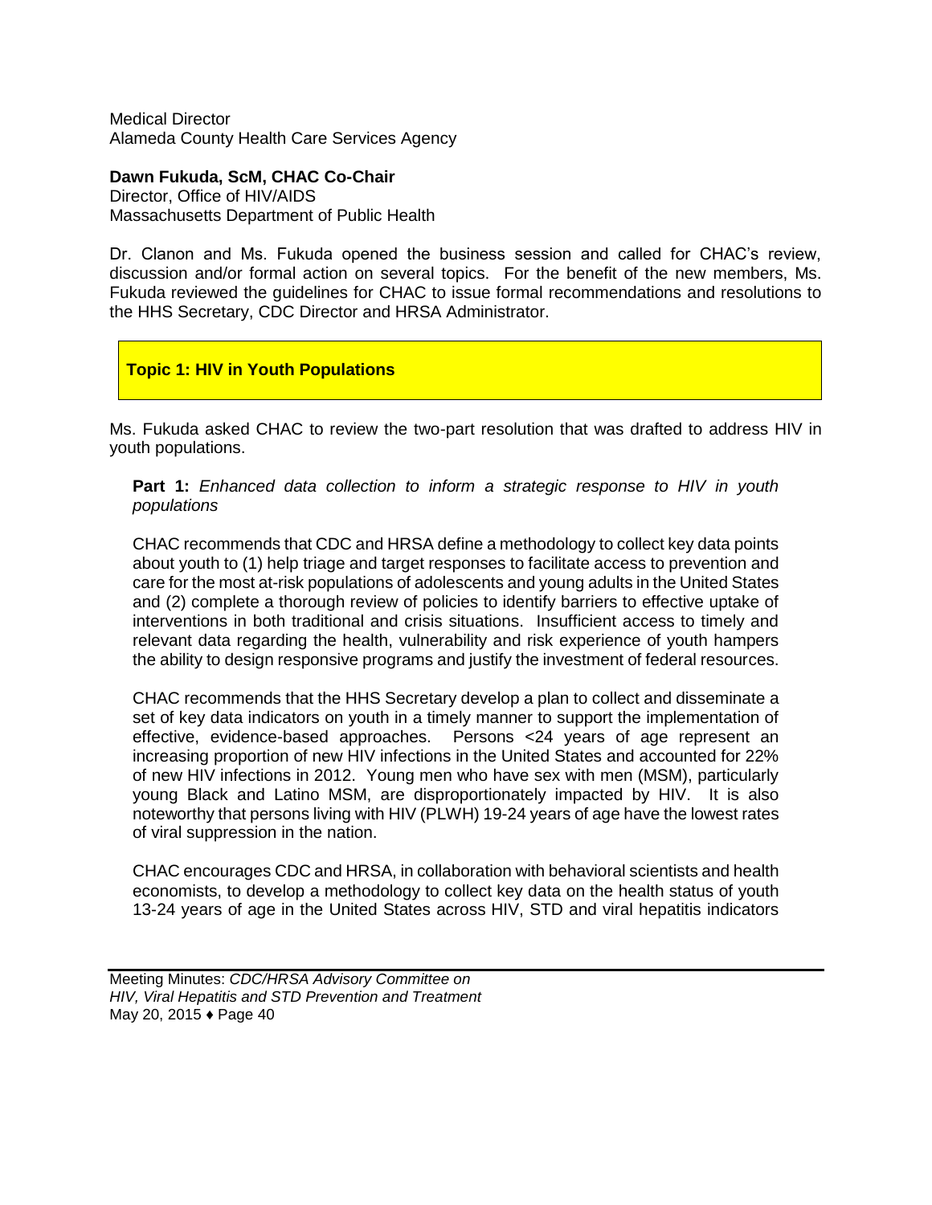Medical Director
Alameda County Health Care Services Agency

**Dawn Fukuda, ScM, CHAC Co-Chair**
Director, Office of HIV/AIDS
Massachusetts Department of Public Health

Dr. Clanon and Ms. Fukuda opened the business session and called for CHAC's review, discussion and/or formal action on several topics. For the benefit of the new members, Ms. Fukuda reviewed the guidelines for CHAC to issue formal recommendations and resolutions to the HHS Secretary, CDC Director and HRSA Administrator.

**Topic 1: HIV in Youth Populations**

Ms. Fukuda asked CHAC to review the two-part resolution that was drafted to address HIV in youth populations.

> **Part 1:** *Enhanced data collection to inform a strategic response to HIV in youth populations*
>
> CHAC recommends that CDC and HRSA define a methodology to collect key data points about youth to (1) help triage and target responses to facilitate access to prevention and care for the most at-risk populations of adolescents and young adults in the United States and (2) complete a thorough review of policies to identify barriers to effective uptake of interventions in both traditional and crisis situations. Insufficient access to timely and relevant data regarding the health, vulnerability and risk experience of youth hampers the ability to design responsive programs and justify the investment of federal resources.
>
> CHAC recommends that the HHS Secretary develop a plan to collect and disseminate a set of key data indicators on youth in a timely manner to support the implementation of effective, evidence-based approaches. Persons <24 years of age represent an increasing proportion of new HIV infections in the United States and accounted for 22% of new HIV infections in 2012. Young men who have sex with men (MSM), particularly young Black and Latino MSM, are disproportionately impacted by HIV. It is also noteworthy that persons living with HIV (PLWH) 19-24 years of age have the lowest rates of viral suppression in the nation.
>
> CHAC encourages CDC and HRSA, in collaboration with behavioral scientists and health economists, to develop a methodology to collect key data on the health status of youth 13-24 years of age in the United States across HIV, STD and viral hepatitis indicators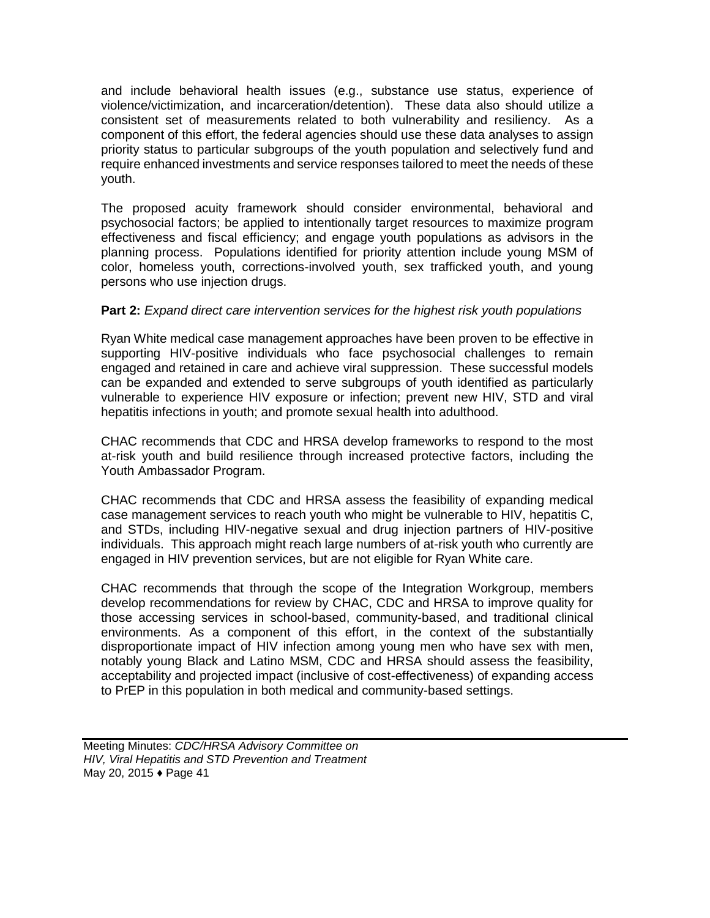and include behavioral health issues (e.g., substance use status, experience of violence/victimization, and incarceration/detention). These data also should utilize a consistent set of measurements related to both vulnerability and resiliency. As a component of this effort, the federal agencies should use these data analyses to assign priority status to particular subgroups of the youth population and selectively fund and require enhanced investments and service responses tailored to meet the needs of these youth.

The proposed acuity framework should consider environmental, behavioral and psychosocial factors; be applied to intentionally target resources to maximize program effectiveness and fiscal efficiency; and engage youth populations as advisors in the planning process. Populations identified for priority attention include young MSM of color, homeless youth, corrections-involved youth, sex trafficked youth, and young persons who use injection drugs.

**Part 2:** *Expand direct care intervention services for the highest risk youth populations*

Ryan White medical case management approaches have been proven to be effective in supporting HIV-positive individuals who face psychosocial challenges to remain engaged and retained in care and achieve viral suppression. These successful models can be expanded and extended to serve subgroups of youth identified as particularly vulnerable to experience HIV exposure or infection; prevent new HIV, STD and viral hepatitis infections in youth; and promote sexual health into adulthood.

CHAC recommends that CDC and HRSA develop frameworks to respond to the most at-risk youth and build resilience through increased protective factors, including the Youth Ambassador Program.

CHAC recommends that CDC and HRSA assess the feasibility of expanding medical case management services to reach youth who might be vulnerable to HIV, hepatitis C, and STDs, including HIV-negative sexual and drug injection partners of HIV-positive individuals. This approach might reach large numbers of at-risk youth who currently are engaged in HIV prevention services, but are not eligible for Ryan White care.

CHAC recommends that through the scope of the Integration Workgroup, members develop recommendations for review by CHAC, CDC and HRSA to improve quality for those accessing services in school-based, community-based, and traditional clinical environments. As a component of this effort, in the context of the substantially disproportionate impact of HIV infection among young men who have sex with men, notably young Black and Latino MSM, CDC and HRSA should assess the feasibility, acceptability and projected impact (inclusive of cost-effectiveness) of expanding access to PrEP in this population in both medical and community-based settings.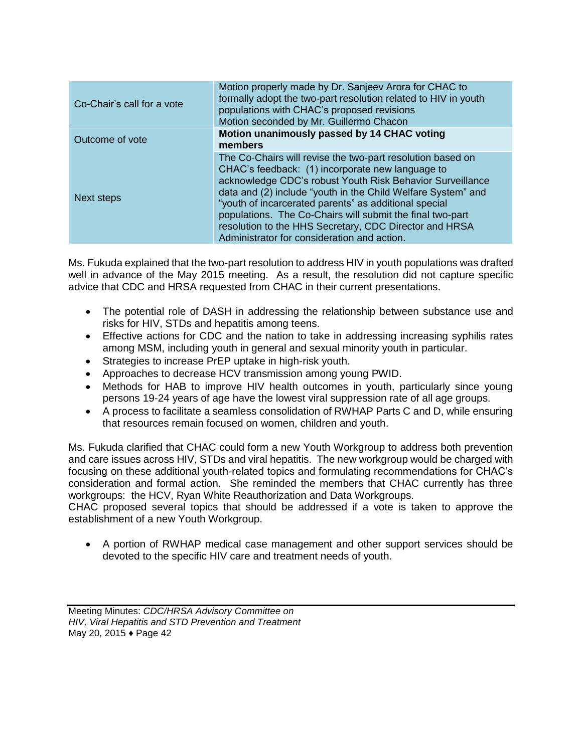| | |
|---|---|
| Co-Chair's call for a vote | Motion properly made by Dr. Sanjeev Arora for CHAC to formally adopt the two-part resolution related to HIV in youth populations with CHAC's proposed revisions<br>Motion seconded by Mr. Guillermo Chacon |
| Outcome of vote | **Motion unanimously passed by 14 CHAC voting members** |
| Next steps | The Co-Chairs will revise the two-part resolution based on CHAC's feedback: (1) incorporate new language to acknowledge CDC's robust Youth Risk Behavior Surveillance data and (2) include "youth in the Child Welfare System" and "youth of incarcerated parents" as additional special populations. The Co-Chairs will submit the final two-part resolution to the HHS Secretary, CDC Director and HRSA Administrator for consideration and action. |

Ms. Fukuda explained that the two-part resolution to address HIV in youth populations was drafted well in advance of the May 2015 meeting. As a result, the resolution did not capture specific advice that CDC and HRSA requested from CHAC in their current presentations.

- The potential role of DASH in addressing the relationship between substance use and risks for HIV, STDs and hepatitis among teens.
- Effective actions for CDC and the nation to take in addressing increasing syphilis rates among MSM, including youth in general and sexual minority youth in particular.
- Strategies to increase PrEP uptake in high-risk youth.
- Approaches to decrease HCV transmission among young PWID.
- Methods for HAB to improve HIV health outcomes in youth, particularly since young persons 19-24 years of age have the lowest viral suppression rate of all age groups.
- A process to facilitate a seamless consolidation of RWHAP Parts C and D, while ensuring that resources remain focused on women, children and youth.

Ms. Fukuda clarified that CHAC could form a new Youth Workgroup to address both prevention and care issues across HIV, STDs and viral hepatitis. The new workgroup would be charged with focusing on these additional youth-related topics and formulating recommendations for CHAC's consideration and formal action. She reminded the members that CHAC currently has three workgroups: the HCV, Ryan White Reauthorization and Data Workgroups.
CHAC proposed several topics that should be addressed if a vote is taken to approve the establishment of a new Youth Workgroup.

- A portion of RWHAP medical case management and other support services should be devoted to the specific HIV care and treatment needs of youth.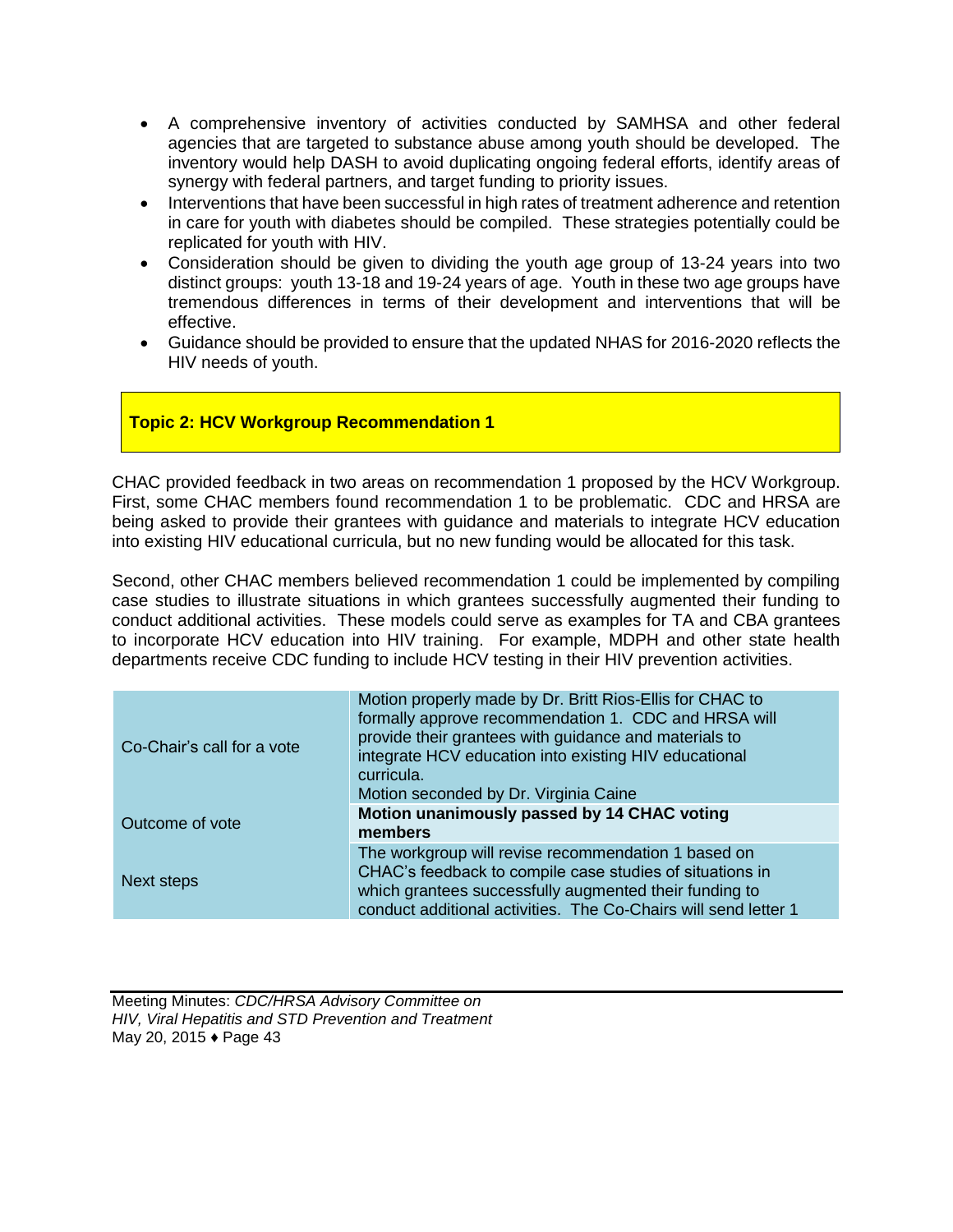- A comprehensive inventory of activities conducted by SAMHSA and other federal agencies that are targeted to substance abuse among youth should be developed. The inventory would help DASH to avoid duplicating ongoing federal efforts, identify areas of synergy with federal partners, and target funding to priority issues.
- Interventions that have been successful in high rates of treatment adherence and retention in care for youth with diabetes should be compiled. These strategies potentially could be replicated for youth with HIV.
- Consideration should be given to dividing the youth age group of 13-24 years into two distinct groups: youth 13-18 and 19-24 years of age. Youth in these two age groups have tremendous differences in terms of their development and interventions that will be effective.
- Guidance should be provided to ensure that the updated NHAS for 2016-2020 reflects the HIV needs of youth.

**Topic 2: HCV Workgroup Recommendation 1**

CHAC provided feedback in two areas on recommendation 1 proposed by the HCV Workgroup. First, some CHAC members found recommendation 1 to be problematic. CDC and HRSA are being asked to provide their grantees with guidance and materials to integrate HCV education into existing HIV educational curricula, but no new funding would be allocated for this task.

Second, other CHAC members believed recommendation 1 could be implemented by compiling case studies to illustrate situations in which grantees successfully augmented their funding to conduct additional activities. These models could serve as examples for TA and CBA grantees to incorporate HCV education into HIV training. For example, MDPH and other state health departments receive CDC funding to include HCV testing in their HIV prevention activities.

| | |
|---|---|
| Co-Chair's call for a vote | Motion properly made by Dr. Britt Rios-Ellis for CHAC to formally approve recommendation 1. CDC and HRSA will provide their grantees with guidance and materials to integrate HCV education into existing HIV educational curricula.<br>Motion seconded by Dr. Virginia Caine |
| Outcome of vote | **Motion unanimously passed by 14 CHAC voting members** |
| Next steps | The workgroup will revise recommendation 1 based on CHAC's feedback to compile case studies of situations in which grantees successfully augmented their funding to conduct additional activities. The Co-Chairs will send letter 1 |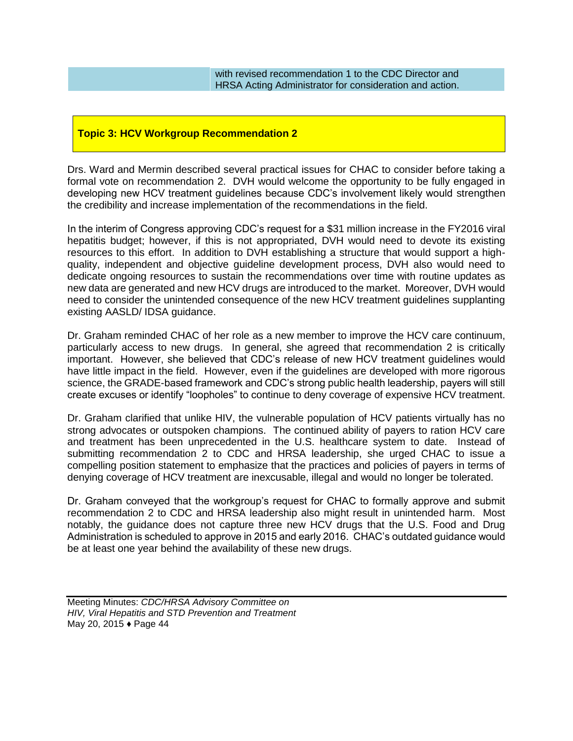| | with revised recommendation 1 to the CDC Director and HRSA Acting Administrator for consideration and action. |
|---|---|

## Topic 3: HCV Workgroup Recommendation 2

Drs. Ward and Mermin described several practical issues for CHAC to consider before taking a formal vote on recommendation 2. DVH would welcome the opportunity to be fully engaged in developing new HCV treatment guidelines because CDC's involvement likely would strengthen the credibility and increase implementation of the recommendations in the field.

In the interim of Congress approving CDC's request for a $31 million increase in the FY2016 viral hepatitis budget; however, if this is not appropriated, DVH would need to devote its existing resources to this effort. In addition to DVH establishing a structure that would support a high-quality, independent and objective guideline development process, DVH also would need to dedicate ongoing resources to sustain the recommendations over time with routine updates as new data are generated and new HCV drugs are introduced to the market. Moreover, DVH would need to consider the unintended consequence of the new HCV treatment guidelines supplanting existing AASLD/ IDSA guidance.

Dr. Graham reminded CHAC of her role as a new member to improve the HCV care continuum, particularly access to new drugs. In general, she agreed that recommendation 2 is critically important. However, she believed that CDC's release of new HCV treatment guidelines would have little impact in the field. However, even if the guidelines are developed with more rigorous science, the GRADE-based framework and CDC's strong public health leadership, payers will still create excuses or identify "loopholes" to continue to deny coverage of expensive HCV treatment.

Dr. Graham clarified that unlike HIV, the vulnerable population of HCV patients virtually has no strong advocates or outspoken champions. The continued ability of payers to ration HCV care and treatment has been unprecedented in the U.S. healthcare system to date. Instead of submitting recommendation 2 to CDC and HRSA leadership, she urged CHAC to issue a compelling position statement to emphasize that the practices and policies of payers in terms of denying coverage of HCV treatment are inexcusable, illegal and would no longer be tolerated.

Dr. Graham conveyed that the workgroup's request for CHAC to formally approve and submit recommendation 2 to CDC and HRSA leadership also might result in unintended harm. Most notably, the guidance does not capture three new HCV drugs that the U.S. Food and Drug Administration is scheduled to approve in 2015 and early 2016. CHAC's outdated guidance would be at least one year behind the availability of these new drugs.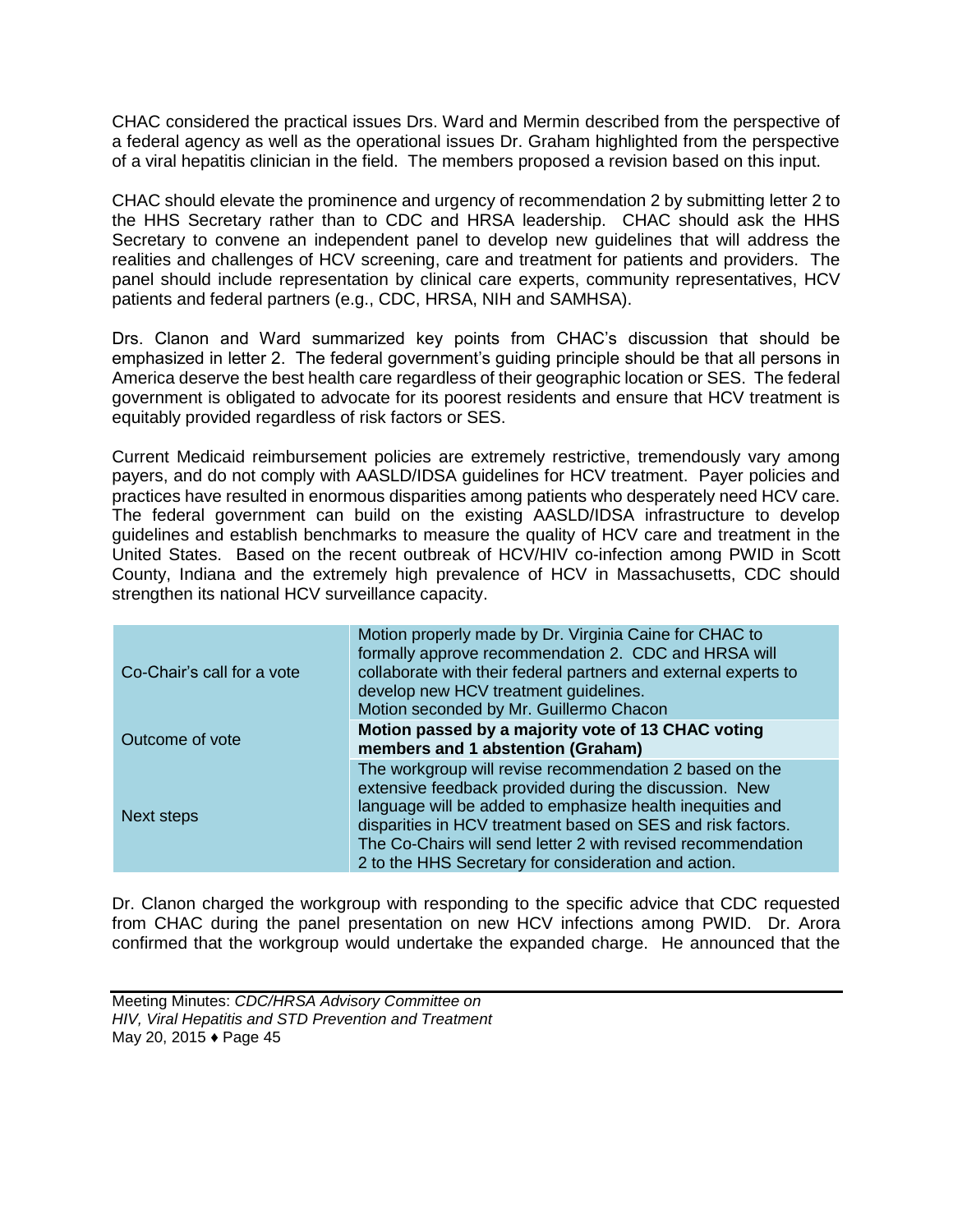CHAC considered the practical issues Drs. Ward and Mermin described from the perspective of a federal agency as well as the operational issues Dr. Graham highlighted from the perspective of a viral hepatitis clinician in the field. The members proposed a revision based on this input.

CHAC should elevate the prominence and urgency of recommendation 2 by submitting letter 2 to the HHS Secretary rather than to CDC and HRSA leadership. CHAC should ask the HHS Secretary to convene an independent panel to develop new guidelines that will address the realities and challenges of HCV screening, care and treatment for patients and providers. The panel should include representation by clinical care experts, community representatives, HCV patients and federal partners (e.g., CDC, HRSA, NIH and SAMHSA).

Drs. Clanon and Ward summarized key points from CHAC's discussion that should be emphasized in letter 2. The federal government's guiding principle should be that all persons in America deserve the best health care regardless of their geographic location or SES. The federal government is obligated to advocate for its poorest residents and ensure that HCV treatment is equitably provided regardless of risk factors or SES.

Current Medicaid reimbursement policies are extremely restrictive, tremendously vary among payers, and do not comply with AASLD/IDSA guidelines for HCV treatment. Payer policies and practices have resulted in enormous disparities among patients who desperately need HCV care. The federal government can build on the existing AASLD/IDSA infrastructure to develop guidelines and establish benchmarks to measure the quality of HCV care and treatment in the United States. Based on the recent outbreak of HCV/HIV co-infection among PWID in Scott County, Indiana and the extremely high prevalence of HCV in Massachusetts, CDC should strengthen its national HCV surveillance capacity.

| | |
|---|---|
| Co-Chair's call for a vote | Motion properly made by Dr. Virginia Caine for CHAC to formally approve recommendation 2. CDC and HRSA will collaborate with their federal partners and external experts to develop new HCV treatment guidelines. Motion seconded by Mr. Guillermo Chacon |
| Outcome of vote | **Motion passed by a majority vote of 13 CHAC voting members and 1 abstention (Graham)** |
| Next steps | The workgroup will revise recommendation 2 based on the extensive feedback provided during the discussion. New language will be added to emphasize health inequities and disparities in HCV treatment based on SES and risk factors. The Co-Chairs will send letter 2 with revised recommendation 2 to the HHS Secretary for consideration and action. |

Dr. Clanon charged the workgroup with responding to the specific advice that CDC requested from CHAC during the panel presentation on new HCV infections among PWID. Dr. Arora confirmed that the workgroup would undertake the expanded charge. He announced that the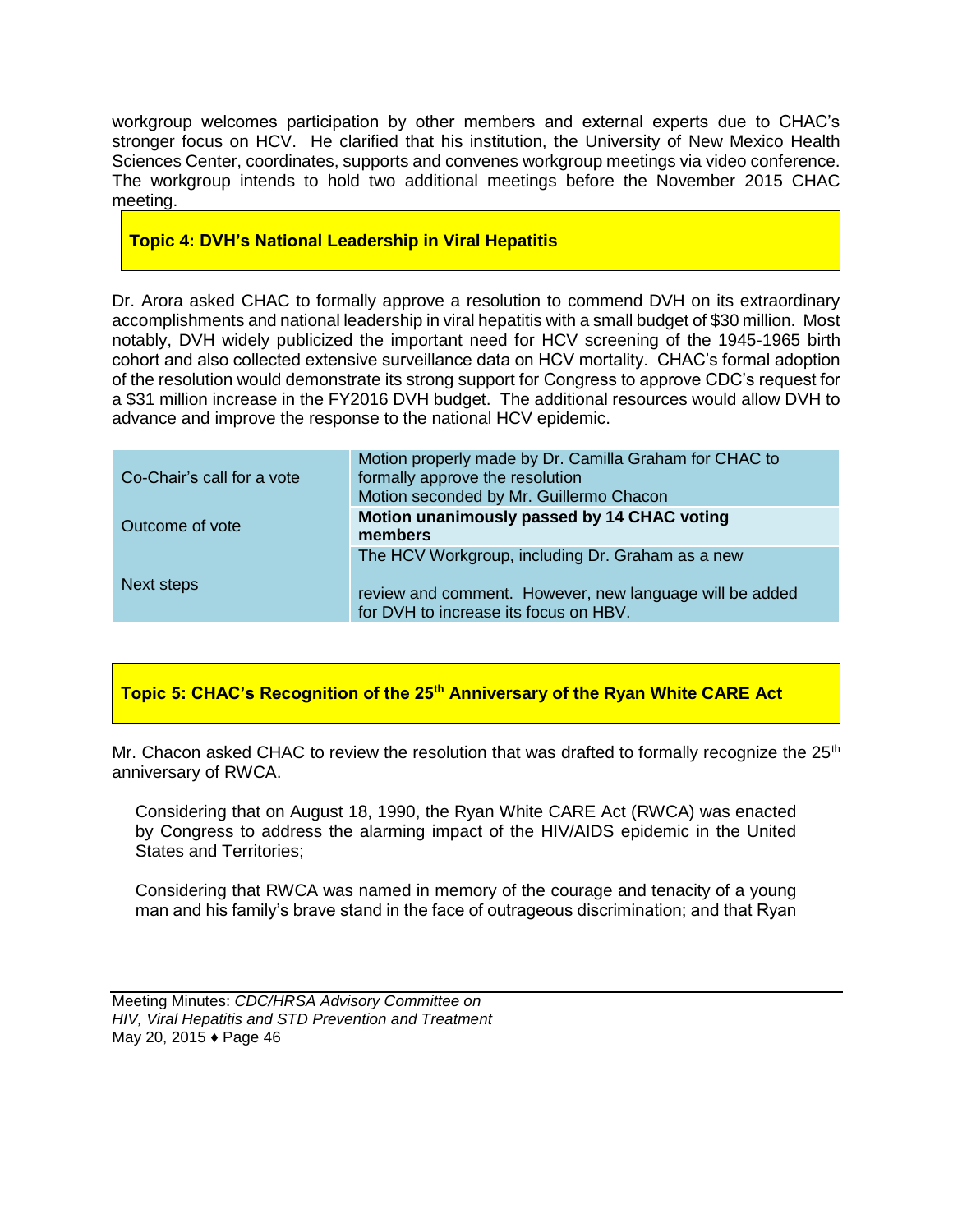workgroup welcomes participation by other members and external experts due to CHAC's stronger focus on HCV. He clarified that his institution, the University of New Mexico Health Sciences Center, coordinates, supports and convenes workgroup meetings via video conference. The workgroup intends to hold two additional meetings before the November 2015 CHAC meeting.

## Topic 4: DVH's National Leadership in Viral Hepatitis

Dr. Arora asked CHAC to formally approve a resolution to commend DVH on its extraordinary accomplishments and national leadership in viral hepatitis with a small budget of $30 million. Most notably, DVH widely publicized the important need for HCV screening of the 1945-1965 birth cohort and also collected extensive surveillance data on HCV mortality. CHAC's formal adoption of the resolution would demonstrate its strong support for Congress to approve CDC's request for a $31 million increase in the FY2016 DVH budget. The additional resources would allow DVH to advance and improve the response to the national HCV epidemic.

| | |
|---|---|
| Co-Chair's call for a vote | Motion properly made by Dr. Camilla Graham for CHAC to formally approve the resolution<br>Motion seconded by Mr. Guillermo Chacon |
| Outcome of vote | **Motion unanimously passed by 14 CHAC voting members** |
| Next steps | The HCV Workgroup, including Dr. Graham as a new<br><br>review and comment. However, new language will be added for DVH to increase its focus on HBV. |

## Topic 5: CHAC's Recognition of the 25th Anniversary of the Ryan White CARE Act

Mr. Chacon asked CHAC to review the resolution that was drafted to formally recognize the 25th anniversary of RWCA.

> Considering that on August 18, 1990, the Ryan White CARE Act (RWCA) was enacted by Congress to address the alarming impact of the HIV/AIDS epidemic in the United States and Territories;
>
> Considering that RWCA was named in memory of the courage and tenacity of a young man and his family's brave stand in the face of outrageous discrimination; and that Ryan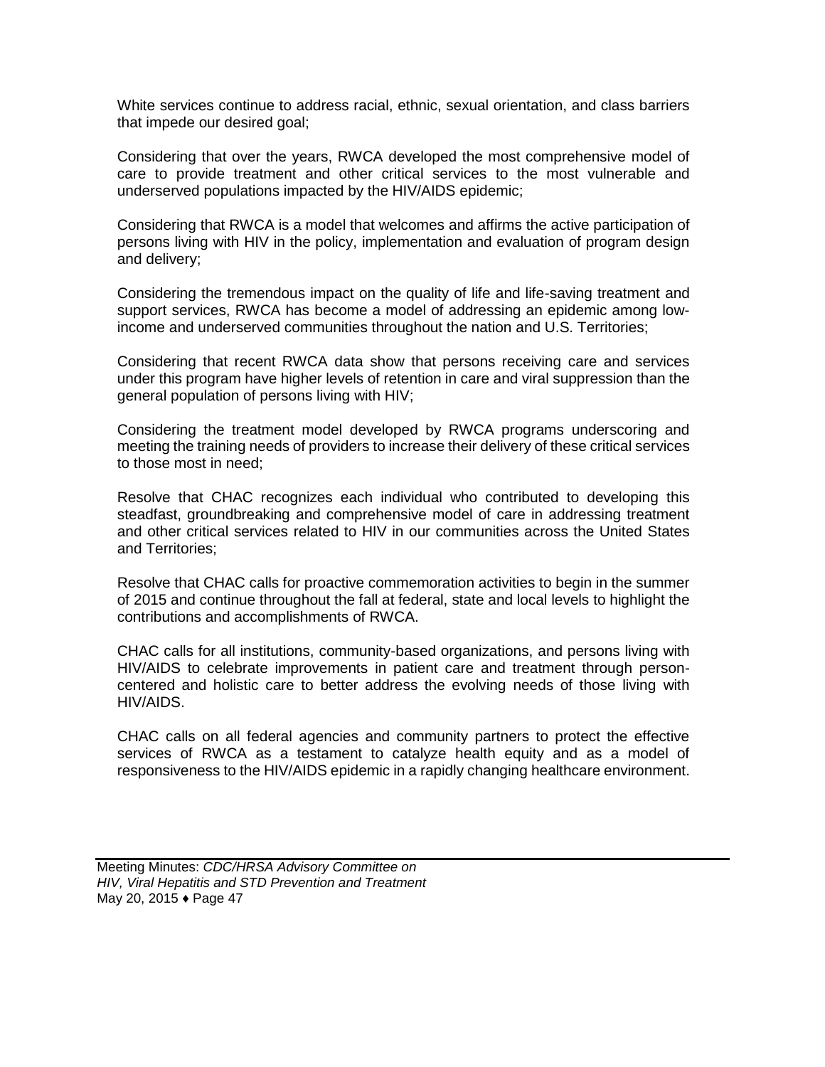White services continue to address racial, ethnic, sexual orientation, and class barriers that impede our desired goal;

Considering that over the years, RWCA developed the most comprehensive model of care to provide treatment and other critical services to the most vulnerable and underserved populations impacted by the HIV/AIDS epidemic;

Considering that RWCA is a model that welcomes and affirms the active participation of persons living with HIV in the policy, implementation and evaluation of program design and delivery;

Considering the tremendous impact on the quality of life and life-saving treatment and support services, RWCA has become a model of addressing an epidemic among low-income and underserved communities throughout the nation and U.S. Territories;

Considering that recent RWCA data show that persons receiving care and services under this program have higher levels of retention in care and viral suppression than the general population of persons living with HIV;

Considering the treatment model developed by RWCA programs underscoring and meeting the training needs of providers to increase their delivery of these critical services to those most in need;

Resolve that CHAC recognizes each individual who contributed to developing this steadfast, groundbreaking and comprehensive model of care in addressing treatment and other critical services related to HIV in our communities across the United States and Territories;

Resolve that CHAC calls for proactive commemoration activities to begin in the summer of 2015 and continue throughout the fall at federal, state and local levels to highlight the contributions and accomplishments of RWCA.

CHAC calls for all institutions, community-based organizations, and persons living with HIV/AIDS to celebrate improvements in patient care and treatment through person-centered and holistic care to better address the evolving needs of those living with HIV/AIDS.

CHAC calls on all federal agencies and community partners to protect the effective services of RWCA as a testament to catalyze health equity and as a model of responsiveness to the HIV/AIDS epidemic in a rapidly changing healthcare environment.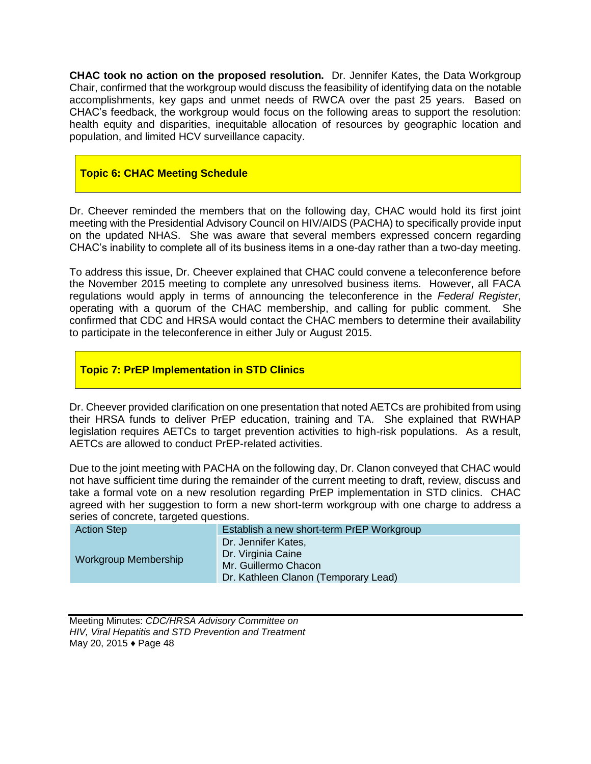**CHAC took no action on the proposed resolution.** Dr. Jennifer Kates, the Data Workgroup Chair, confirmed that the workgroup would discuss the feasibility of identifying data on the notable accomplishments, key gaps and unmet needs of RWCA over the past 25 years. Based on CHAC's feedback, the workgroup would focus on the following areas to support the resolution: health equity and disparities, inequitable allocation of resources by geographic location and population, and limited HCV surveillance capacity.

## Topic 6: CHAC Meeting Schedule

Dr. Cheever reminded the members that on the following day, CHAC would hold its first joint meeting with the Presidential Advisory Council on HIV/AIDS (PACHA) to specifically provide input on the updated NHAS. She was aware that several members expressed concern regarding CHAC's inability to complete all of its business items in a one-day rather than a two-day meeting.

To address this issue, Dr. Cheever explained that CHAC could convene a teleconference before the November 2015 meeting to complete any unresolved business items. However, all FACA regulations would apply in terms of announcing the teleconference in the *Federal Register*, operating with a quorum of the CHAC membership, and calling for public comment. She confirmed that CDC and HRSA would contact the CHAC members to determine their availability to participate in the teleconference in either July or August 2015.

## Topic 7: PrEP Implementation in STD Clinics

Dr. Cheever provided clarification on one presentation that noted AETCs are prohibited from using their HRSA funds to deliver PrEP education, training and TA. She explained that RWHAP legislation requires AETCs to target prevention activities to high-risk populations. As a result, AETCs are allowed to conduct PrEP-related activities.

Due to the joint meeting with PACHA on the following day, Dr. Clanon conveyed that CHAC would not have sufficient time during the remainder of the current meeting to draft, review, discuss and take a formal vote on a new resolution regarding PrEP implementation in STD clinics. CHAC agreed with her suggestion to form a new short-term workgroup with one charge to address a series of concrete, targeted questions.

| Action Step | Establish a new short-term PrEP Workgroup |
|---|---|
| Workgroup Membership | Dr. Jennifer Kates,<br>Dr. Virginia Caine<br>Mr. Guillermo Chacon<br>Dr. Kathleen Clanon (Temporary Lead) |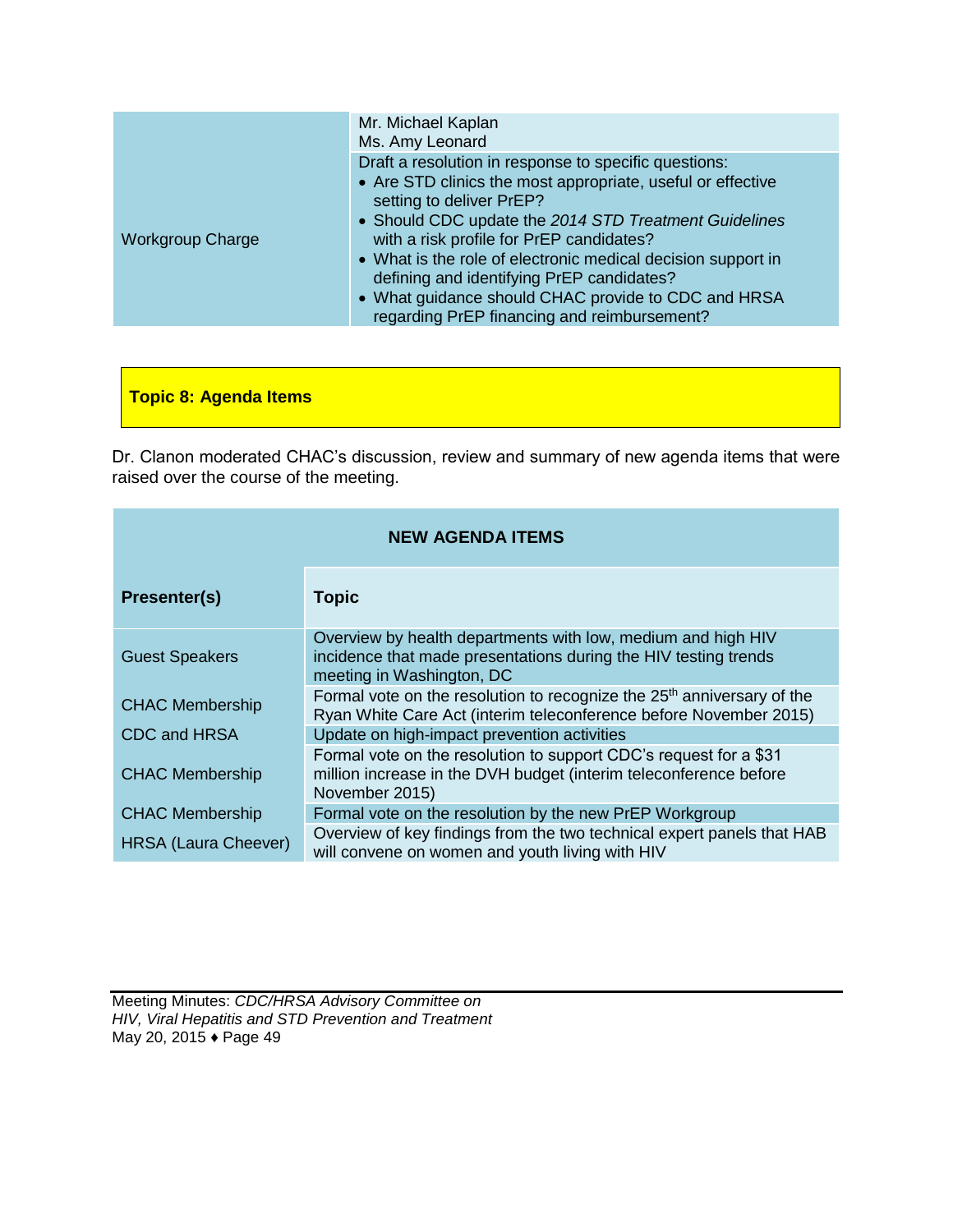| | |
|---|---|
| | Mr. Michael Kaplan<br>Ms. Amy Leonard |
| Workgroup Charge | Draft a resolution in response to specific questions:<br>• Are STD clinics the most appropriate, useful or effective setting to deliver PrEP?<br>• Should CDC update the *2014 STD Treatment Guidelines* with a risk profile for PrEP candidates?<br>• What is the role of electronic medical decision support in defining and identifying PrEP candidates?<br>• What guidance should CHAC provide to CDC and HRSA regarding PrEP financing and reimbursement? |

## Topic 8: Agenda Items

Dr. Clanon moderated CHAC's discussion, review and summary of new agenda items that were raised over the course of the meeting.

| NEW AGENDA ITEMS | |
|---|---|
| **Presenter(s)** | **Topic** |
| Guest Speakers | Overview by health departments with low, medium and high HIV incidence that made presentations during the HIV testing trends meeting in Washington, DC |
| CHAC Membership | Formal vote on the resolution to recognize the 25th anniversary of the Ryan White Care Act (interim teleconference before November 2015) |
| CDC and HRSA | Update on high-impact prevention activities |
| CHAC Membership | Formal vote on the resolution to support CDC's request for a $31 million increase in the DVH budget (interim teleconference before November 2015) |
| CHAC Membership | Formal vote on the resolution by the new PrEP Workgroup |
| HRSA (Laura Cheever) | Overview of key findings from the two technical expert panels that HAB will convene on women and youth living with HIV |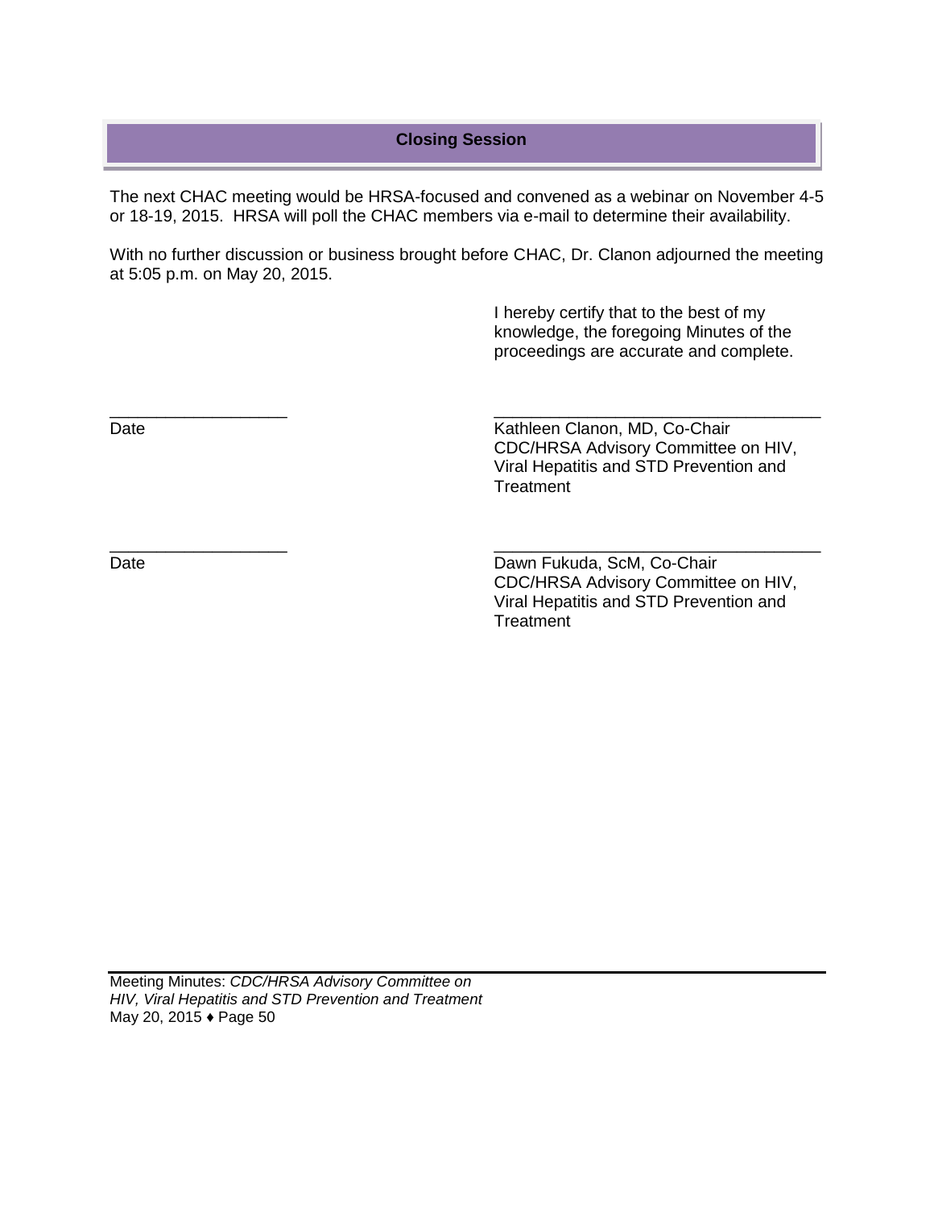## Closing Session

The next CHAC meeting would be HRSA-focused and convened as a webinar on November 4-5 or 18-19, 2015. HRSA will poll the CHAC members via e-mail to determine their availability.

With no further discussion or business brought before CHAC, Dr. Clanon adjourned the meeting at 5:05 p.m. on May 20, 2015.

I hereby certify that to the best of my knowledge, the foregoing Minutes of the proceedings are accurate and complete.

\_\_\_\_\_\_\_\_\_\_\_\_\_\_\_\_\_\_\_\_
Date

\_\_\_\_\_\_\_\_\_\_\_\_\_\_\_\_\_\_\_\_\_\_\_\_\_\_\_\_\_\_\_\_\_\_\_\_
Kathleen Clanon, MD, Co-Chair
CDC/HRSA Advisory Committee on HIV, Viral Hepatitis and STD Prevention and Treatment

\_\_\_\_\_\_\_\_\_\_\_\_\_\_\_\_\_\_\_\_
Date

\_\_\_\_\_\_\_\_\_\_\_\_\_\_\_\_\_\_\_\_\_\_\_\_\_\_\_\_\_\_\_\_\_\_\_\_
Dawn Fukuda, ScM, Co-Chair
CDC/HRSA Advisory Committee on HIV, Viral Hepatitis and STD Prevention and Treatment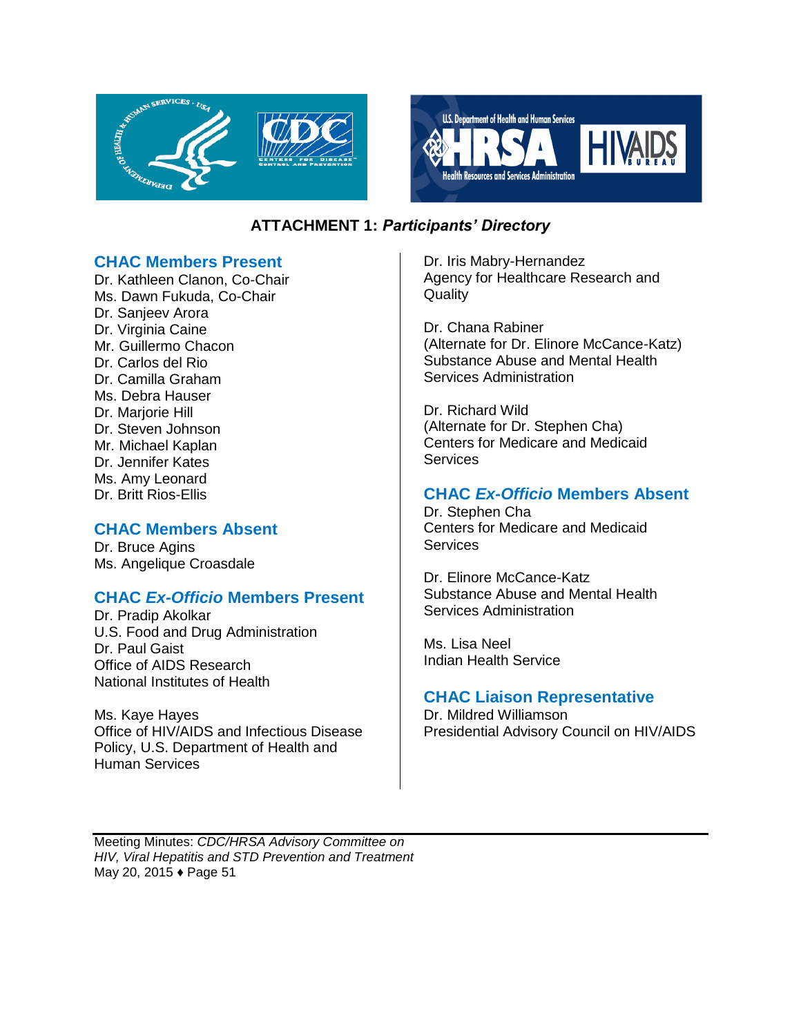## ATTACHMENT 1: *Participants' Directory*

### CHAC Members Present

Dr. Kathleen Clanon, Co-Chair
Ms. Dawn Fukuda, Co-Chair
Dr. Sanjeev Arora
Dr. Virginia Caine
Mr. Guillermo Chacon
Dr. Carlos del Rio
Dr. Camilla Graham
Ms. Debra Hauser
Dr. Marjorie Hill
Dr. Steven Johnson
Mr. Michael Kaplan
Dr. Jennifer Kates
Ms. Amy Leonard
Dr. Britt Rios-Ellis

### CHAC Members Absent

Dr. Bruce Agins
Ms. Angelique Croasdale

### CHAC *Ex-Officio* Members Present

Dr. Pradip Akolkar
U.S. Food and Drug Administration

Dr. Paul Gaist
Office of AIDS Research
National Institutes of Health

Ms. Kaye Hayes
Office of HIV/AIDS and Infectious Disease Policy, U.S. Department of Health and Human Services

Dr. Iris Mabry-Hernandez
Agency for Healthcare Research and Quality

Dr. Chana Rabiner
(Alternate for Dr. Elinore McCance-Katz)
Substance Abuse and Mental Health Services Administration

Dr. Richard Wild
(Alternate for Dr. Stephen Cha)
Centers for Medicare and Medicaid Services

### CHAC *Ex-Officio* Members Absent

Dr. Stephen Cha
Centers for Medicare and Medicaid Services

Dr. Elinore McCance-Katz
Substance Abuse and Mental Health Services Administration

Ms. Lisa Neel
Indian Health Service

### CHAC Liaison Representative

Dr. Mildred Williamson
Presidential Advisory Council on HIV/AIDS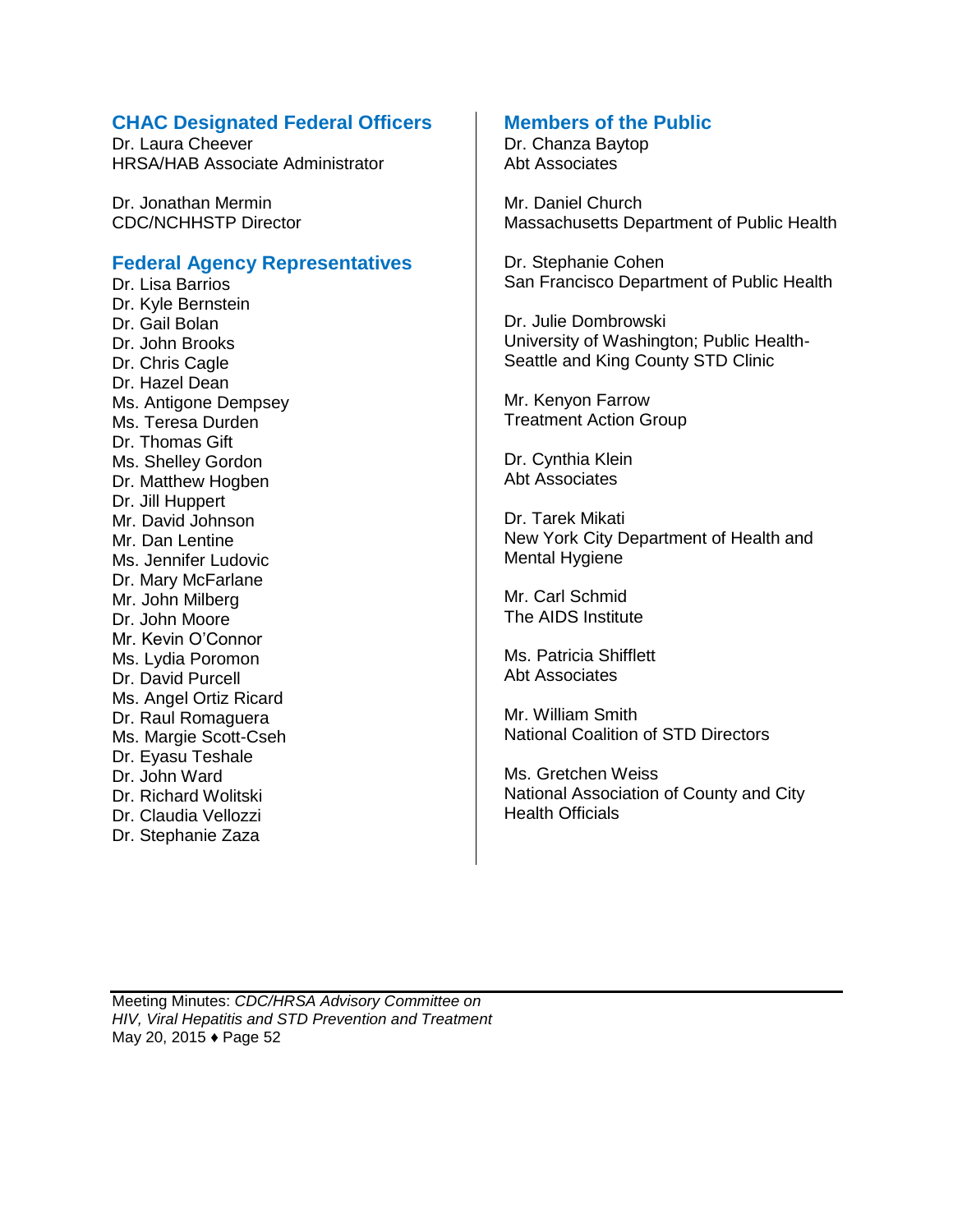### CHAC Designated Federal Officers

Dr. Laura Cheever
HRSA/HAB Associate Administrator

Dr. Jonathan Mermin
CDC/NCHHSTP Director

### Federal Agency Representatives

Dr. Lisa Barrios
Dr. Kyle Bernstein
Dr. Gail Bolan
Dr. John Brooks
Dr. Chris Cagle
Dr. Hazel Dean
Ms. Antigone Dempsey
Ms. Teresa Durden
Dr. Thomas Gift
Ms. Shelley Gordon
Dr. Matthew Hogben
Dr. Jill Huppert
Mr. David Johnson
Mr. Dan Lentine
Ms. Jennifer Ludovic
Dr. Mary McFarlane
Mr. John Milberg
Dr. John Moore
Mr. Kevin O'Connor
Ms. Lydia Poromon
Dr. David Purcell
Ms. Angel Ortiz Ricard
Dr. Raul Romaguera
Ms. Margie Scott-Cseh
Dr. Eyasu Teshale
Dr. John Ward
Dr. Richard Wolitski
Dr. Claudia Vellozzi
Dr. Stephanie Zaza

### Members of the Public

Dr. Chanza Baytop
Abt Associates

Mr. Daniel Church
Massachusetts Department of Public Health

Dr. Stephanie Cohen
San Francisco Department of Public Health

Dr. Julie Dombrowski
University of Washington; Public Health-Seattle and King County STD Clinic

Mr. Kenyon Farrow
Treatment Action Group

Dr. Cynthia Klein
Abt Associates

Dr. Tarek Mikati
New York City Department of Health and Mental Hygiene

Mr. Carl Schmid
The AIDS Institute

Ms. Patricia Shifflett
Abt Associates

Mr. William Smith
National Coalition of STD Directors

Ms. Gretchen Weiss
National Association of County and City Health Officials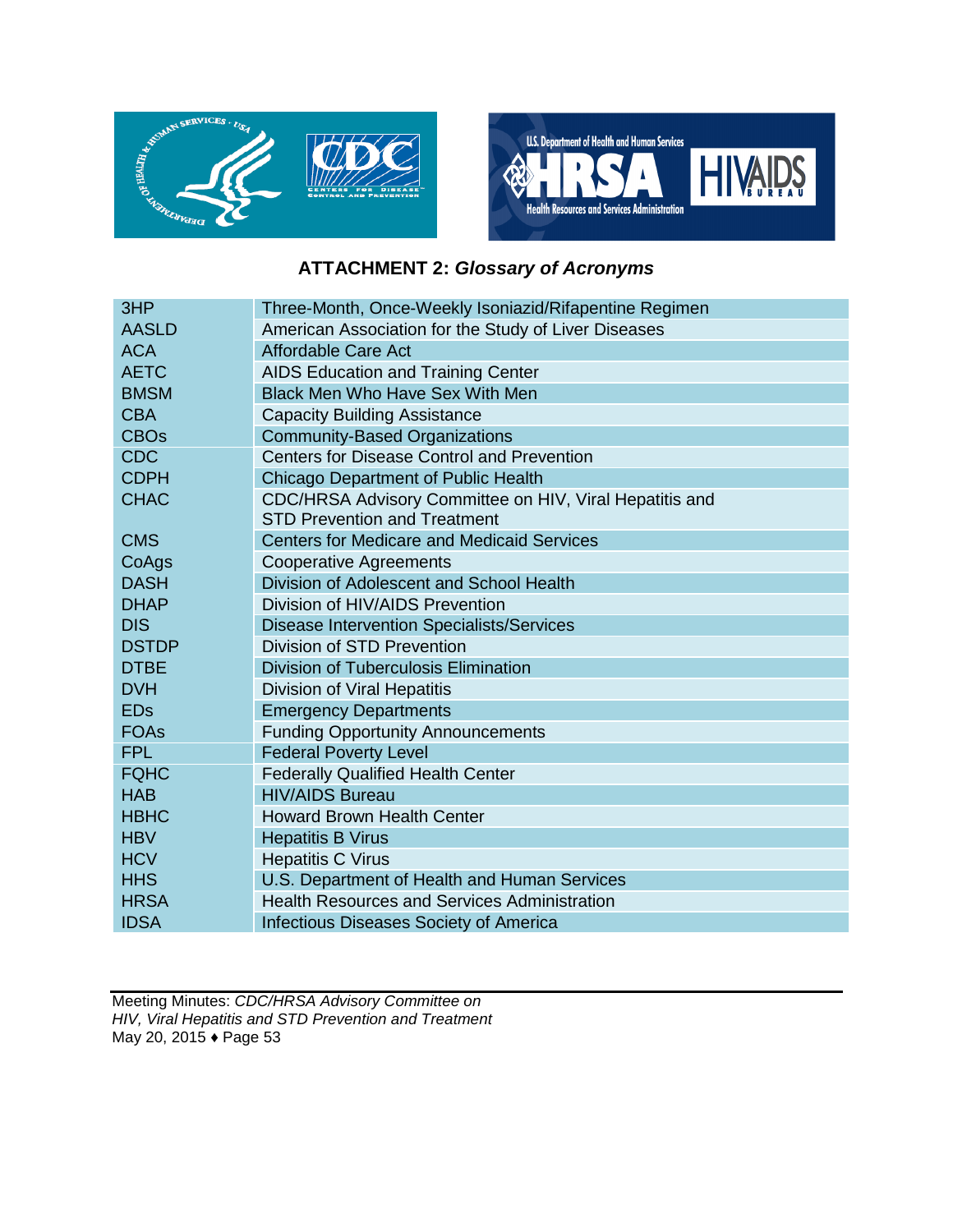**ATTACHMENT 2:** ***Glossary of Acronyms***

| | |
|---|---|
| 3HP | Three-Month, Once-Weekly Isoniazid/Rifapentine Regimen |
| AASLD | American Association for the Study of Liver Diseases |
| ACA | Affordable Care Act |
| AETC | AIDS Education and Training Center |
| BMSM | Black Men Who Have Sex With Men |
| CBA | Capacity Building Assistance |
| CBOs | Community-Based Organizations |
| CDC | Centers for Disease Control and Prevention |
| CDPH | Chicago Department of Public Health |
| CHAC | CDC/HRSA Advisory Committee on HIV, Viral Hepatitis and STD Prevention and Treatment |
| CMS | Centers for Medicare and Medicaid Services |
| CoAgs | Cooperative Agreements |
| DASH | Division of Adolescent and School Health |
| DHAP | Division of HIV/AIDS Prevention |
| DIS | Disease Intervention Specialists/Services |
| DSTDP | Division of STD Prevention |
| DTBE | Division of Tuberculosis Elimination |
| DVH | Division of Viral Hepatitis |
| EDs | Emergency Departments |
| FOAs | Funding Opportunity Announcements |
| FPL | Federal Poverty Level |
| FQHC | Federally Qualified Health Center |
| HAB | HIV/AIDS Bureau |
| HBHC | Howard Brown Health Center |
| HBV | Hepatitis B Virus |
| HCV | Hepatitis C Virus |
| HHS | U.S. Department of Health and Human Services |
| HRSA | Health Resources and Services Administration |
| IDSA | Infectious Diseases Society of America |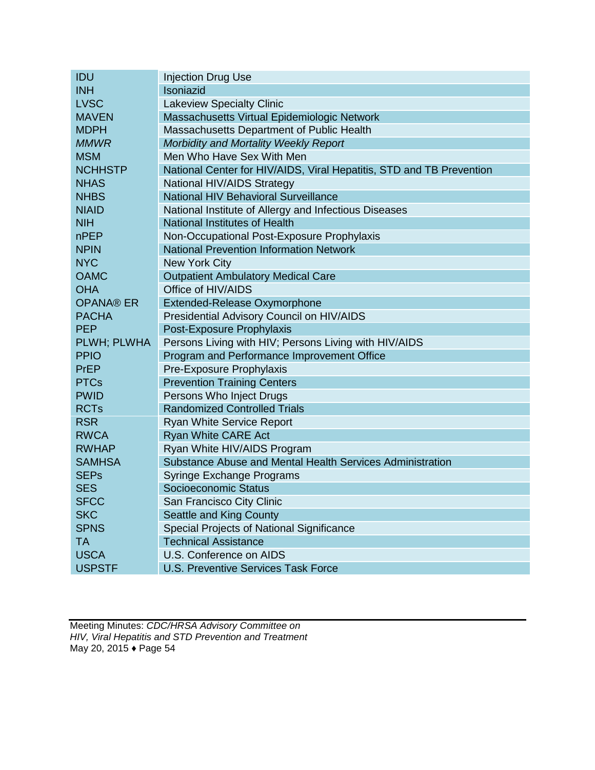| | |
|---|---|
| IDU | Injection Drug Use |
| INH | Isoniazid |
| LVSC | Lakeview Specialty Clinic |
| MAVEN | Massachusetts Virtual Epidemiologic Network |
| MDPH | Massachusetts Department of Public Health |
| *MMWR* | *Morbidity and Mortality Weekly Report* |
| MSM | Men Who Have Sex With Men |
| NCHHSTP | National Center for HIV/AIDS, Viral Hepatitis, STD and TB Prevention |
| NHAS | National HIV/AIDS Strategy |
| NHBS | National HIV Behavioral Surveillance |
| NIAID | National Institute of Allergy and Infectious Diseases |
| NIH | National Institutes of Health |
| nPEP | Non-Occupational Post-Exposure Prophylaxis |
| NPIN | National Prevention Information Network |
| NYC | New York City |
| OAMC | Outpatient Ambulatory Medical Care |
| OHA | Office of HIV/AIDS |
| OPANA® ER | Extended-Release Oxymorphone |
| PACHA | Presidential Advisory Council on HIV/AIDS |
| PEP | Post-Exposure Prophylaxis |
| PLWH; PLWHA | Persons Living with HIV; Persons Living with HIV/AIDS |
| PPIO | Program and Performance Improvement Office |
| PrEP | Pre-Exposure Prophylaxis |
| PTCs | Prevention Training Centers |
| PWID | Persons Who Inject Drugs |
| RCTs | Randomized Controlled Trials |
| RSR | Ryan White Service Report |
| RWCA | Ryan White CARE Act |
| RWHAP | Ryan White HIV/AIDS Program |
| SAMHSA | Substance Abuse and Mental Health Services Administration |
| SEPs | Syringe Exchange Programs |
| SES | Socioeconomic Status |
| SFCC | San Francisco City Clinic |
| SKC | Seattle and King County |
| SPNS | Special Projects of National Significance |
| TA | Technical Assistance |
| USCA | U.S. Conference on AIDS |
| USPSTF | U.S. Preventive Services Task Force |